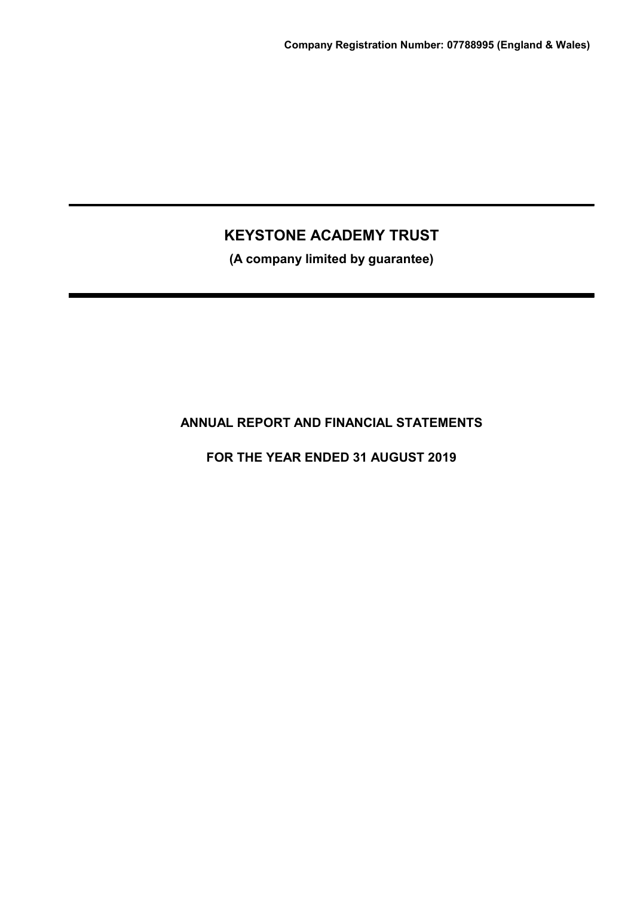**Company Registration Number: 07788995 (England & Wales)**

# KEYSTONE ACADEMY TRUST

**(A company limited by guarantee)**

## ANNUAL REPORT AND FINANCIAL STATEMENTS

## FOR THE YEAR ENDED 31 AUGUST 2019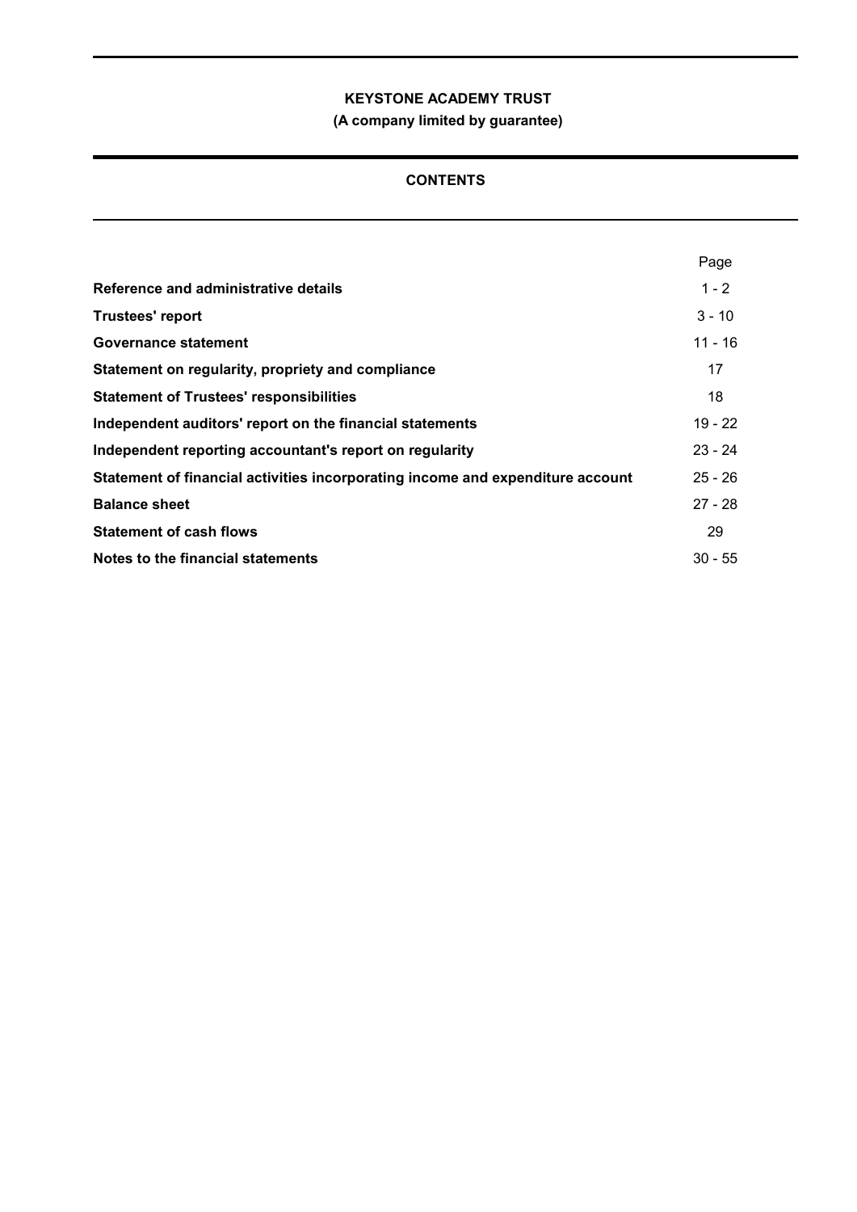**KEYSTONE ACADEMY TRUST**

**(A company limited by guarantee)**

## CONTENTS

| | Page |
|---|---|
| **Reference and administrative details** | 1 - 2 |
| **Trustees' report** | 3 - 10 |
| **Governance statement** | 11 - 16 |
| **Statement on regularity, propriety and compliance** | 17 |
| **Statement of Trustees' responsibilities** | 18 |
| **Independent auditors' report on the financial statements** | 19 - 22 |
| **Independent reporting accountant's report on regularity** | 23 - 24 |
| **Statement of financial activities incorporating income and expenditure account** | 25 - 26 |
| **Balance sheet** | 27 - 28 |
| **Statement of cash flows** | 29 |
| **Notes to the financial statements** | 30 - 55 |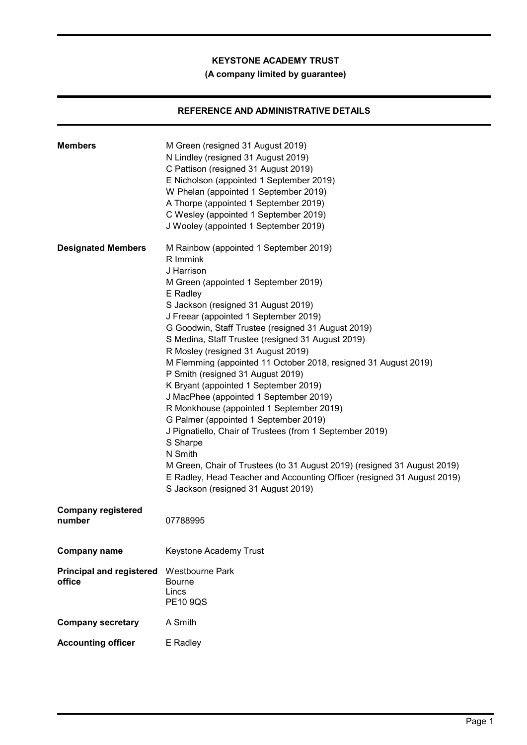**KEYSTONE ACADEMY TRUST**

**(A company limited by guarantee)**

## REFERENCE AND ADMINISTRATIVE DETAILS

| | |
|---|---|
| **Members** | M Green (resigned 31 August 2019)<br>N Lindley (resigned 31 August 2019)<br>C Pattison (resigned 31 August 2019)<br>E Nicholson (appointed 1 September 2019)<br>W Phelan (appointed 1 September 2019)<br>A Thorpe (appointed 1 September 2019)<br>C Wesley (appointed 1 September 2019)<br>J Wooley (appointed 1 September 2019) |
| **Designated Members** | M Rainbow (appointed 1 September 2019)<br>R Immink<br>J Harrison<br>M Green (appointed 1 September 2019)<br>E Radley<br>S Jackson (resigned 31 August 2019)<br>J Freear (appointed 1 September 2019)<br>G Goodwin, Staff Trustee (resigned 31 August 2019)<br>S Medina, Staff Trustee (resigned 31 August 2019)<br>R Mosley (resigned 31 August 2019)<br>M Flemming (appointed 11 October 2018, resigned 31 August 2019)<br>P Smith (resigned 31 August 2019)<br>K Bryant (appointed 1 September 2019)<br>J MacPhee (appointed 1 September 2019)<br>R Monkhouse (appointed 1 September 2019)<br>G Palmer (appointed 1 September 2019)<br>J Pignatiello, Chair of Trustees (from 1 September 2019)<br>S Sharpe<br>N Smith<br>M Green, Chair of Trustees (to 31 August 2019) (resigned 31 August 2019)<br>E Radley, Head Teacher and Accounting Officer (resigned 31 August 2019)<br>S Jackson (resigned 31 August 2019) |
| **Company registered number** | 07788995 |
| **Company name** | Keystone Academy Trust |
| **Principal and registered office** | Westbourne Park<br>Bourne<br>Lincs<br>PE10 9QS |
| **Company secretary** | A Smith |
| **Accounting officer** | E Radley |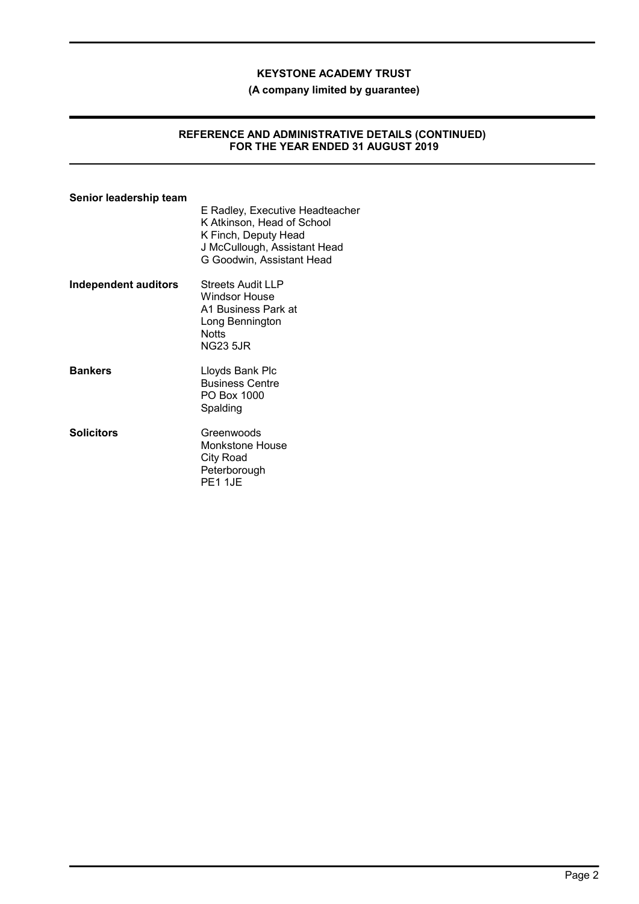**KEYSTONE ACADEMY TRUST**

**(A company limited by guarantee)**

**REFERENCE AND ADMINISTRATIVE DETAILS (CONTINUED)**
**FOR THE YEAR ENDED 31 AUGUST 2019**

**Senior leadership team**

E Radley, Executive Headteacher
K Atkinson, Head of School
K Finch, Deputy Head
J McCullough, Assistant Head
G Goodwin, Assistant Head

**Independent auditors**

Streets Audit LLP
Windsor House
A1 Business Park at
Long Bennington
Notts
NG23 5JR

**Bankers**

Lloyds Bank Plc
Business Centre
PO Box 1000
Spalding

**Solicitors**

Greenwoods
Monkstone House
City Road
Peterborough
PE1 1JE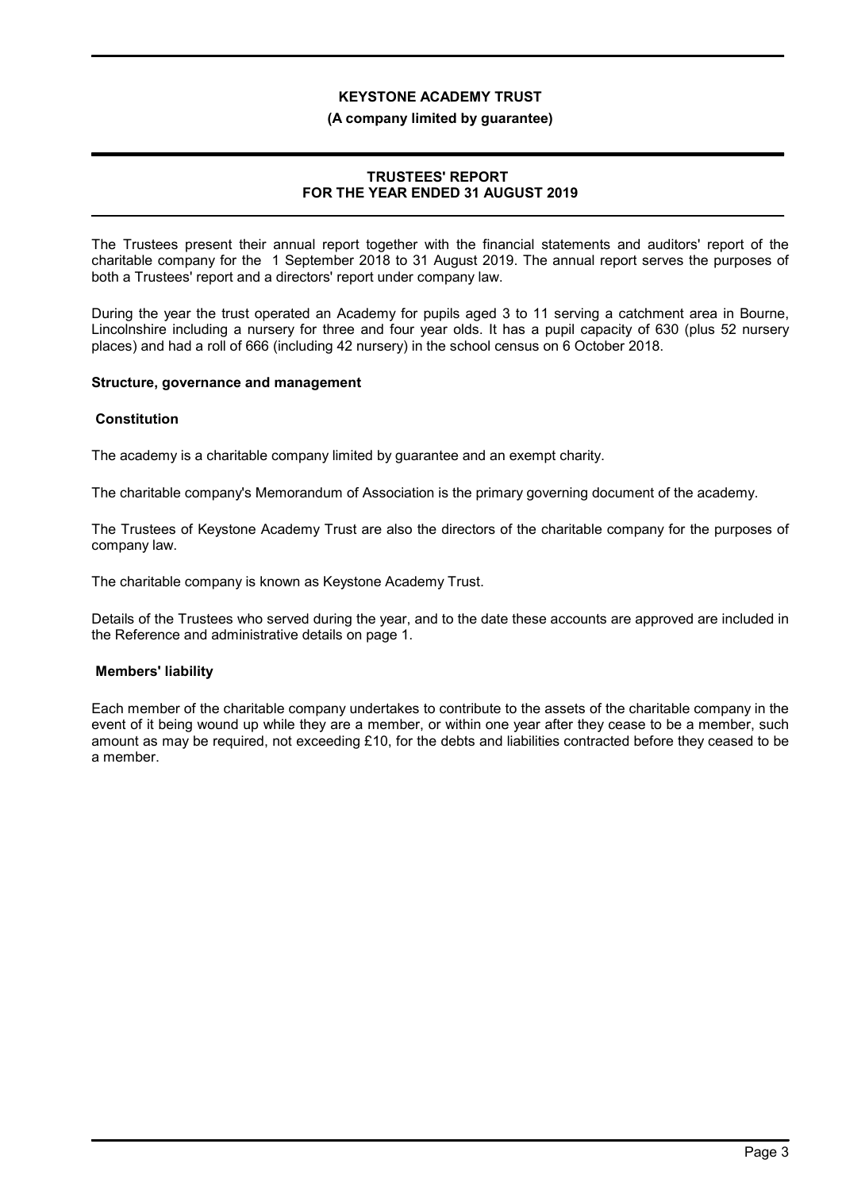# KEYSTONE ACADEMY TRUST

**(A company limited by guarantee)**

## TRUSTEES' REPORT
## FOR THE YEAR ENDED 31 AUGUST 2019

The Trustees present their annual report together with the financial statements and auditors' report of the charitable company for the 1 September 2018 to 31 August 2019. The annual report serves the purposes of both a Trustees' report and a directors' report under company law.

During the year the trust operated an Academy for pupils aged 3 to 11 serving a catchment area in Bourne, Lincolnshire including a nursery for three and four year olds. It has a pupil capacity of 630 (plus 52 nursery places) and had a roll of 666 (including 42 nursery) in the school census on 6 October 2018.

### Structure, governance and management

#### Constitution

The academy is a charitable company limited by guarantee and an exempt charity.

The charitable company's Memorandum of Association is the primary governing document of the academy.

The Trustees of Keystone Academy Trust are also the directors of the charitable company for the purposes of company law.

The charitable company is known as Keystone Academy Trust.

Details of the Trustees who served during the year, and to the date these accounts are approved are included in the Reference and administrative details on page 1.

#### Members' liability

Each member of the charitable company undertakes to contribute to the assets of the charitable company in the event of it being wound up while they are a member, or within one year after they cease to be a member, such amount as may be required, not exceeding £10, for the debts and liabilities contracted before they ceased to be a member.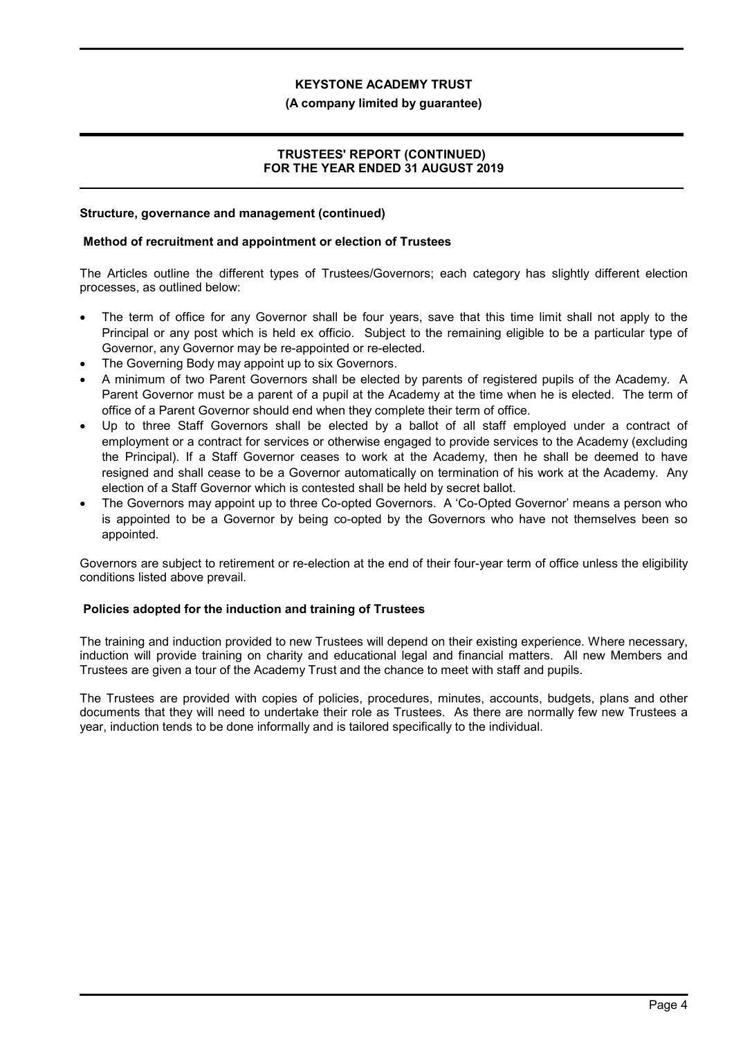### Structure, governance and management (continued)

#### Method of recruitment and appointment or election of Trustees

The Articles outline the different types of Trustees/Governors; each category has slightly different election processes, as outlined below:

- The term of office for any Governor shall be four years, save that this time limit shall not apply to the Principal or any post which is held ex officio. Subject to the remaining eligible to be a particular type of Governor, any Governor may be re-appointed or re-elected.
- The Governing Body may appoint up to six Governors.
- A minimum of two Parent Governors shall be elected by parents of registered pupils of the Academy. A Parent Governor must be a parent of a pupil at the Academy at the time when he is elected. The term of office of a Parent Governor should end when they complete their term of office.
- Up to three Staff Governors shall be elected by a ballot of all staff employed under a contract of employment or a contract for services or otherwise engaged to provide services to the Academy (excluding the Principal). If a Staff Governor ceases to work at the Academy, then he shall be deemed to have resigned and shall cease to be a Governor automatically on termination of his work at the Academy. Any election of a Staff Governor which is contested shall be held by secret ballot.
- The Governors may appoint up to three Co-opted Governors. A 'Co-Opted Governor' means a person who is appointed to be a Governor by being co-opted by the Governors who have not themselves been so appointed.

Governors are subject to retirement or re-election at the end of their four-year term of office unless the eligibility conditions listed above prevail.

#### Policies adopted for the induction and training of Trustees

The training and induction provided to new Trustees will depend on their existing experience. Where necessary, induction will provide training on charity and educational legal and financial matters. All new Members and Trustees are given a tour of the Academy Trust and the chance to meet with staff and pupils.

The Trustees are provided with copies of policies, procedures, minutes, accounts, budgets, plans and other documents that they will need to undertake their role as Trustees. As there are normally few new Trustees a year, induction tends to be done informally and is tailored specifically to the individual.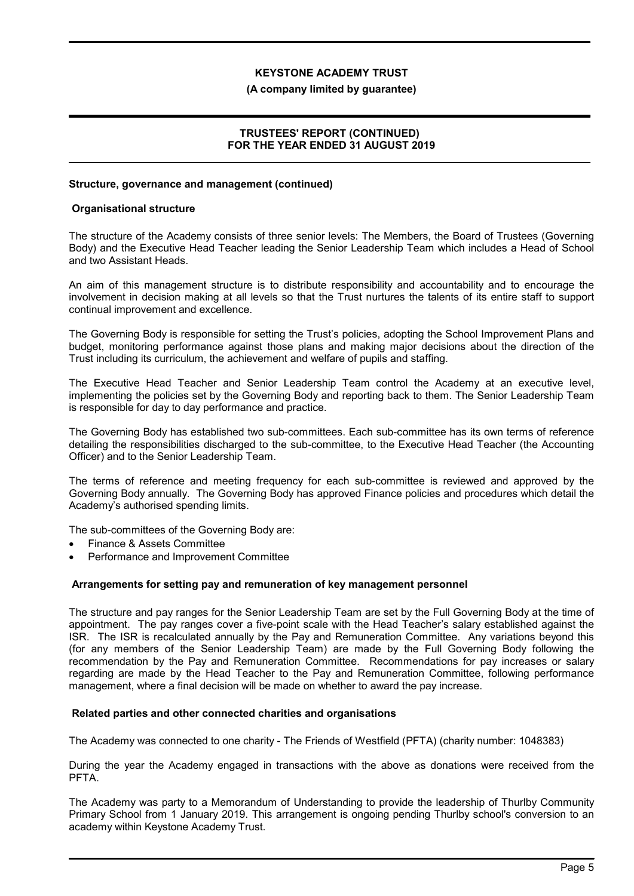## Structure, governance and management (continued)

### Organisational structure

The structure of the Academy consists of three senior levels: The Members, the Board of Trustees (Governing Body) and the Executive Head Teacher leading the Senior Leadership Team which includes a Head of School and two Assistant Heads.

An aim of this management structure is to distribute responsibility and accountability and to encourage the involvement in decision making at all levels so that the Trust nurtures the talents of its entire staff to support continual improvement and excellence.

The Governing Body is responsible for setting the Trust's policies, adopting the School Improvement Plans and budget, monitoring performance against those plans and making major decisions about the direction of the Trust including its curriculum, the achievement and welfare of pupils and staffing.

The Executive Head Teacher and Senior Leadership Team control the Academy at an executive level, implementing the policies set by the Governing Body and reporting back to them. The Senior Leadership Team is responsible for day to day performance and practice.

The Governing Body has established two sub-committees. Each sub-committee has its own terms of reference detailing the responsibilities discharged to the sub-committee, to the Executive Head Teacher (the Accounting Officer) and to the Senior Leadership Team.

The terms of reference and meeting frequency for each sub-committee is reviewed and approved by the Governing Body annually. The Governing Body has approved Finance policies and procedures which detail the Academy's authorised spending limits.

The sub-committees of the Governing Body are:

- Finance & Assets Committee
- Performance and Improvement Committee

### Arrangements for setting pay and remuneration of key management personnel

The structure and pay ranges for the Senior Leadership Team are set by the Full Governing Body at the time of appointment. The pay ranges cover a five-point scale with the Head Teacher's salary established against the ISR. The ISR is recalculated annually by the Pay and Remuneration Committee. Any variations beyond this (for any members of the Senior Leadership Team) are made by the Full Governing Body following the recommendation by the Pay and Remuneration Committee. Recommendations for pay increases or salary regarding are made by the Head Teacher to the Pay and Remuneration Committee, following performance management, where a final decision will be made on whether to award the pay increase.

### Related parties and other connected charities and organisations

The Academy was connected to one charity - The Friends of Westfield (PFTA) (charity number: 1048383)

During the year the Academy engaged in transactions with the above as donations were received from the PFTA.

The Academy was party to a Memorandum of Understanding to provide the leadership of Thurlby Community Primary School from 1 January 2019. This arrangement is ongoing pending Thurlby school's conversion to an academy within Keystone Academy Trust.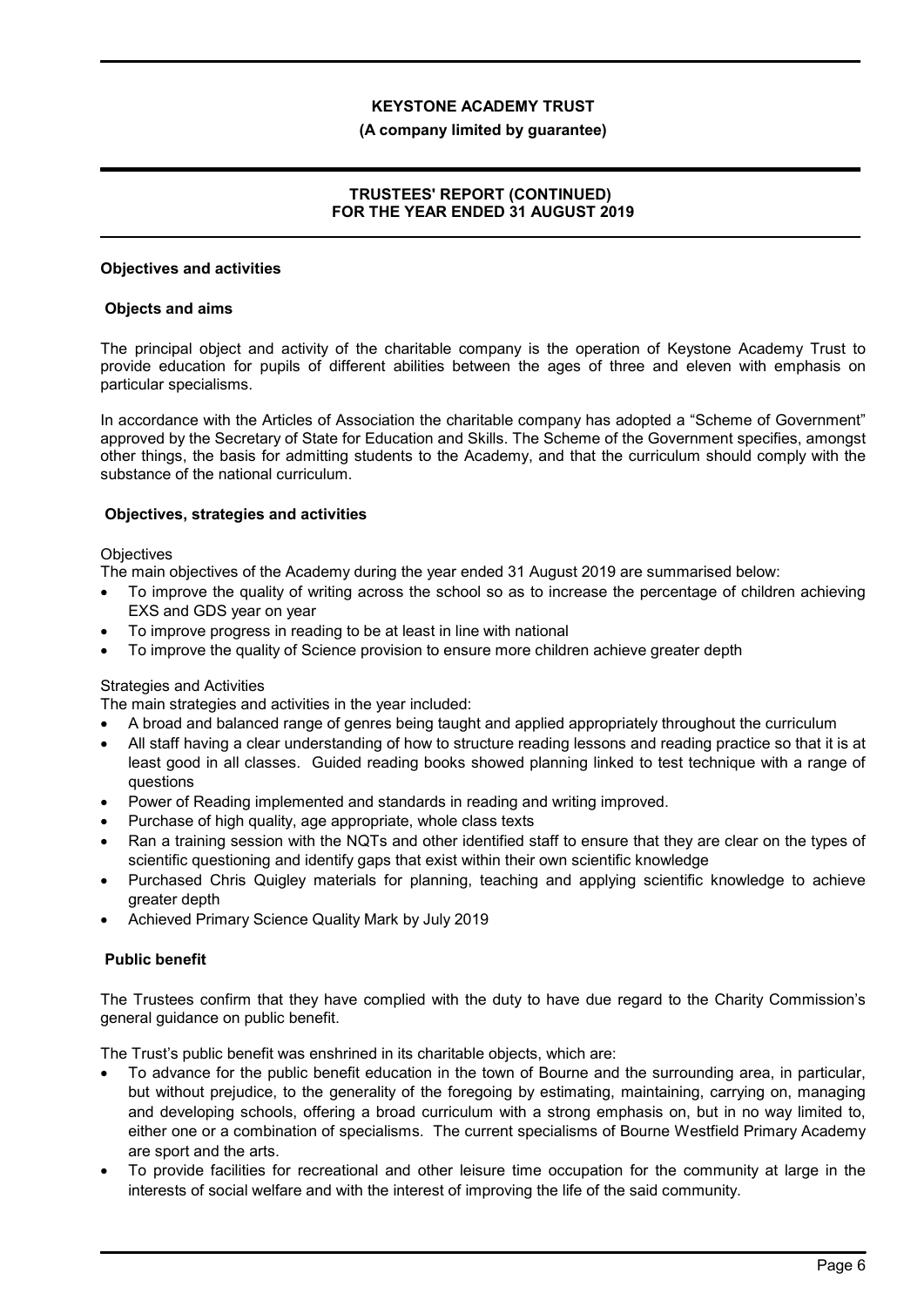## Objectives and activities

### Objects and aims

The principal object and activity of the charitable company is the operation of Keystone Academy Trust to provide education for pupils of different abilities between the ages of three and eleven with emphasis on particular specialisms.

In accordance with the Articles of Association the charitable company has adopted a "Scheme of Government" approved by the Secretary of State for Education and Skills. The Scheme of the Government specifies, amongst other things, the basis for admitting students to the Academy, and that the curriculum should comply with the substance of the national curriculum.

### Objectives, strategies and activities

Objectives

The main objectives of the Academy during the year ended 31 August 2019 are summarised below:

- To improve the quality of writing across the school so as to increase the percentage of children achieving EXS and GDS year on year
- To improve progress in reading to be at least in line with national
- To improve the quality of Science provision to ensure more children achieve greater depth

Strategies and Activities

The main strategies and activities in the year included:

- A broad and balanced range of genres being taught and applied appropriately throughout the curriculum
- All staff having a clear understanding of how to structure reading lessons and reading practice so that it is at least good in all classes. Guided reading books showed planning linked to test technique with a range of questions
- Power of Reading implemented and standards in reading and writing improved.
- Purchase of high quality, age appropriate, whole class texts
- Ran a training session with the NQTs and other identified staff to ensure that they are clear on the types of scientific questioning and identify gaps that exist within their own scientific knowledge
- Purchased Chris Quigley materials for planning, teaching and applying scientific knowledge to achieve greater depth
- Achieved Primary Science Quality Mark by July 2019

### Public benefit

The Trustees confirm that they have complied with the duty to have due regard to the Charity Commission's general guidance on public benefit.

The Trust's public benefit was enshrined in its charitable objects, which are:

- To advance for the public benefit education in the town of Bourne and the surrounding area, in particular, but without prejudice, to the generality of the foregoing by estimating, maintaining, carrying on, managing and developing schools, offering a broad curriculum with a strong emphasis on, but in no way limited to, either one or a combination of specialisms. The current specialisms of Bourne Westfield Primary Academy are sport and the arts.
- To provide facilities for recreational and other leisure time occupation for the community at large in the interests of social welfare and with the interest of improving the life of the said community.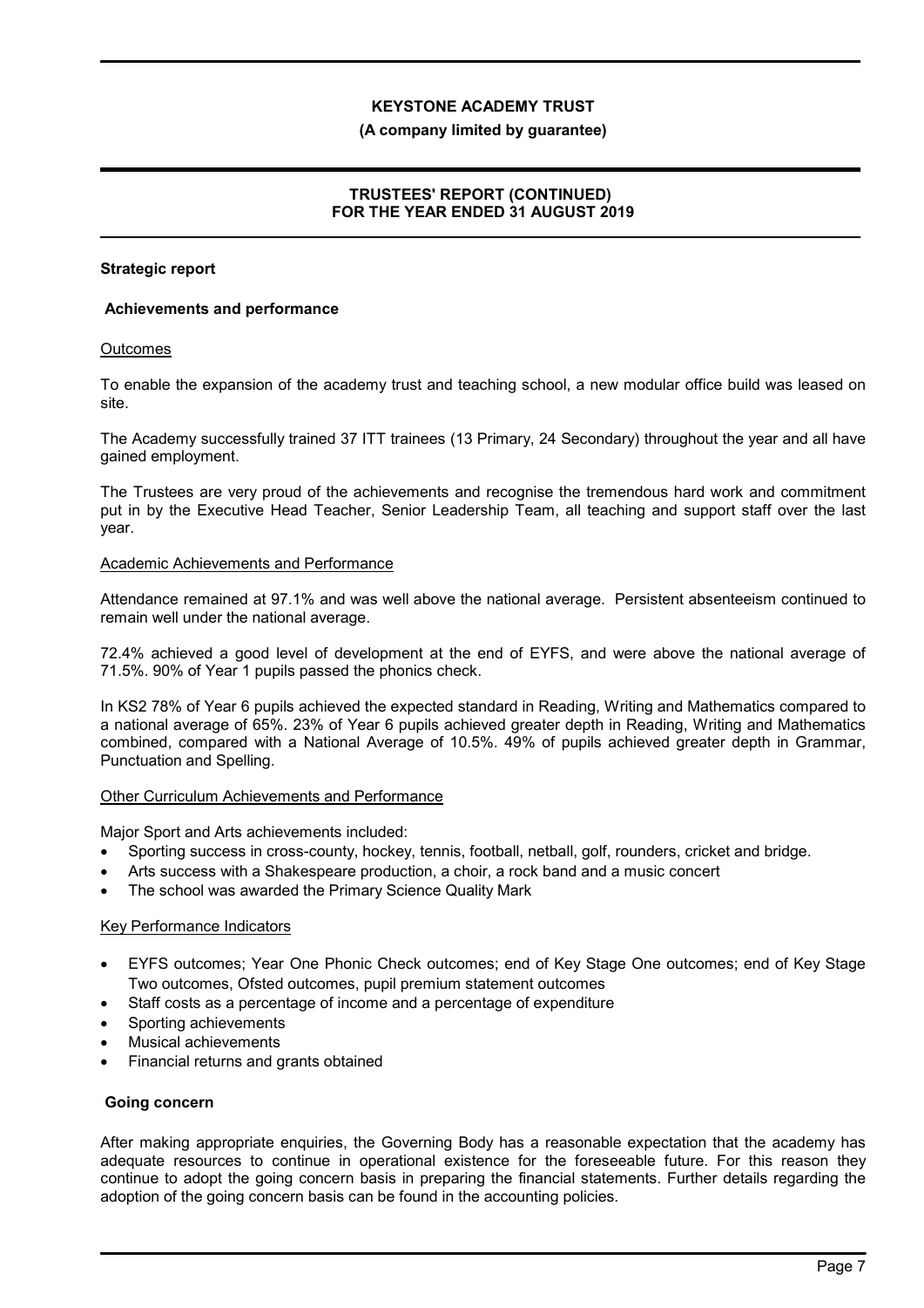## Strategic report

### Achievements and performance

Outcomes

To enable the expansion of the academy trust and teaching school, a new modular office build was leased on site.

The Academy successfully trained 37 ITT trainees (13 Primary, 24 Secondary) throughout the year and all have gained employment.

The Trustees are very proud of the achievements and recognise the tremendous hard work and commitment put in by the Executive Head Teacher, Senior Leadership Team, all teaching and support staff over the last year.

Academic Achievements and Performance

Attendance remained at 97.1% and was well above the national average. Persistent absenteeism continued to remain well under the national average.

72.4% achieved a good level of development at the end of EYFS, and were above the national average of 71.5%. 90% of Year 1 pupils passed the phonics check.

In KS2 78% of Year 6 pupils achieved the expected standard in Reading, Writing and Mathematics compared to a national average of 65%. 23% of Year 6 pupils achieved greater depth in Reading, Writing and Mathematics combined, compared with a National Average of 10.5%. 49% of pupils achieved greater depth in Grammar, Punctuation and Spelling.

Other Curriculum Achievements and Performance

Major Sport and Arts achievements included:

- Sporting success in cross-county, hockey, tennis, football, netball, golf, rounders, cricket and bridge.
- Arts success with a Shakespeare production, a choir, a rock band and a music concert
- The school was awarded the Primary Science Quality Mark

Key Performance Indicators

- EYFS outcomes; Year One Phonic Check outcomes; end of Key Stage One outcomes; end of Key Stage Two outcomes, Ofsted outcomes, pupil premium statement outcomes
- Staff costs as a percentage of income and a percentage of expenditure
- Sporting achievements
- Musical achievements
- Financial returns and grants obtained

### Going concern

After making appropriate enquiries, the Governing Body has a reasonable expectation that the academy has adequate resources to continue in operational existence for the foreseeable future. For this reason they continue to adopt the going concern basis in preparing the financial statements. Further details regarding the adoption of the going concern basis can be found in the accounting policies.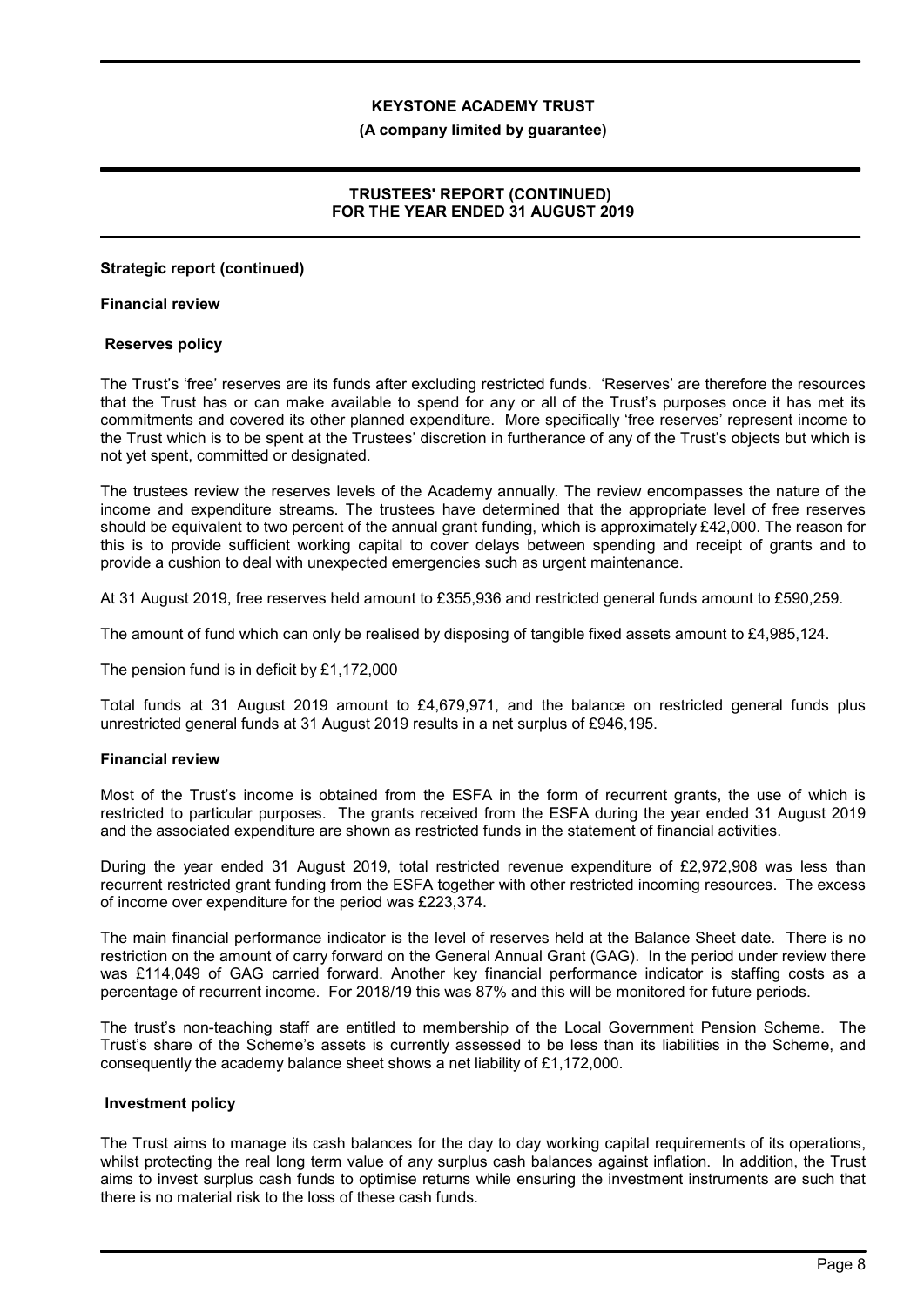**Strategic report (continued)**

**Financial review**

**Reserves policy**

The Trust's 'free' reserves are its funds after excluding restricted funds. 'Reserves' are therefore the resources that the Trust has or can make available to spend for any or all of the Trust's purposes once it has met its commitments and covered its other planned expenditure. More specifically 'free reserves' represent income to the Trust which is to be spent at the Trustees' discretion in furtherance of any of the Trust's objects but which is not yet spent, committed or designated.

The trustees review the reserves levels of the Academy annually. The review encompasses the nature of the income and expenditure streams. The trustees have determined that the appropriate level of free reserves should be equivalent to two percent of the annual grant funding, which is approximately £42,000. The reason for this is to provide sufficient working capital to cover delays between spending and receipt of grants and to provide a cushion to deal with unexpected emergencies such as urgent maintenance.

At 31 August 2019, free reserves held amount to £355,936 and restricted general funds amount to £590,259.

The amount of fund which can only be realised by disposing of tangible fixed assets amount to £4,985,124.

The pension fund is in deficit by £1,172,000

Total funds at 31 August 2019 amount to £4,679,971, and the balance on restricted general funds plus unrestricted general funds at 31 August 2019 results in a net surplus of £946,195.

**Financial review**

Most of the Trust's income is obtained from the ESFA in the form of recurrent grants, the use of which is restricted to particular purposes. The grants received from the ESFA during the year ended 31 August 2019 and the associated expenditure are shown as restricted funds in the statement of financial activities.

During the year ended 31 August 2019, total restricted revenue expenditure of £2,972,908 was less than recurrent restricted grant funding from the ESFA together with other restricted incoming resources. The excess of income over expenditure for the period was £223,374.

The main financial performance indicator is the level of reserves held at the Balance Sheet date. There is no restriction on the amount of carry forward on the General Annual Grant (GAG). In the period under review there was £114,049 of GAG carried forward. Another key financial performance indicator is staffing costs as a percentage of recurrent income. For 2018/19 this was 87% and this will be monitored for future periods.

The trust's non-teaching staff are entitled to membership of the Local Government Pension Scheme. The Trust's share of the Scheme's assets is currently assessed to be less than its liabilities in the Scheme, and consequently the academy balance sheet shows a net liability of £1,172,000.

**Investment policy**

The Trust aims to manage its cash balances for the day to day working capital requirements of its operations, whilst protecting the real long term value of any surplus cash balances against inflation. In addition, the Trust aims to invest surplus cash funds to optimise returns while ensuring the investment instruments are such that there is no material risk to the loss of these cash funds.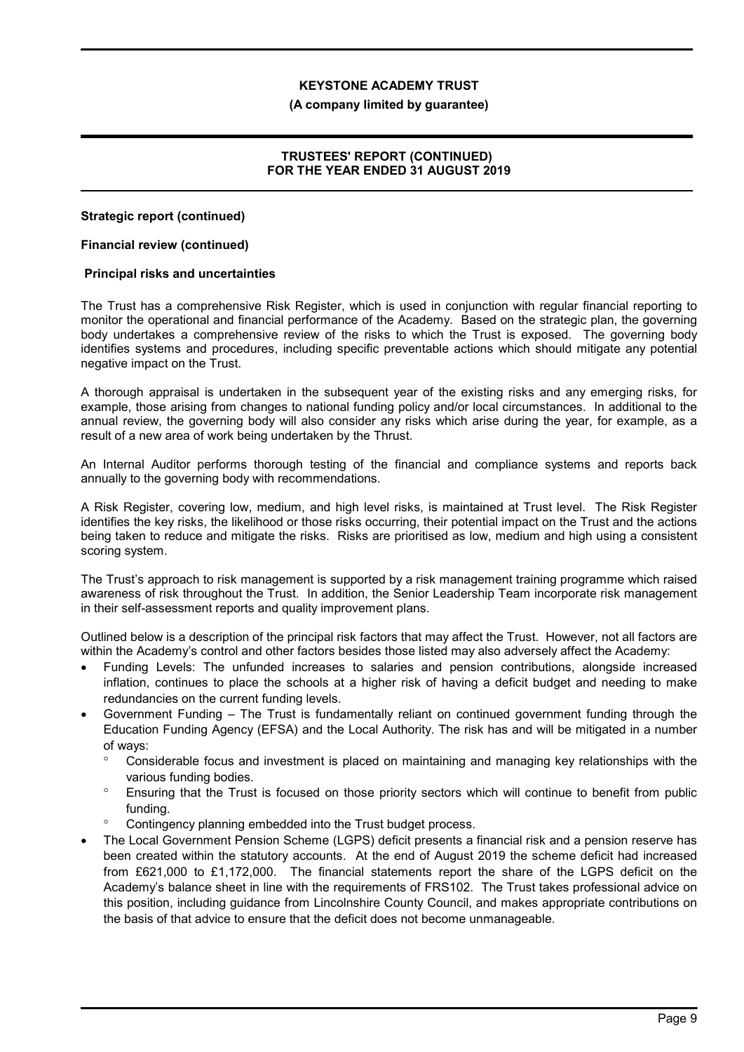**Strategic report (continued)**

**Financial review (continued)**

**Principal risks and uncertainties**

The Trust has a comprehensive Risk Register, which is used in conjunction with regular financial reporting to monitor the operational and financial performance of the Academy. Based on the strategic plan, the governing body undertakes a comprehensive review of the risks to which the Trust is exposed. The governing body identifies systems and procedures, including specific preventable actions which should mitigate any potential negative impact on the Trust.

A thorough appraisal is undertaken in the subsequent year of the existing risks and any emerging risks, for example, those arising from changes to national funding policy and/or local circumstances. In additional to the annual review, the governing body will also consider any risks which arise during the year, for example, as a result of a new area of work being undertaken by the Thrust.

An Internal Auditor performs thorough testing of the financial and compliance systems and reports back annually to the governing body with recommendations.

A Risk Register, covering low, medium, and high level risks, is maintained at Trust level. The Risk Register identifies the key risks, the likelihood or those risks occurring, their potential impact on the Trust and the actions being taken to reduce and mitigate the risks. Risks are prioritised as low, medium and high using a consistent scoring system.

The Trust's approach to risk management is supported by a risk management training programme which raised awareness of risk throughout the Trust. In addition, the Senior Leadership Team incorporate risk management in their self-assessment reports and quality improvement plans.

Outlined below is a description of the principal risk factors that may affect the Trust. However, not all factors are within the Academy's control and other factors besides those listed may also adversely affect the Academy:

- Funding Levels: The unfunded increases to salaries and pension contributions, alongside increased inflation, continues to place the schools at a higher risk of having a deficit budget and needing to make redundancies on the current funding levels.
- Government Funding – The Trust is fundamentally reliant on continued government funding through the Education Funding Agency (EFSA) and the Local Authority. The risk has and will be mitigated in a number of ways:
  - Considerable focus and investment is placed on maintaining and managing key relationships with the various funding bodies.
  - Ensuring that the Trust is focused on those priority sectors which will continue to benefit from public funding.
  - Contingency planning embedded into the Trust budget process.
- The Local Government Pension Scheme (LGPS) deficit presents a financial risk and a pension reserve has been created within the statutory accounts. At the end of August 2019 the scheme deficit had increased from £621,000 to £1,172,000. The financial statements report the share of the LGPS deficit on the Academy's balance sheet in line with the requirements of FRS102. The Trust takes professional advice on this position, including guidance from Lincolnshire County Council, and makes appropriate contributions on the basis of that advice to ensure that the deficit does not become unmanageable.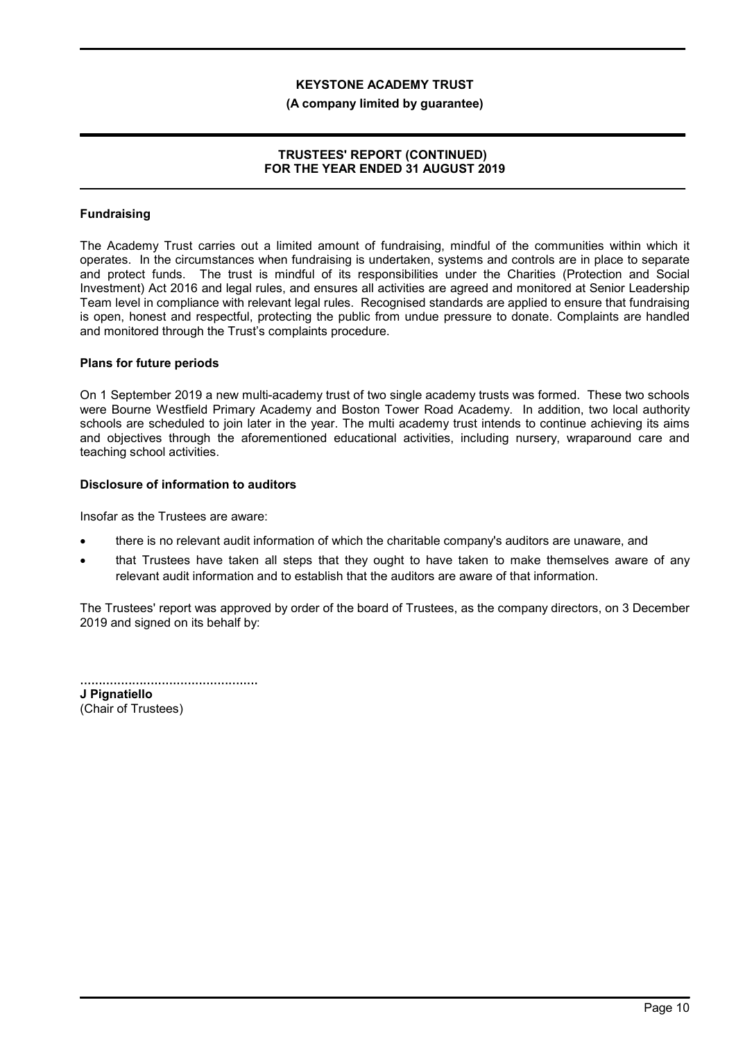### Fundraising

The Academy Trust carries out a limited amount of fundraising, mindful of the communities within which it operates. In the circumstances when fundraising is undertaken, systems and controls are in place to separate and protect funds. The trust is mindful of its responsibilities under the Charities (Protection and Social Investment) Act 2016 and legal rules, and ensures all activities are agreed and monitored at Senior Leadership Team level in compliance with relevant legal rules. Recognised standards are applied to ensure that fundraising is open, honest and respectful, protecting the public from undue pressure to donate. Complaints are handled and monitored through the Trust's complaints procedure.

### Plans for future periods

On 1 September 2019 a new multi-academy trust of two single academy trusts was formed. These two schools were Bourne Westfield Primary Academy and Boston Tower Road Academy. In addition, two local authority schools are scheduled to join later in the year. The multi academy trust intends to continue achieving its aims and objectives through the aforementioned educational activities, including nursery, wraparound care and teaching school activities.

### Disclosure of information to auditors

Insofar as the Trustees are aware:

- there is no relevant audit information of which the charitable company's auditors are unaware, and
- that Trustees have taken all steps that they ought to have taken to make themselves aware of any relevant audit information and to establish that the auditors are aware of that information.

The Trustees' report was approved by order of the board of Trustees, as the company directors, on 3 December 2019 and signed on its behalf by:

................................................
**J Pignatiello**
(Chair of Trustees)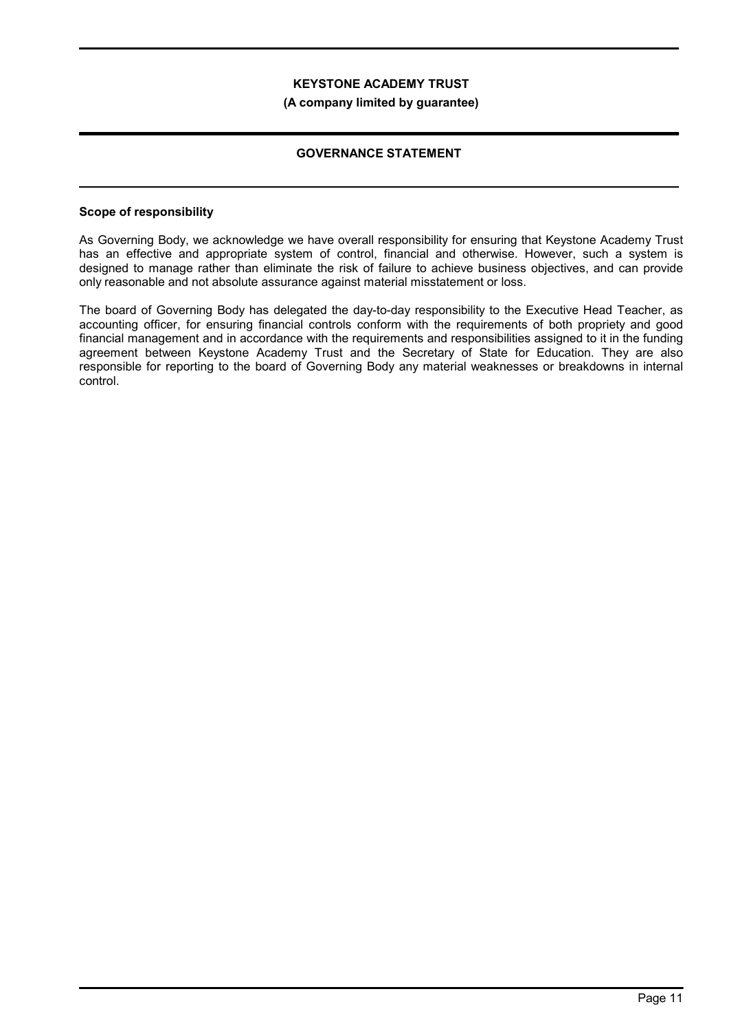# KEYSTONE ACADEMY TRUST

**(A company limited by guarantee)**

## GOVERNANCE STATEMENT

### Scope of responsibility

As Governing Body, we acknowledge we have overall responsibility for ensuring that Keystone Academy Trust has an effective and appropriate system of control, financial and otherwise. However, such a system is designed to manage rather than eliminate the risk of failure to achieve business objectives, and can provide only reasonable and not absolute assurance against material misstatement or loss.

The board of Governing Body has delegated the day-to-day responsibility to the Executive Head Teacher, as accounting officer, for ensuring financial controls conform with the requirements of both propriety and good financial management and in accordance with the requirements and responsibilities assigned to it in the funding agreement between Keystone Academy Trust and the Secretary of State for Education. They are also responsible for reporting to the board of Governing Body any material weaknesses or breakdowns in internal control.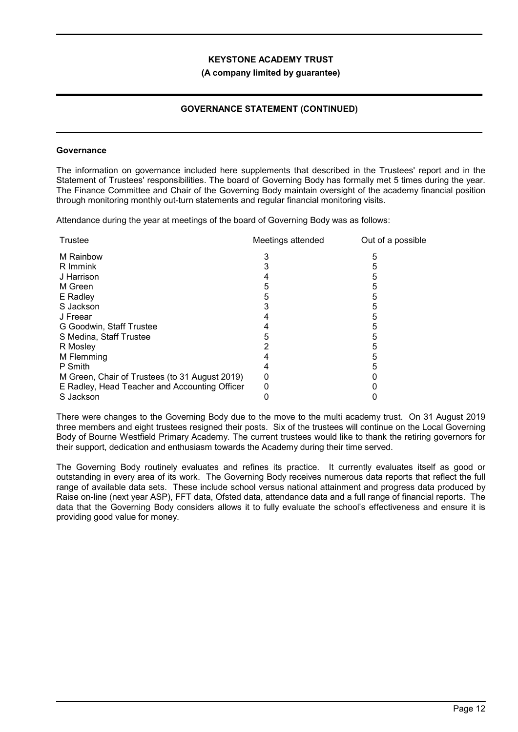**KEYSTONE ACADEMY TRUST**

**(A company limited by guarantee)**

**GOVERNANCE STATEMENT (CONTINUED)**

**Governance**

The information on governance included here supplements that described in the Trustees' report and in the Statement of Trustees' responsibilities. The board of Governing Body has formally met 5 times during the year. The Finance Committee and Chair of the Governing Body maintain oversight of the academy financial position through monitoring monthly out-turn statements and regular financial monitoring visits.

Attendance during the year at meetings of the board of Governing Body was as follows:

| Trustee | Meetings attended | Out of a possible |
|---|---|---|
| M Rainbow | 3 | 5 |
| R Immink | 3 | 5 |
| J Harrison | 4 | 5 |
| M Green | 5 | 5 |
| E Radley | 5 | 5 |
| S Jackson | 3 | 5 |
| J Freear | 4 | 5 |
| G Goodwin, Staff Trustee | 4 | 5 |
| S Medina, Staff Trustee | 5 | 5 |
| R Mosley | 2 | 5 |
| M Flemming | 4 | 5 |
| P Smith | 4 | 5 |
| M Green, Chair of Trustees (to 31 August 2019) | 0 | 0 |
| E Radley, Head Teacher and Accounting Officer | 0 | 0 |
| S Jackson | 0 | 0 |

There were changes to the Governing Body due to the move to the multi academy trust. On 31 August 2019 three members and eight trustees resigned their posts. Six of the trustees will continue on the Local Governing Body of Bourne Westfield Primary Academy. The current trustees would like to thank the retiring governors for their support, dedication and enthusiasm towards the Academy during their time served.

The Governing Body routinely evaluates and refines its practice. It currently evaluates itself as good or outstanding in every area of its work. The Governing Body receives numerous data reports that reflect the full range of available data sets. These include school versus national attainment and progress data produced by Raise on-line (next year ASP), FFT data, Ofsted data, attendance data and a full range of financial reports. The data that the Governing Body considers allows it to fully evaluate the school's effectiveness and ensure it is providing good value for money.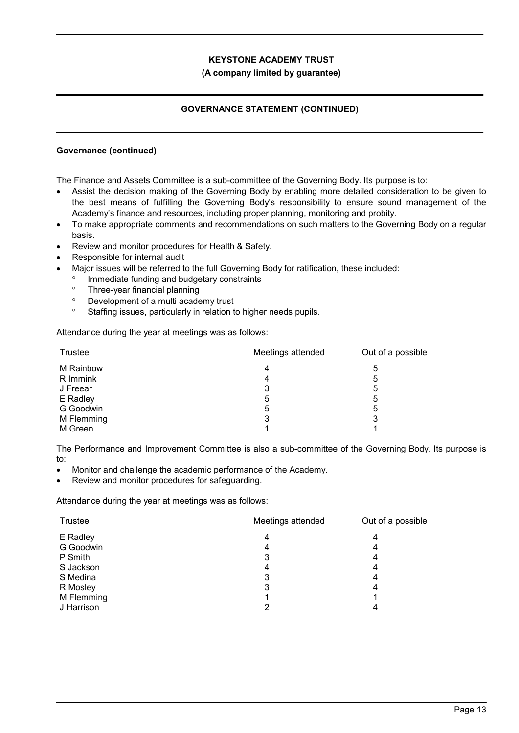## Governance (continued)

The Finance and Assets Committee is a sub-committee of the Governing Body. Its purpose is to:

- Assist the decision making of the Governing Body by enabling more detailed consideration to be given to the best means of fulfilling the Governing Body's responsibility to ensure sound management of the Academy's finance and resources, including proper planning, monitoring and probity.
- To make appropriate comments and recommendations on such matters to the Governing Body on a regular basis.
- Review and monitor procedures for Health & Safety.
- Responsible for internal audit
- Major issues will be referred to the full Governing Body for ratification, these included:
  - Immediate funding and budgetary constraints
  - Three-year financial planning
  - Development of a multi academy trust
  - Staffing issues, particularly in relation to higher needs pupils.

Attendance during the year at meetings was as follows:

| Trustee | Meetings attended | Out of a possible |
|---|---|---|
| M Rainbow | 4 | 5 |
| R Immink | 4 | 5 |
| J Freear | 3 | 5 |
| E Radley | 5 | 5 |
| G Goodwin | 5 | 5 |
| M Flemming | 3 | 3 |
| M Green | 1 | 1 |

The Performance and Improvement Committee is also a sub-committee of the Governing Body. Its purpose is to:

- Monitor and challenge the academic performance of the Academy.
- Review and monitor procedures for safeguarding.

Attendance during the year at meetings was as follows:

| Trustee | Meetings attended | Out of a possible |
|---|---|---|
| E Radley | 4 | 4 |
| G Goodwin | 4 | 4 |
| P Smith | 3 | 4 |
| S Jackson | 4 | 4 |
| S Medina | 3 | 4 |
| R Mosley | 3 | 4 |
| M Flemming | 1 | 1 |
| J Harrison | 2 | 4 |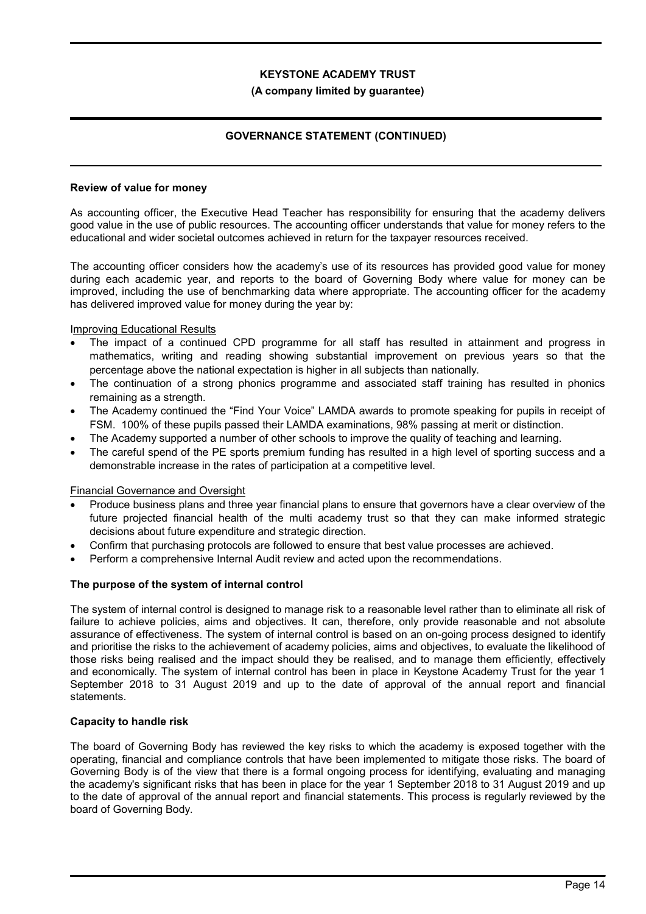**Review of value for money**

As accounting officer, the Executive Head Teacher has responsibility for ensuring that the academy delivers good value in the use of public resources. The accounting officer understands that value for money refers to the educational and wider societal outcomes achieved in return for the taxpayer resources received.

The accounting officer considers how the academy's use of its resources has provided good value for money during each academic year, and reports to the board of Governing Body where value for money can be improved, including the use of benchmarking data where appropriate. The accounting officer for the academy has delivered improved value for money during the year by:

Improving Educational Results

- The impact of a continued CPD programme for all staff has resulted in attainment and progress in mathematics, writing and reading showing substantial improvement on previous years so that the percentage above the national expectation is higher in all subjects than nationally.
- The continuation of a strong phonics programme and associated staff training has resulted in phonics remaining as a strength.
- The Academy continued the "Find Your Voice" LAMDA awards to promote speaking for pupils in receipt of FSM. 100% of these pupils passed their LAMDA examinations, 98% passing at merit or distinction.
- The Academy supported a number of other schools to improve the quality of teaching and learning.
- The careful spend of the PE sports premium funding has resulted in a high level of sporting success and a demonstrable increase in the rates of participation at a competitive level.

Financial Governance and Oversight

- Produce business plans and three year financial plans to ensure that governors have a clear overview of the future projected financial health of the multi academy trust so that they can make informed strategic decisions about future expenditure and strategic direction.
- Confirm that purchasing protocols are followed to ensure that best value processes are achieved.
- Perform a comprehensive Internal Audit review and acted upon the recommendations.

**The purpose of the system of internal control**

The system of internal control is designed to manage risk to a reasonable level rather than to eliminate all risk of failure to achieve policies, aims and objectives. It can, therefore, only provide reasonable and not absolute assurance of effectiveness. The system of internal control is based on an on-going process designed to identify and prioritise the risks to the achievement of academy policies, aims and objectives, to evaluate the likelihood of those risks being realised and the impact should they be realised, and to manage them efficiently, effectively and economically. The system of internal control has been in place in Keystone Academy Trust for the year 1 September 2018 to 31 August 2019 and up to the date of approval of the annual report and financial statements.

**Capacity to handle risk**

The board of Governing Body has reviewed the key risks to which the academy is exposed together with the operating, financial and compliance controls that have been implemented to mitigate those risks. The board of Governing Body is of the view that there is a formal ongoing process for identifying, evaluating and managing the academy's significant risks that has been in place for the year 1 September 2018 to 31 August 2019 and up to the date of approval of the annual report and financial statements. This process is regularly reviewed by the board of Governing Body.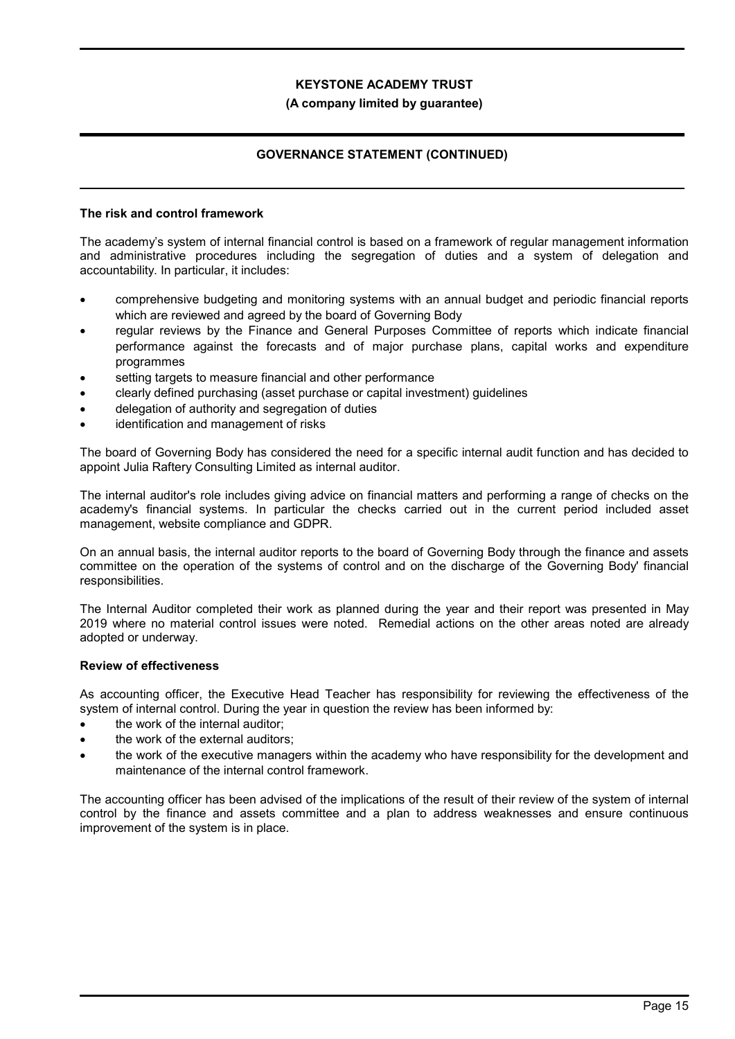## The risk and control framework

The academy's system of internal financial control is based on a framework of regular management information and administrative procedures including the segregation of duties and a system of delegation and accountability. In particular, it includes:

- comprehensive budgeting and monitoring systems with an annual budget and periodic financial reports which are reviewed and agreed by the board of Governing Body
- regular reviews by the Finance and General Purposes Committee of reports which indicate financial performance against the forecasts and of major purchase plans, capital works and expenditure programmes
- setting targets to measure financial and other performance
- clearly defined purchasing (asset purchase or capital investment) guidelines
- delegation of authority and segregation of duties
- identification and management of risks

The board of Governing Body has considered the need for a specific internal audit function and has decided to appoint Julia Raftery Consulting Limited as internal auditor.

The internal auditor's role includes giving advice on financial matters and performing a range of checks on the academy's financial systems. In particular the checks carried out in the current period included asset management, website compliance and GDPR.

On an annual basis, the internal auditor reports to the board of Governing Body through the finance and assets committee on the operation of the systems of control and on the discharge of the Governing Body' financial responsibilities.

The Internal Auditor completed their work as planned during the year and their report was presented in May 2019 where no material control issues were noted. Remedial actions on the other areas noted are already adopted or underway.

## Review of effectiveness

As accounting officer, the Executive Head Teacher has responsibility for reviewing the effectiveness of the system of internal control. During the year in question the review has been informed by:

- the work of the internal auditor;
- the work of the external auditors;
- the work of the executive managers within the academy who have responsibility for the development and maintenance of the internal control framework.

The accounting officer has been advised of the implications of the result of their review of the system of internal control by the finance and assets committee and a plan to address weaknesses and ensure continuous improvement of the system is in place.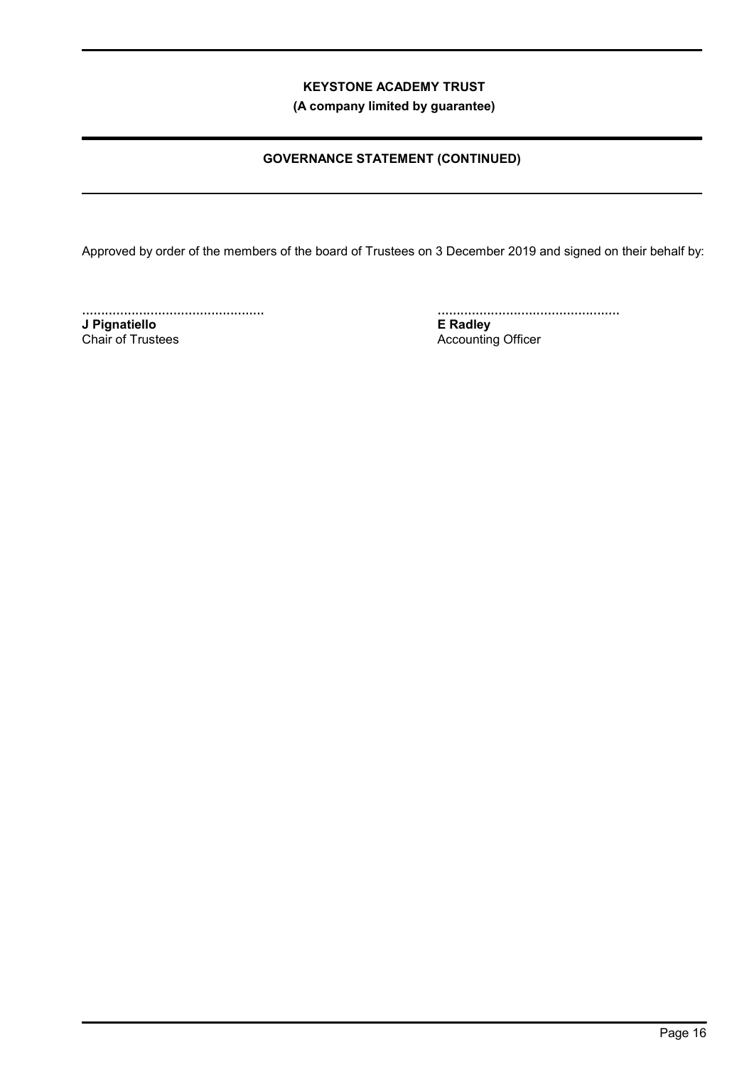Approved by order of the members of the board of Trustees on 3 December 2019 and signed on their behalf by:

................................................ 
**J Pignatiello**
Chair of Trustees

................................................ 
**E Radley**
Accounting Officer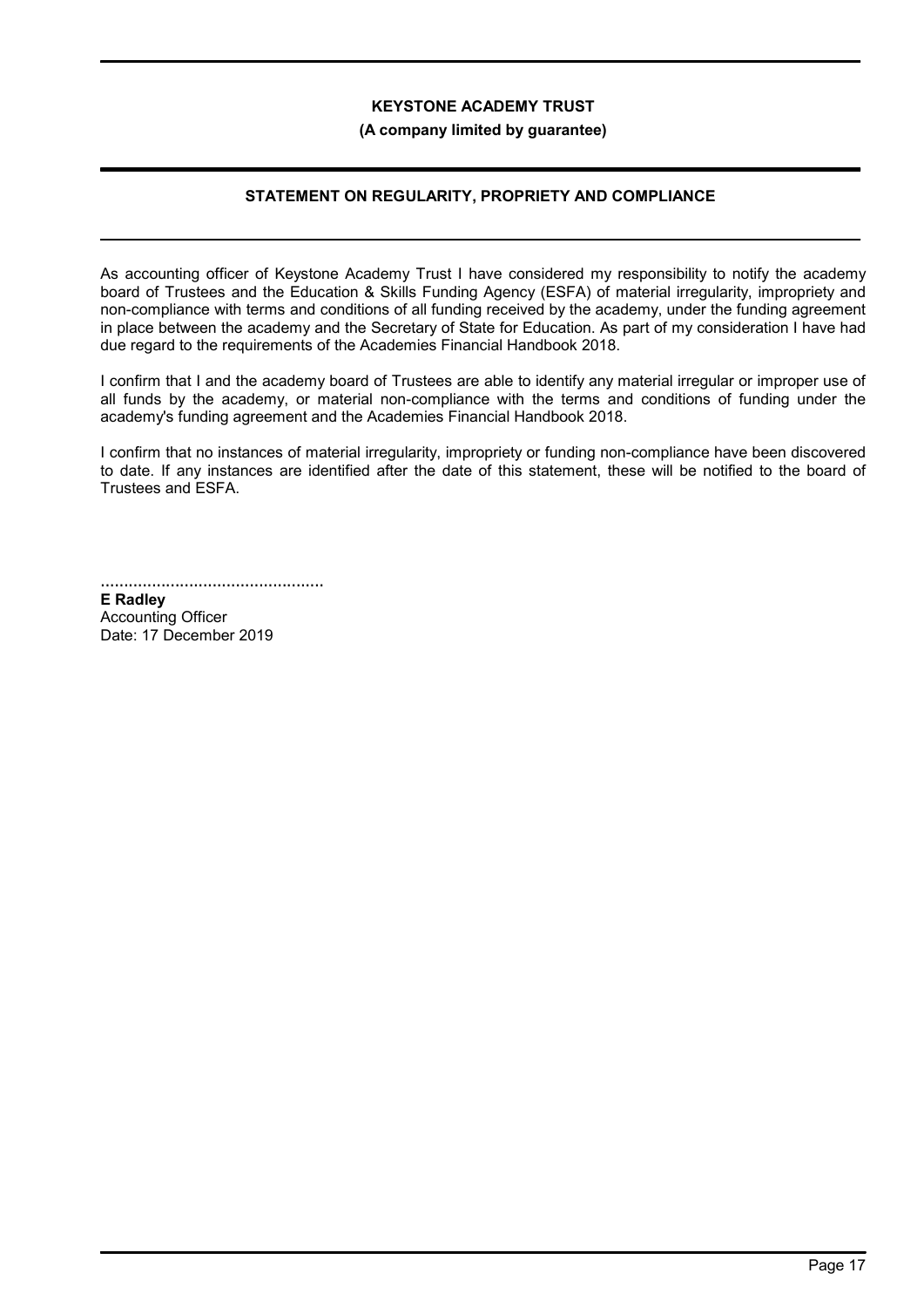**KEYSTONE ACADEMY TRUST**

**(A company limited by guarantee)**

## STATEMENT ON REGULARITY, PROPRIETY AND COMPLIANCE

As accounting officer of Keystone Academy Trust I have considered my responsibility to notify the academy board of Trustees and the Education & Skills Funding Agency (ESFA) of material irregularity, impropriety and non-compliance with terms and conditions of all funding received by the academy, under the funding agreement in place between the academy and the Secretary of State for Education. As part of my consideration I have had due regard to the requirements of the Academies Financial Handbook 2018.

I confirm that I and the academy board of Trustees are able to identify any material irregular or improper use of all funds by the academy, or material non-compliance with the terms and conditions of funding under the academy's funding agreement and the Academies Financial Handbook 2018.

I confirm that no instances of material irregularity, impropriety or funding non-compliance have been discovered to date. If any instances are identified after the date of this statement, these will be notified to the board of Trustees and ESFA.

................................................

**E Radley**
Accounting Officer
Date: 17 December 2019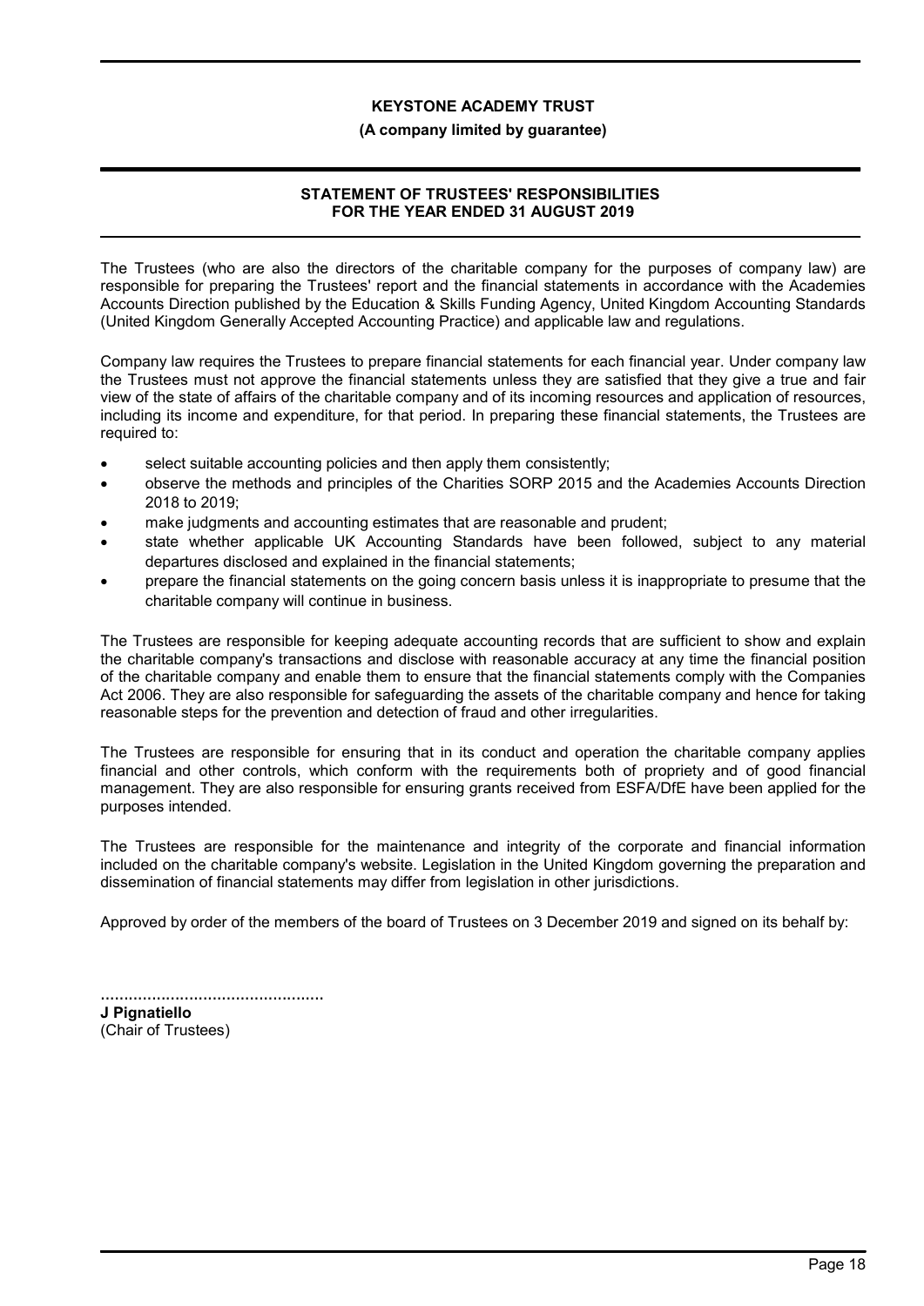# KEYSTONE ACADEMY TRUST

**(A company limited by guarantee)**

## STATEMENT OF TRUSTEES' RESPONSIBILITIES FOR THE YEAR ENDED 31 AUGUST 2019

The Trustees (who are also the directors of the charitable company for the purposes of company law) are responsible for preparing the Trustees' report and the financial statements in accordance with the Academies Accounts Direction published by the Education & Skills Funding Agency, United Kingdom Accounting Standards (United Kingdom Generally Accepted Accounting Practice) and applicable law and regulations.

Company law requires the Trustees to prepare financial statements for each financial year. Under company law the Trustees must not approve the financial statements unless they are satisfied that they give a true and fair view of the state of affairs of the charitable company and of its incoming resources and application of resources, including its income and expenditure, for that period. In preparing these financial statements, the Trustees are required to:

- select suitable accounting policies and then apply them consistently;
- observe the methods and principles of the Charities SORP 2015 and the Academies Accounts Direction 2018 to 2019;
- make judgments and accounting estimates that are reasonable and prudent;
- state whether applicable UK Accounting Standards have been followed, subject to any material departures disclosed and explained in the financial statements;
- prepare the financial statements on the going concern basis unless it is inappropriate to presume that the charitable company will continue in business.

The Trustees are responsible for keeping adequate accounting records that are sufficient to show and explain the charitable company's transactions and disclose with reasonable accuracy at any time the financial position of the charitable company and enable them to ensure that the financial statements comply with the Companies Act 2006. They are also responsible for safeguarding the assets of the charitable company and hence for taking reasonable steps for the prevention and detection of fraud and other irregularities.

The Trustees are responsible for ensuring that in its conduct and operation the charitable company applies financial and other controls, which conform with the requirements both of propriety and of good financial management. They are also responsible for ensuring grants received from ESFA/DfE have been applied for the purposes intended.

The Trustees are responsible for the maintenance and integrity of the corporate and financial information included on the charitable company's website. Legislation in the United Kingdom governing the preparation and dissemination of financial statements may differ from legislation in other jurisdictions.

Approved by order of the members of the board of Trustees on 3 December 2019 and signed on its behalf by:

................................................
**J Pignatiello**
(Chair of Trustees)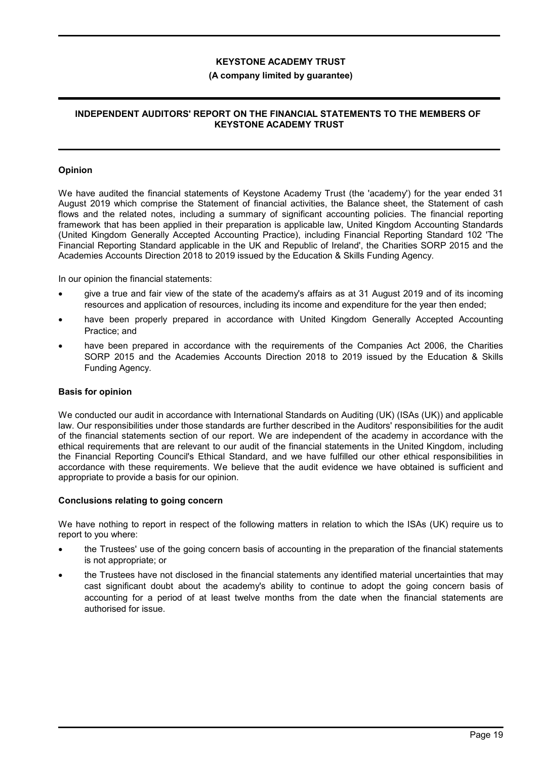# INDEPENDENT AUDITORS' REPORT ON THE FINANCIAL STATEMENTS TO THE MEMBERS OF KEYSTONE ACADEMY TRUST

### Opinion

We have audited the financial statements of Keystone Academy Trust (the 'academy') for the year ended 31 August 2019 which comprise the Statement of financial activities, the Balance sheet, the Statement of cash flows and the related notes, including a summary of significant accounting policies. The financial reporting framework that has been applied in their preparation is applicable law, United Kingdom Accounting Standards (United Kingdom Generally Accepted Accounting Practice), including Financial Reporting Standard 102 'The Financial Reporting Standard applicable in the UK and Republic of Ireland', the Charities SORP 2015 and the Academies Accounts Direction 2018 to 2019 issued by the Education & Skills Funding Agency.

In our opinion the financial statements:

- give a true and fair view of the state of the academy's affairs as at 31 August 2019 and of its incoming resources and application of resources, including its income and expenditure for the year then ended;
- have been properly prepared in accordance with United Kingdom Generally Accepted Accounting Practice; and
- have been prepared in accordance with the requirements of the Companies Act 2006, the Charities SORP 2015 and the Academies Accounts Direction 2018 to 2019 issued by the Education & Skills Funding Agency.

### Basis for opinion

We conducted our audit in accordance with International Standards on Auditing (UK) (ISAs (UK)) and applicable law. Our responsibilities under those standards are further described in the Auditors' responsibilities for the audit of the financial statements section of our report. We are independent of the academy in accordance with the ethical requirements that are relevant to our audit of the financial statements in the United Kingdom, including the Financial Reporting Council's Ethical Standard, and we have fulfilled our other ethical responsibilities in accordance with these requirements. We believe that the audit evidence we have obtained is sufficient and appropriate to provide a basis for our opinion.

### Conclusions relating to going concern

We have nothing to report in respect of the following matters in relation to which the ISAs (UK) require us to report to you where:

- the Trustees' use of the going concern basis of accounting in the preparation of the financial statements is not appropriate; or
- the Trustees have not disclosed in the financial statements any identified material uncertainties that may cast significant doubt about the academy's ability to continue to adopt the going concern basis of accounting for a period of at least twelve months from the date when the financial statements are authorised for issue.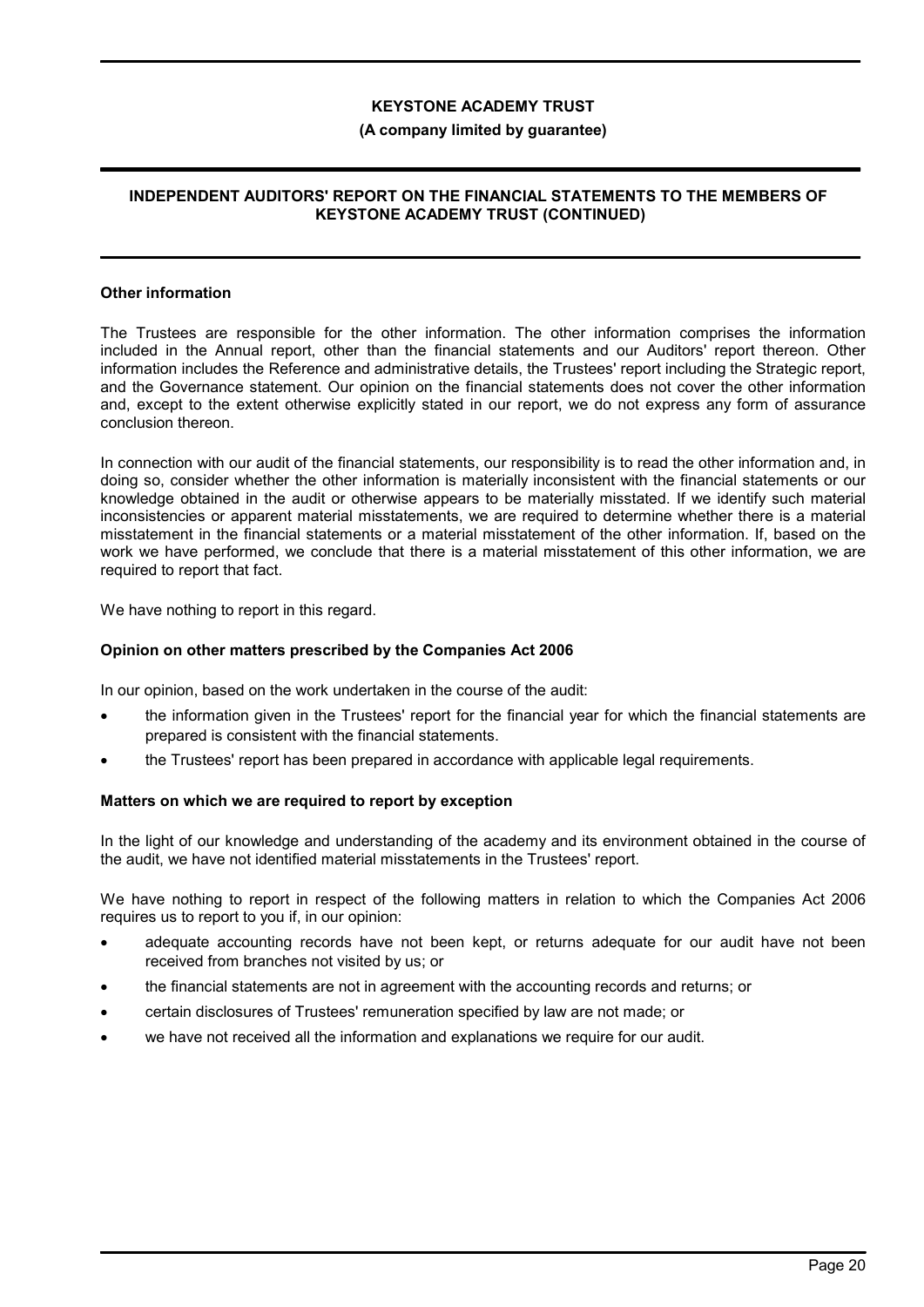### Other information

The Trustees are responsible for the other information. The other information comprises the information included in the Annual report, other than the financial statements and our Auditors' report thereon. Other information includes the Reference and administrative details, the Trustees' report including the Strategic report, and the Governance statement. Our opinion on the financial statements does not cover the other information and, except to the extent otherwise explicitly stated in our report, we do not express any form of assurance conclusion thereon.

In connection with our audit of the financial statements, our responsibility is to read the other information and, in doing so, consider whether the other information is materially inconsistent with the financial statements or our knowledge obtained in the audit or otherwise appears to be materially misstated. If we identify such material inconsistencies or apparent material misstatements, we are required to determine whether there is a material misstatement in the financial statements or a material misstatement of the other information. If, based on the work we have performed, we conclude that there is a material misstatement of this other information, we are required to report that fact.

We have nothing to report in this regard.

### Opinion on other matters prescribed by the Companies Act 2006

In our opinion, based on the work undertaken in the course of the audit:

- the information given in the Trustees' report for the financial year for which the financial statements are prepared is consistent with the financial statements.
- the Trustees' report has been prepared in accordance with applicable legal requirements.

### Matters on which we are required to report by exception

In the light of our knowledge and understanding of the academy and its environment obtained in the course of the audit, we have not identified material misstatements in the Trustees' report.

We have nothing to report in respect of the following matters in relation to which the Companies Act 2006 requires us to report to you if, in our opinion:

- adequate accounting records have not been kept, or returns adequate for our audit have not been received from branches not visited by us; or
- the financial statements are not in agreement with the accounting records and returns; or
- certain disclosures of Trustees' remuneration specified by law are not made; or
- we have not received all the information and explanations we require for our audit.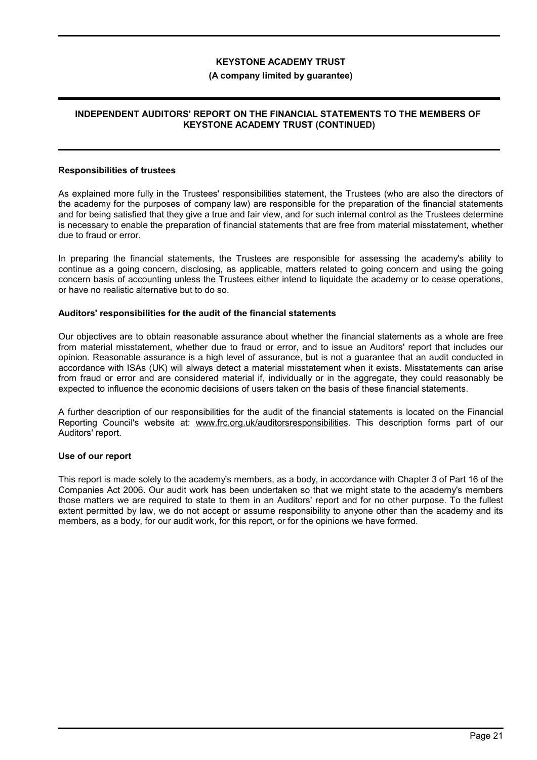## Responsibilities of trustees

As explained more fully in the Trustees' responsibilities statement, the Trustees (who are also the directors of the academy for the purposes of company law) are responsible for the preparation of the financial statements and for being satisfied that they give a true and fair view, and for such internal control as the Trustees determine is necessary to enable the preparation of financial statements that are free from material misstatement, whether due to fraud or error.

In preparing the financial statements, the Trustees are responsible for assessing the academy's ability to continue as a going concern, disclosing, as applicable, matters related to going concern and using the going concern basis of accounting unless the Trustees either intend to liquidate the academy or to cease operations, or have no realistic alternative but to do so.

## Auditors' responsibilities for the audit of the financial statements

Our objectives are to obtain reasonable assurance about whether the financial statements as a whole are free from material misstatement, whether due to fraud or error, and to issue an Auditors' report that includes our opinion. Reasonable assurance is a high level of assurance, but is not a guarantee that an audit conducted in accordance with ISAs (UK) will always detect a material misstatement when it exists. Misstatements can arise from fraud or error and are considered material if, individually or in the aggregate, they could reasonably be expected to influence the economic decisions of users taken on the basis of these financial statements.

A further description of our responsibilities for the audit of the financial statements is located on the Financial Reporting Council's website at: www.frc.org.uk/auditorsresponsibilities. This description forms part of our Auditors' report.

## Use of our report

This report is made solely to the academy's members, as a body, in accordance with Chapter 3 of Part 16 of the Companies Act 2006. Our audit work has been undertaken so that we might state to the academy's members those matters we are required to state to them in an Auditors' report and for no other purpose. To the fullest extent permitted by law, we do not accept or assume responsibility to anyone other than the academy and its members, as a body, for our audit work, for this report, or for the opinions we have formed.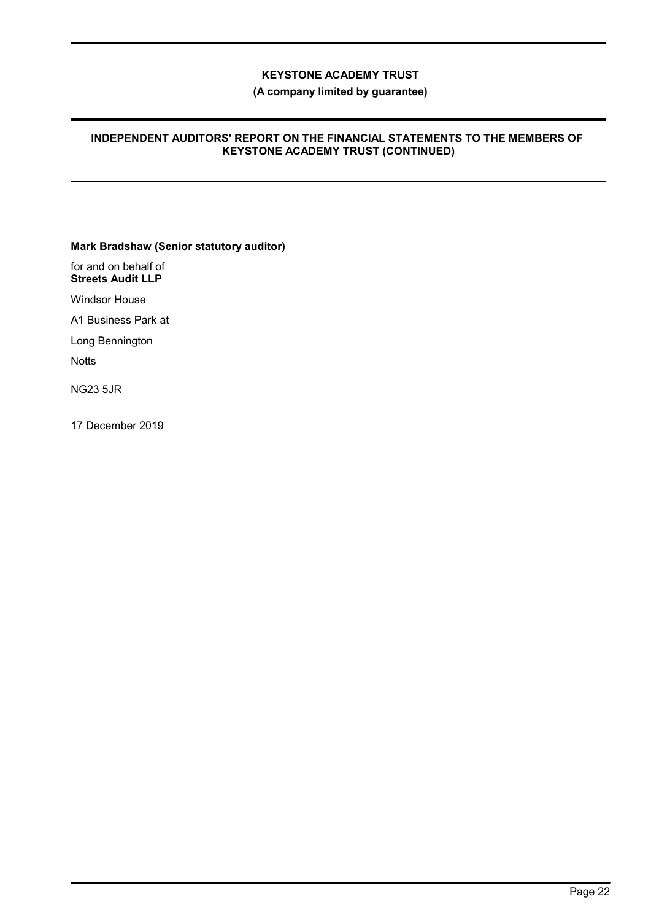**Mark Bradshaw (Senior statutory auditor)**

for and on behalf of
**Streets Audit LLP**

Windsor House

A1 Business Park at

Long Bennington

Notts

NG23 5JR

17 December 2019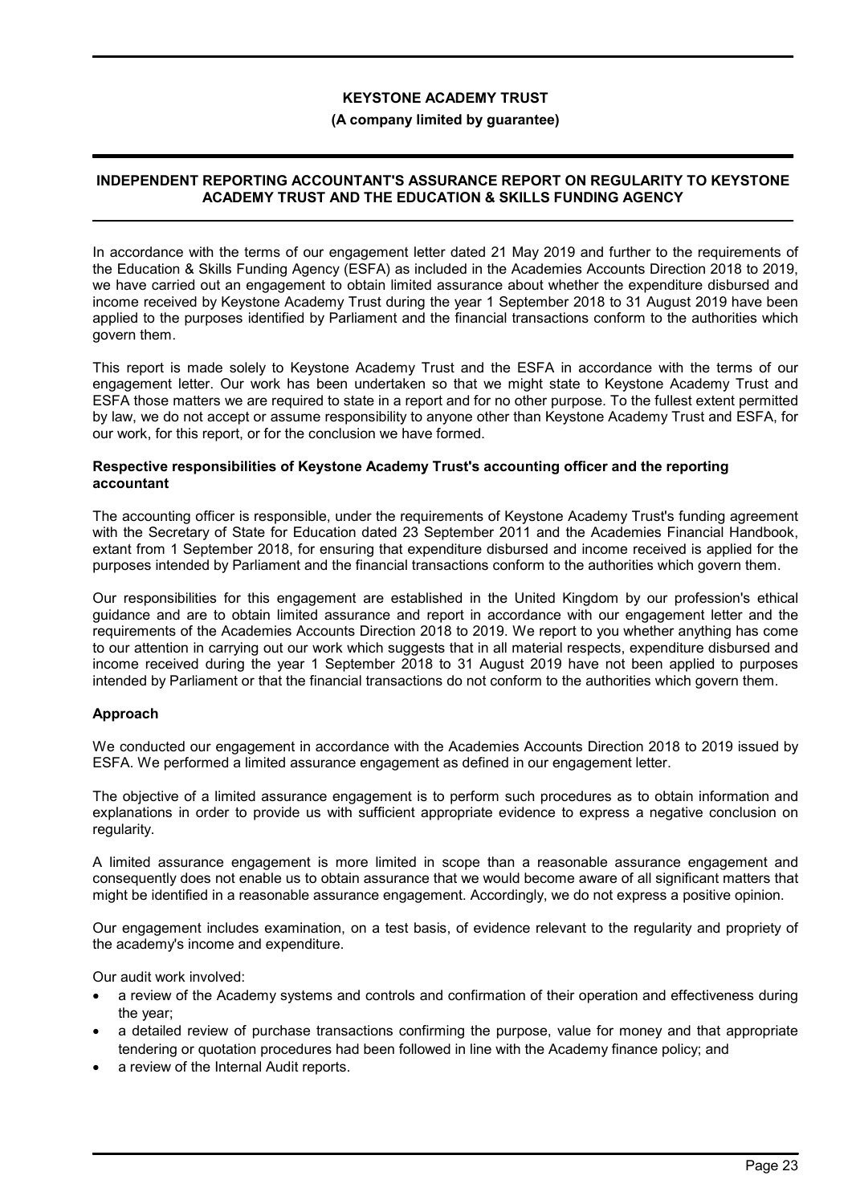**KEYSTONE ACADEMY TRUST**

**(A company limited by guarantee)**

## INDEPENDENT REPORTING ACCOUNTANT'S ASSURANCE REPORT ON REGULARITY TO KEYSTONE ACADEMY TRUST AND THE EDUCATION & SKILLS FUNDING AGENCY

In accordance with the terms of our engagement letter dated 21 May 2019 and further to the requirements of the Education & Skills Funding Agency (ESFA) as included in the Academies Accounts Direction 2018 to 2019, we have carried out an engagement to obtain limited assurance about whether the expenditure disbursed and income received by Keystone Academy Trust during the year 1 September 2018 to 31 August 2019 have been applied to the purposes identified by Parliament and the financial transactions conform to the authorities which govern them.

This report is made solely to Keystone Academy Trust and the ESFA in accordance with the terms of our engagement letter. Our work has been undertaken so that we might state to Keystone Academy Trust and ESFA those matters we are required to state in a report and for no other purpose. To the fullest extent permitted by law, we do not accept or assume responsibility to anyone other than Keystone Academy Trust and ESFA, for our work, for this report, or for the conclusion we have formed.

### Respective responsibilities of Keystone Academy Trust's accounting officer and the reporting accountant

The accounting officer is responsible, under the requirements of Keystone Academy Trust's funding agreement with the Secretary of State for Education dated 23 September 2011 and the Academies Financial Handbook, extant from 1 September 2018, for ensuring that expenditure disbursed and income received is applied for the purposes intended by Parliament and the financial transactions conform to the authorities which govern them.

Our responsibilities for this engagement are established in the United Kingdom by our profession's ethical guidance and are to obtain limited assurance and report in accordance with our engagement letter and the requirements of the Academies Accounts Direction 2018 to 2019. We report to you whether anything has come to our attention in carrying out our work which suggests that in all material respects, expenditure disbursed and income received during the year 1 September 2018 to 31 August 2019 have not been applied to purposes intended by Parliament or that the financial transactions do not conform to the authorities which govern them.

### Approach

We conducted our engagement in accordance with the Academies Accounts Direction 2018 to 2019 issued by ESFA. We performed a limited assurance engagement as defined in our engagement letter.

The objective of a limited assurance engagement is to perform such procedures as to obtain information and explanations in order to provide us with sufficient appropriate evidence to express a negative conclusion on regularity.

A limited assurance engagement is more limited in scope than a reasonable assurance engagement and consequently does not enable us to obtain assurance that we would become aware of all significant matters that might be identified in a reasonable assurance engagement. Accordingly, we do not express a positive opinion.

Our engagement includes examination, on a test basis, of evidence relevant to the regularity and propriety of the academy's income and expenditure.

Our audit work involved:

- a review of the Academy systems and controls and confirmation of their operation and effectiveness during the year;
- a detailed review of purchase transactions confirming the purpose, value for money and that appropriate tendering or quotation procedures had been followed in line with the Academy finance policy; and
- a review of the Internal Audit reports.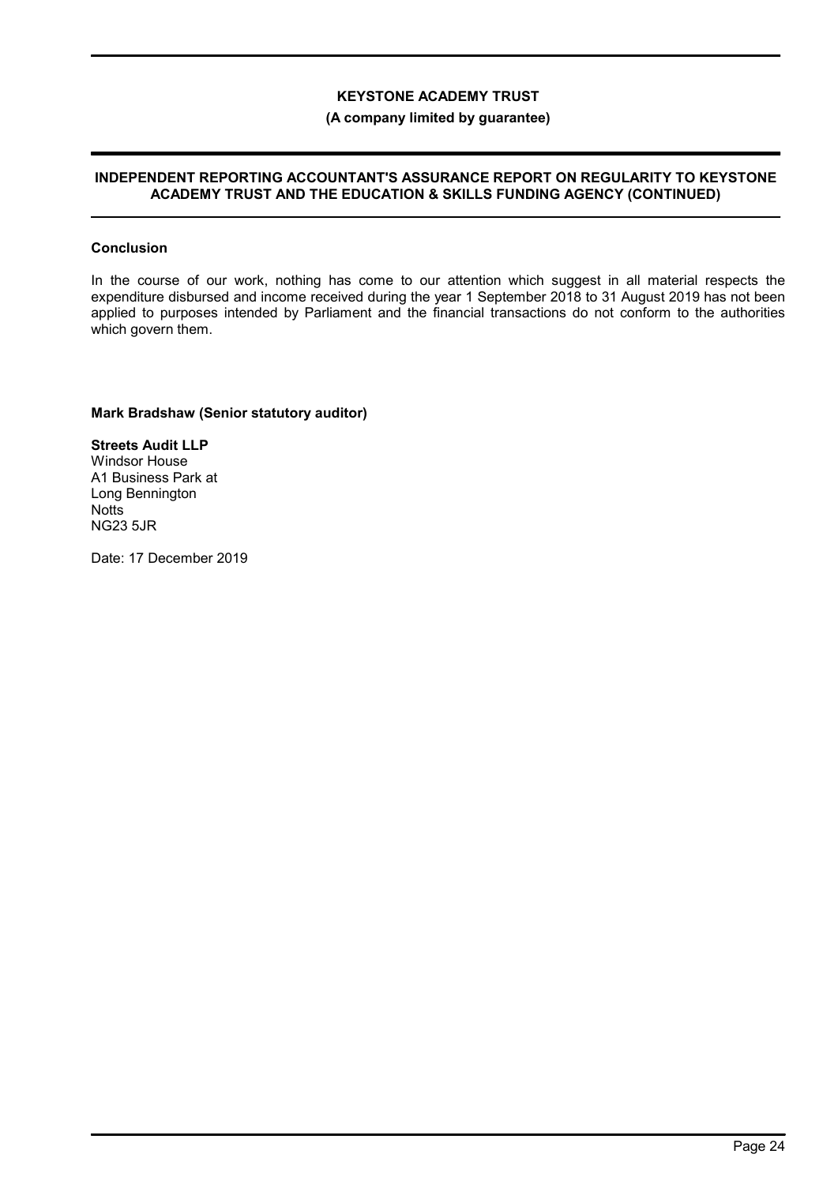**KEYSTONE ACADEMY TRUST**

**(A company limited by guarantee)**

**INDEPENDENT REPORTING ACCOUNTANT'S ASSURANCE REPORT ON REGULARITY TO KEYSTONE ACADEMY TRUST AND THE EDUCATION & SKILLS FUNDING AGENCY (CONTINUED)**

**Conclusion**

In the course of our work, nothing has come to our attention which suggest in all material respects the expenditure disbursed and income received during the year 1 September 2018 to 31 August 2019 has not been applied to purposes intended by Parliament and the financial transactions do not conform to the authorities which govern them.

**Mark Bradshaw (Senior statutory auditor)**

**Streets Audit LLP**
Windsor House
A1 Business Park at
Long Bennington
Notts
NG23 5JR

Date: 17 December 2019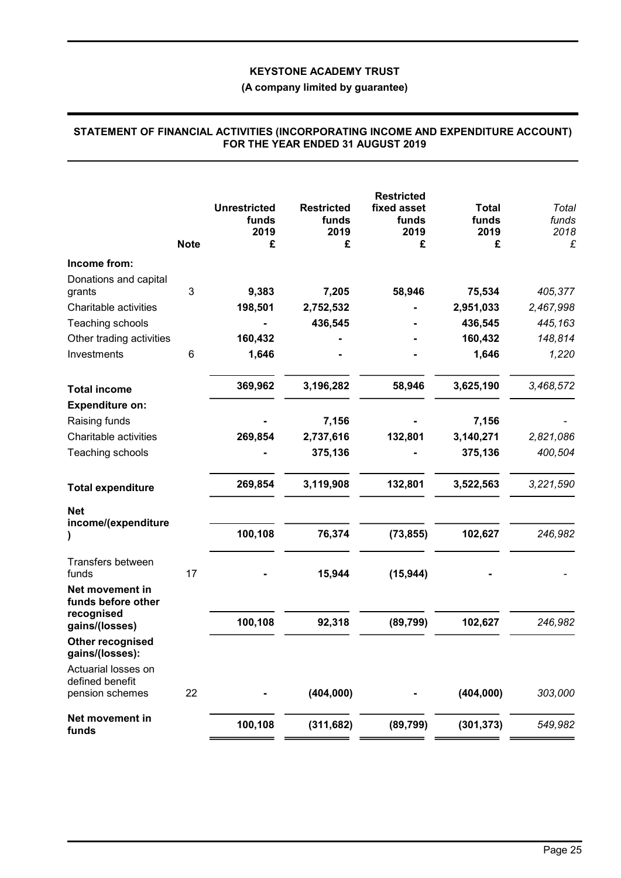**KEYSTONE ACADEMY TRUST**

**(A company limited by guarantee)**

**STATEMENT OF FINANCIAL ACTIVITIES (INCORPORATING INCOME AND EXPENDITURE ACCOUNT) FOR THE YEAR ENDED 31 AUGUST 2019**

| | Note | Unrestricted funds 2019 £ | Restricted funds 2019 £ | Restricted fixed asset funds 2019 £ | Total funds 2019 £ | *Total funds 2018 £* |
|---|---|---|---|---|---|---|
| **Income from:** | | | | | | |
| Donations and capital grants | 3 | **9,383** | **7,205** | **58,946** | **75,534** | *405,377* |
| Charitable activities | | **198,501** | **2,752,532** | **-** | **2,951,033** | *2,467,998* |
| Teaching schools | | **-** | **436,545** | **-** | **436,545** | *445,163* |
| Other trading activities | | **160,432** | **-** | **-** | **160,432** | *148,814* |
| Investments | 6 | **1,646** | **-** | **-** | **1,646** | *1,220* |
| **Total income** | | **369,962** | **3,196,282** | **58,946** | **3,625,190** | *3,468,572* |
| **Expenditure on:** | | | | | | |
| Raising funds | | **-** | **7,156** | **-** | **7,156** | *-* |
| Charitable activities | | **269,854** | **2,737,616** | **132,801** | **3,140,271** | *2,821,086* |
| Teaching schools | | **-** | **375,136** | **-** | **375,136** | *400,504* |
| **Total expenditure** | | **269,854** | **3,119,908** | **132,801** | **3,522,563** | *3,221,590* |
| **Net income/(expenditure)** | | **100,108** | **76,374** | **(73,855)** | **102,627** | *246,982* |
| Transfers between funds | 17 | **-** | **15,944** | **(15,944)** | **-** | *-* |
| **Net movement in funds before other recognised gains/(losses)** | | **100,108** | **92,318** | **(89,799)** | **102,627** | *246,982* |
| **Other recognised gains/(losses):** | | | | | | |
| Actuarial losses on defined benefit pension schemes | 22 | **-** | **(404,000)** | **-** | **(404,000)** | *303,000* |
| **Net movement in funds** | | **100,108** | **(311,682)** | **(89,799)** | **(301,373)** | *549,982* |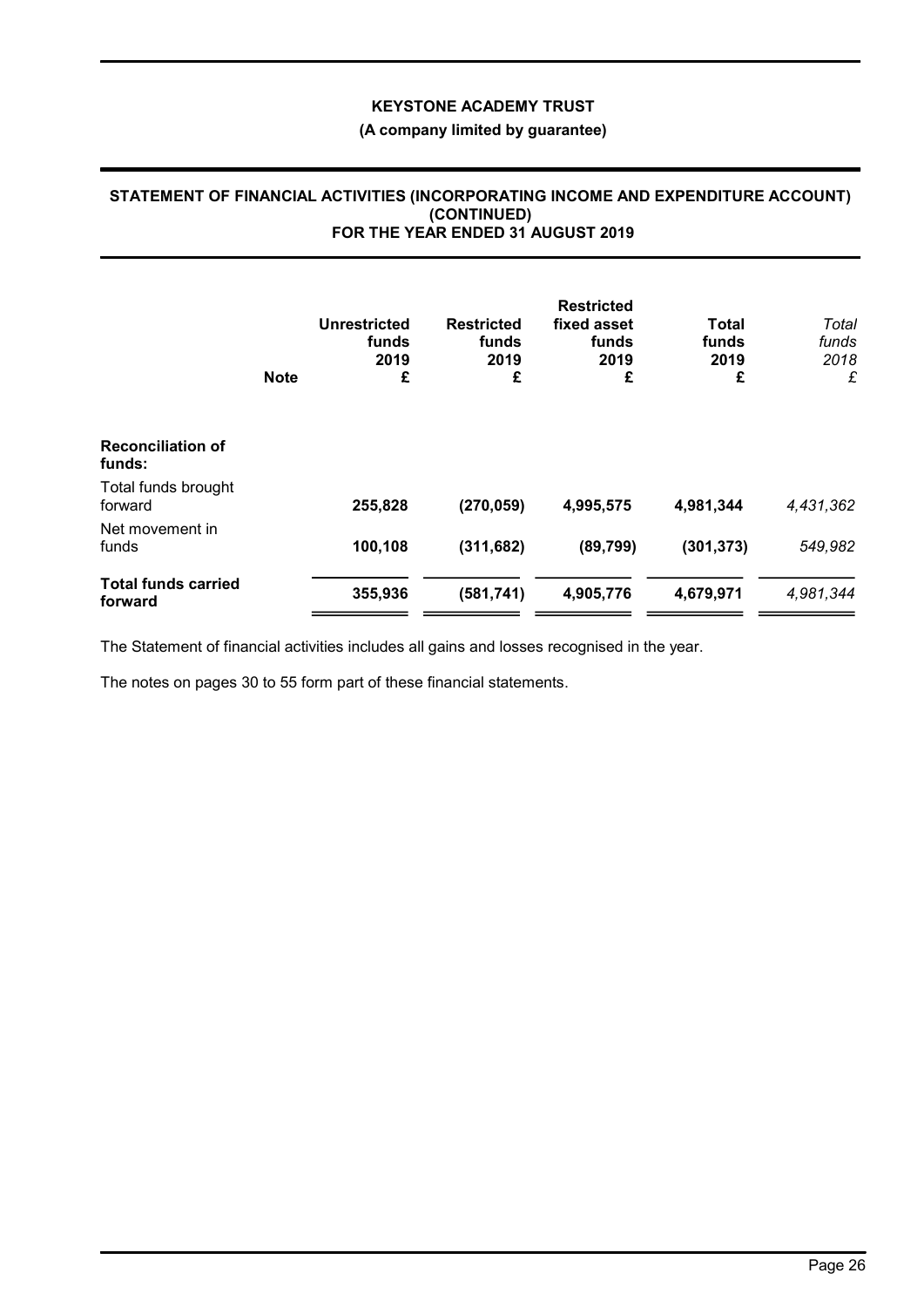# KEYSTONE ACADEMY TRUST

**(A company limited by guarantee)**

## STATEMENT OF FINANCIAL ACTIVITIES (INCORPORATING INCOME AND EXPENDITURE ACCOUNT) (CONTINUED) FOR THE YEAR ENDED 31 AUGUST 2019

| | Note | Unrestricted funds 2019 £ | Restricted funds 2019 £ | Restricted fixed asset funds 2019 £ | Total funds 2019 £ | *Total funds 2018 £* |
|---|---|---|---|---|---|---|
| **Reconciliation of funds:** | | | | | | |
| Total funds brought forward | | **255,828** | **(270,059)** | **4,995,575** | **4,981,344** | *4,431,362* |
| Net movement in funds | | **100,108** | **(311,682)** | **(89,799)** | **(301,373)** | *549,982* |
| **Total funds carried forward** | | **355,936** | **(581,741)** | **4,905,776** | **4,679,971** | *4,981,344* |

The Statement of financial activities includes all gains and losses recognised in the year.

The notes on pages 30 to 55 form part of these financial statements.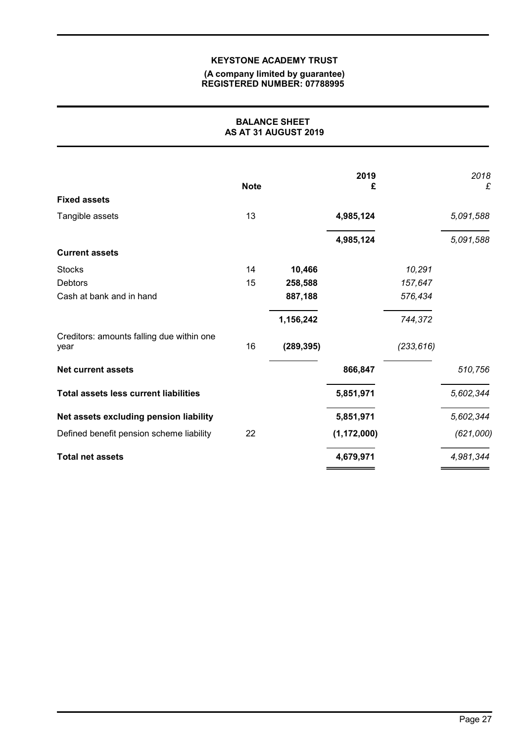**KEYSTONE ACADEMY TRUST**

**(A company limited by guarantee)**
**REGISTERED NUMBER: 07788995**

## BALANCE SHEET
## AS AT 31 AUGUST 2019

| | Note | | 2019 £ | | *2018 £* |
|---|---|---|---|---|---|
| **Fixed assets** | | | | | |
| Tangible assets | 13 | | **4,985,124** | | *5,091,588* |
| | | | **4,985,124** | | *5,091,588* |
| **Current assets** | | | | | |
| Stocks | 14 | **10,466** | | *10,291* | |
| Debtors | 15 | **258,588** | | *157,647* | |
| Cash at bank and in hand | | **887,188** | | *576,434* | |
| | | **1,156,242** | | *744,372* | |
| Creditors: amounts falling due within one year | 16 | **(289,395)** | | *(233,616)* | |
| **Net current assets** | | | **866,847** | | *510,756* |
| **Total assets less current liabilities** | | | **5,851,971** | | *5,602,344* |
| **Net assets excluding pension liability** | | | **5,851,971** | | *5,602,344* |
| Defined benefit pension scheme liability | 22 | | **(1,172,000)** | | *(621,000)* |
| **Total net assets** | | | **4,679,971** | | *4,981,344* |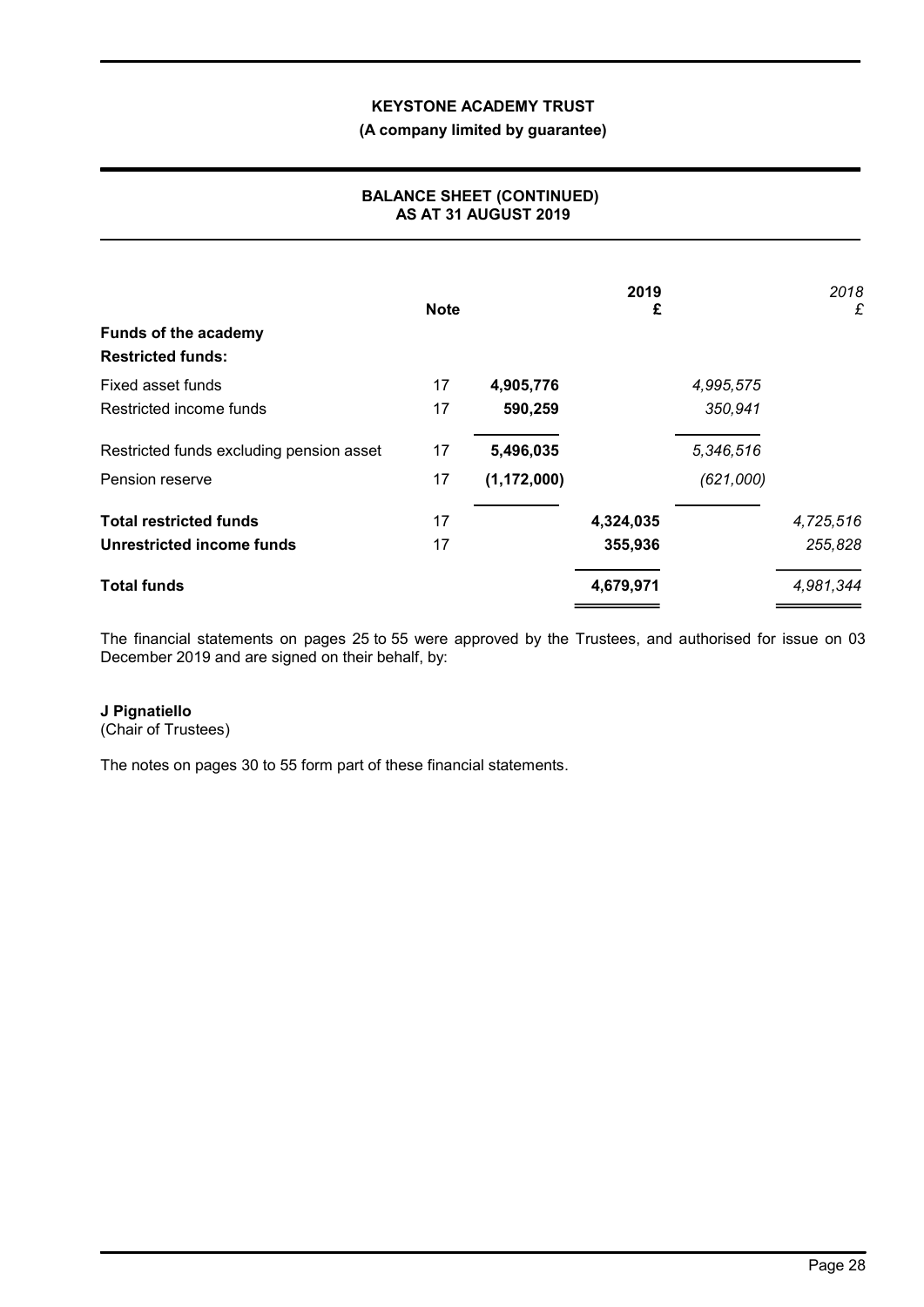**KEYSTONE ACADEMY TRUST**

**(A company limited by guarantee)**

**BALANCE SHEET (CONTINUED)**
**AS AT 31 AUGUST 2019**

| | Note | | 2019 £ | | 2018 £ |
|---|---|---|---|---|---|
| **Funds of the academy** | | | | | |
| **Restricted funds:** | | | | | |
| Fixed asset funds | 17 | 4,905,776 | | 4,995,575 | |
| Restricted income funds | 17 | 590,259 | | 350,941 | |
| Restricted funds excluding pension asset | 17 | 5,496,035 | | 5,346,516 | |
| Pension reserve | 17 | (1,172,000) | | (621,000) | |
| **Total restricted funds** | 17 | | 4,324,035 | | 4,725,516 |
| **Unrestricted income funds** | 17 | | 355,936 | | 255,828 |
| **Total funds** | | | 4,679,971 | | 4,981,344 |

The financial statements on pages 25 to 55 were approved by the Trustees, and authorised for issue on 03 December 2019 and are signed on their behalf, by:

**J Pignatiello**
(Chair of Trustees)

The notes on pages 30 to 55 form part of these financial statements.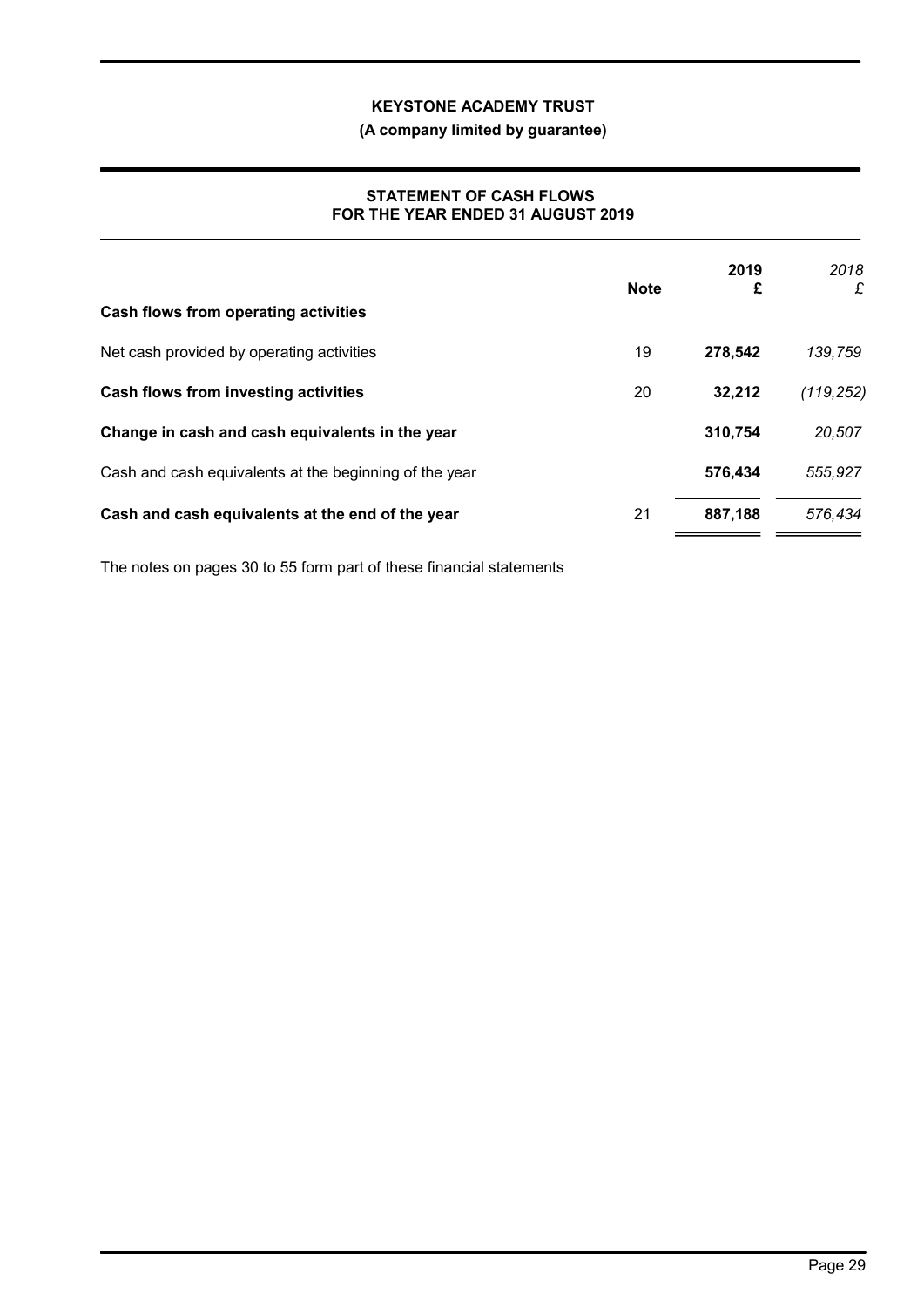**KEYSTONE ACADEMY TRUST**

**(A company limited by guarantee)**

## STATEMENT OF CASH FLOWS FOR THE YEAR ENDED 31 AUGUST 2019

| | Note | 2019 £ | *2018 £* |
|---|---|---|---|
| **Cash flows from operating activities** | | | |
| Net cash provided by operating activities | 19 | **278,542** | *139,759* |
| **Cash flows from investing activities** | 20 | **32,212** | *(119,252)* |
| **Change in cash and cash equivalents in the year** | | **310,754** | *20,507* |
| Cash and cash equivalents at the beginning of the year | | **576,434** | *555,927* |
| **Cash and cash equivalents at the end of the year** | 21 | **887,188** | *576,434* |

The notes on pages 30 to 55 form part of these financial statements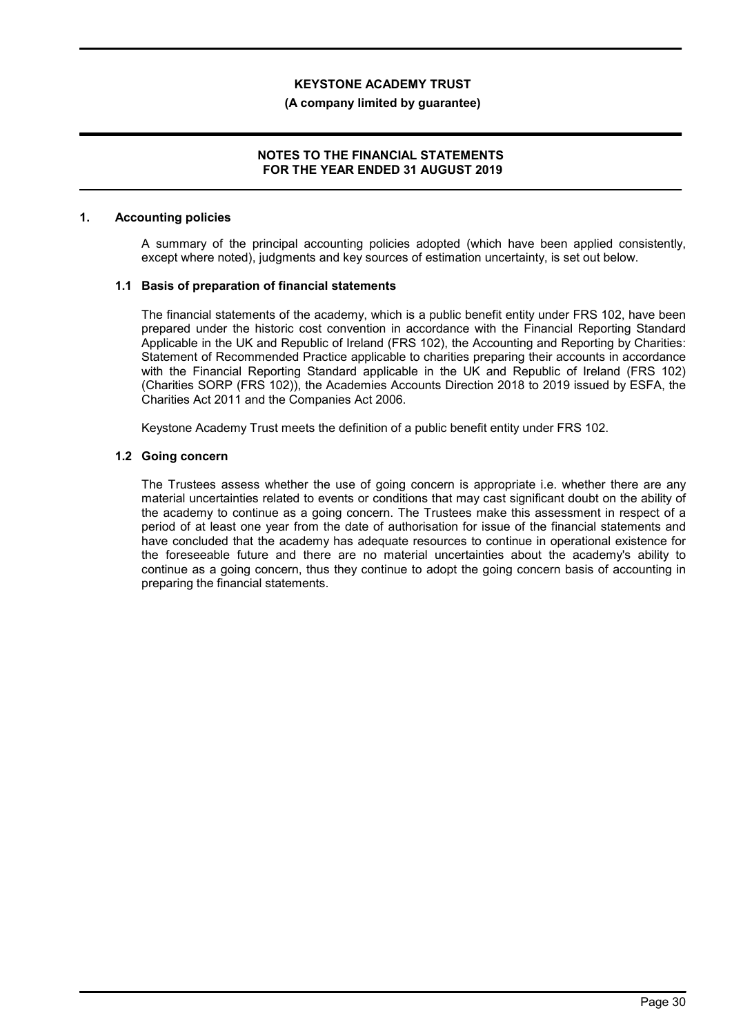## 1. Accounting policies

A summary of the principal accounting policies adopted (which have been applied consistently, except where noted), judgments and key sources of estimation uncertainty, is set out below.

### 1.1 Basis of preparation of financial statements

The financial statements of the academy, which is a public benefit entity under FRS 102, have been prepared under the historic cost convention in accordance with the Financial Reporting Standard Applicable in the UK and Republic of Ireland (FRS 102), the Accounting and Reporting by Charities: Statement of Recommended Practice applicable to charities preparing their accounts in accordance with the Financial Reporting Standard applicable in the UK and Republic of Ireland (FRS 102) (Charities SORP (FRS 102)), the Academies Accounts Direction 2018 to 2019 issued by ESFA, the Charities Act 2011 and the Companies Act 2006.

Keystone Academy Trust meets the definition of a public benefit entity under FRS 102.

### 1.2 Going concern

The Trustees assess whether the use of going concern is appropriate i.e. whether there are any material uncertainties related to events or conditions that may cast significant doubt on the ability of the academy to continue as a going concern. The Trustees make this assessment in respect of a period of at least one year from the date of authorisation for issue of the financial statements and have concluded that the academy has adequate resources to continue in operational existence for the foreseeable future and there are no material uncertainties about the academy's ability to continue as a going concern, thus they continue to adopt the going concern basis of accounting in preparing the financial statements.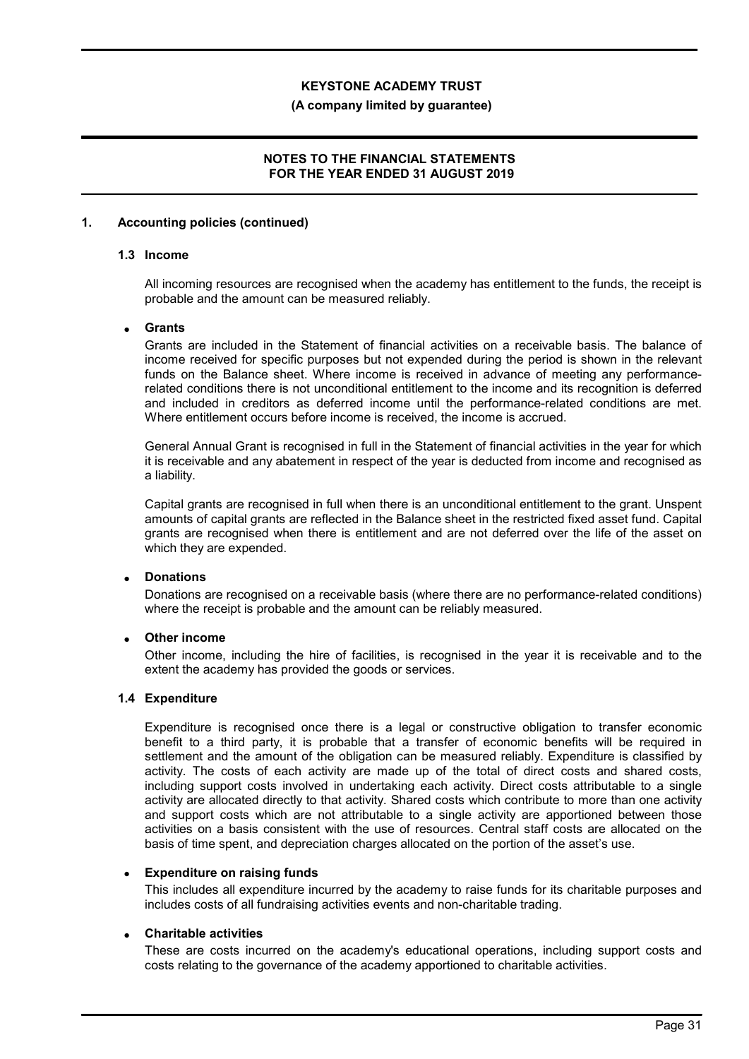## 1. Accounting policies (continued)

### 1.3 Income

All incoming resources are recognised when the academy has entitlement to the funds, the receipt is probable and the amount can be measured reliably.

- **Grants**

  Grants are included in the Statement of financial activities on a receivable basis. The balance of income received for specific purposes but not expended during the period is shown in the relevant funds on the Balance sheet. Where income is received in advance of meeting any performance-related conditions there is not unconditional entitlement to the income and its recognition is deferred and included in creditors as deferred income until the performance-related conditions are met. Where entitlement occurs before income is received, the income is accrued.

  General Annual Grant is recognised in full in the Statement of financial activities in the year for which it is receivable and any abatement in respect of the year is deducted from income and recognised as a liability.

  Capital grants are recognised in full when there is an unconditional entitlement to the grant. Unspent amounts of capital grants are reflected in the Balance sheet in the restricted fixed asset fund. Capital grants are recognised when there is entitlement and are not deferred over the life of the asset on which they are expended.

- **Donations**

  Donations are recognised on a receivable basis (where there are no performance-related conditions) where the receipt is probable and the amount can be reliably measured.

- **Other income**

  Other income, including the hire of facilities, is recognised in the year it is receivable and to the extent the academy has provided the goods or services.

### 1.4 Expenditure

Expenditure is recognised once there is a legal or constructive obligation to transfer economic benefit to a third party, it is probable that a transfer of economic benefits will be required in settlement and the amount of the obligation can be measured reliably. Expenditure is classified by activity. The costs of each activity are made up of the total of direct costs and shared costs, including support costs involved in undertaking each activity. Direct costs attributable to a single activity are allocated directly to that activity. Shared costs which contribute to more than one activity and support costs which are not attributable to a single activity are apportioned between those activities on a basis consistent with the use of resources. Central staff costs are allocated on the basis of time spent, and depreciation charges allocated on the portion of the asset's use.

- **Expenditure on raising funds**

  This includes all expenditure incurred by the academy to raise funds for its charitable purposes and includes costs of all fundraising activities events and non-charitable trading.

- **Charitable activities**

  These are costs incurred on the academy's educational operations, including support costs and costs relating to the governance of the academy apportioned to charitable activities.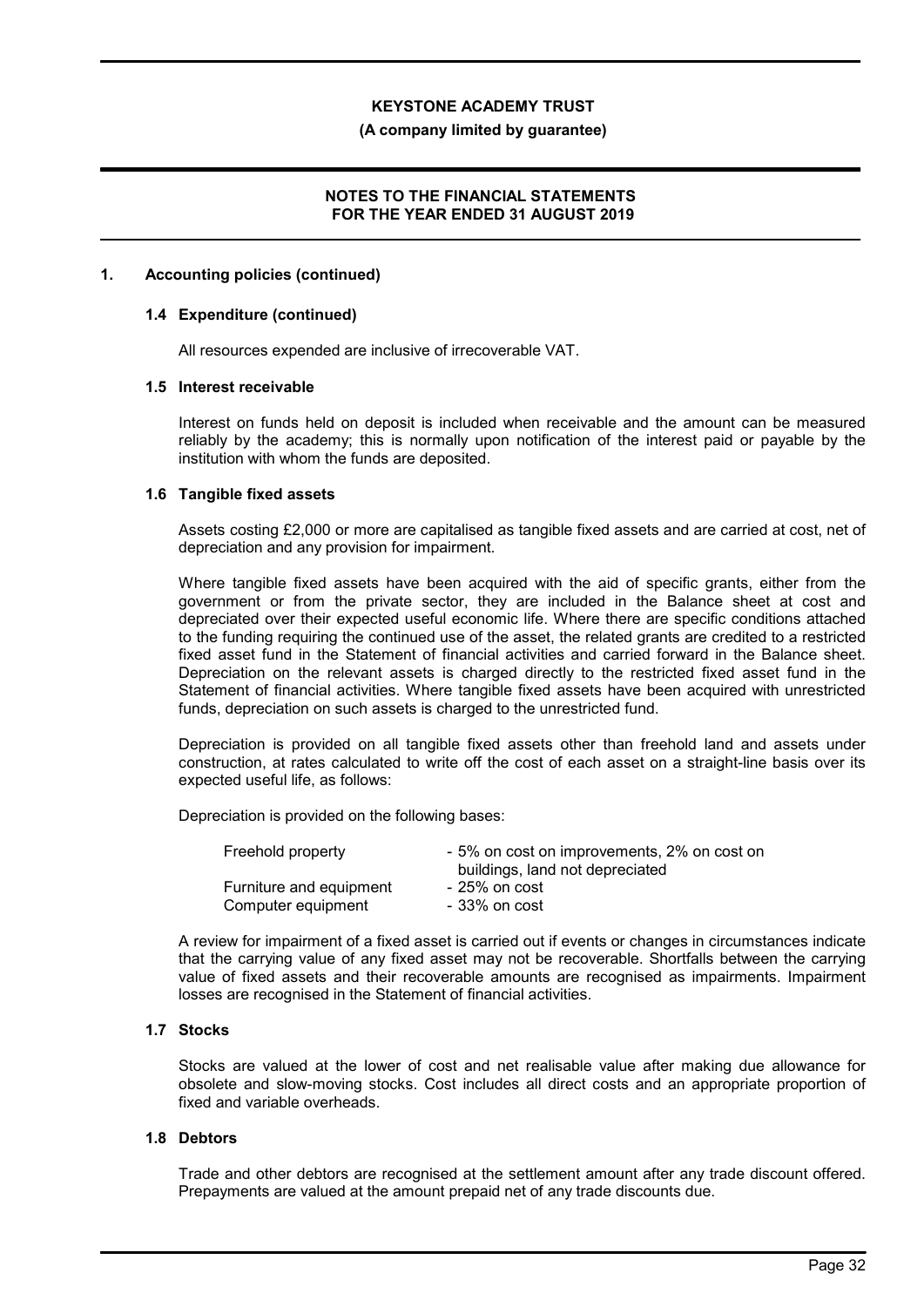## 1. Accounting policies (continued)

### 1.4 Expenditure (continued)

All resources expended are inclusive of irrecoverable VAT.

### 1.5 Interest receivable

Interest on funds held on deposit is included when receivable and the amount can be measured reliably by the academy; this is normally upon notification of the interest paid or payable by the institution with whom the funds are deposited.

### 1.6 Tangible fixed assets

Assets costing £2,000 or more are capitalised as tangible fixed assets and are carried at cost, net of depreciation and any provision for impairment.

Where tangible fixed assets have been acquired with the aid of specific grants, either from the government or from the private sector, they are included in the Balance sheet at cost and depreciated over their expected useful economic life. Where there are specific conditions attached to the funding requiring the continued use of the asset, the related grants are credited to a restricted fixed asset fund in the Statement of financial activities and carried forward in the Balance sheet. Depreciation on the relevant assets is charged directly to the restricted fixed asset fund in the Statement of financial activities. Where tangible fixed assets have been acquired with unrestricted funds, depreciation on such assets is charged to the unrestricted fund.

Depreciation is provided on all tangible fixed assets other than freehold land and assets under construction, at rates calculated to write off the cost of each asset on a straight-line basis over its expected useful life, as follows:

Depreciation is provided on the following bases:

| | |
|---|---|
| Freehold property | - 5% on cost on improvements, 2% on cost on buildings, land not depreciated |
| Furniture and equipment | - 25% on cost |
| Computer equipment | - 33% on cost |

A review for impairment of a fixed asset is carried out if events or changes in circumstances indicate that the carrying value of any fixed asset may not be recoverable. Shortfalls between the carrying value of fixed assets and their recoverable amounts are recognised as impairments. Impairment losses are recognised in the Statement of financial activities.

### 1.7 Stocks

Stocks are valued at the lower of cost and net realisable value after making due allowance for obsolete and slow-moving stocks. Cost includes all direct costs and an appropriate proportion of fixed and variable overheads.

### 1.8 Debtors

Trade and other debtors are recognised at the settlement amount after any trade discount offered. Prepayments are valued at the amount prepaid net of any trade discounts due.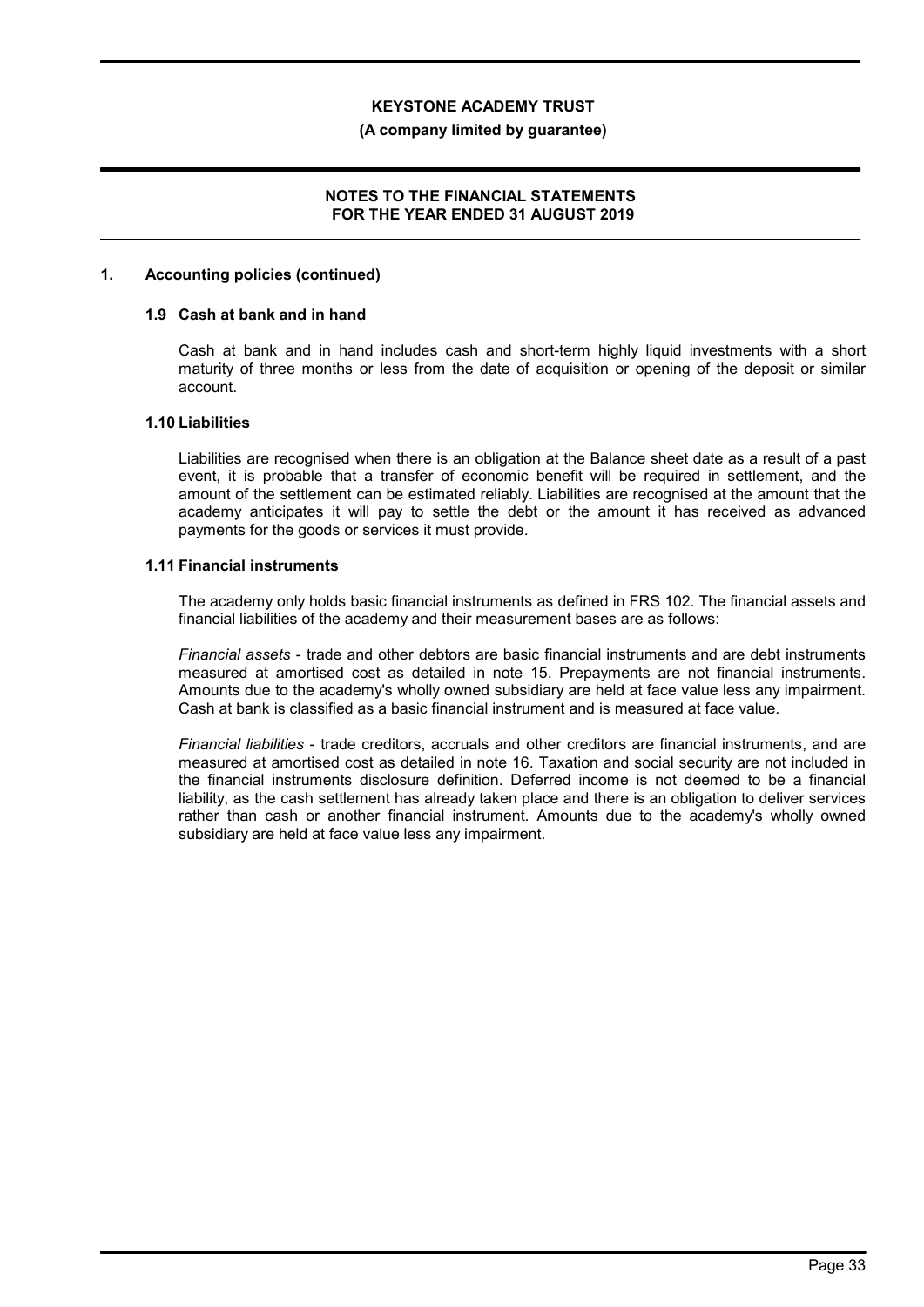## 1. Accounting policies (continued)

### 1.9 Cash at bank and in hand

Cash at bank and in hand includes cash and short-term highly liquid investments with a short maturity of three months or less from the date of acquisition or opening of the deposit or similar account.

### 1.10 Liabilities

Liabilities are recognised when there is an obligation at the Balance sheet date as a result of a past event, it is probable that a transfer of economic benefit will be required in settlement, and the amount of the settlement can be estimated reliably. Liabilities are recognised at the amount that the academy anticipates it will pay to settle the debt or the amount it has received as advanced payments for the goods or services it must provide.

### 1.11 Financial instruments

The academy only holds basic financial instruments as defined in FRS 102. The financial assets and financial liabilities of the academy and their measurement bases are as follows:

*Financial assets* - trade and other debtors are basic financial instruments and are debt instruments measured at amortised cost as detailed in note 15. Prepayments are not financial instruments. Amounts due to the academy's wholly owned subsidiary are held at face value less any impairment. Cash at bank is classified as a basic financial instrument and is measured at face value.

*Financial liabilities* - trade creditors, accruals and other creditors are financial instruments, and are measured at amortised cost as detailed in note 16. Taxation and social security are not included in the financial instruments disclosure definition. Deferred income is not deemed to be a financial liability, as the cash settlement has already taken place and there is an obligation to deliver services rather than cash or another financial instrument. Amounts due to the academy's wholly owned subsidiary are held at face value less any impairment.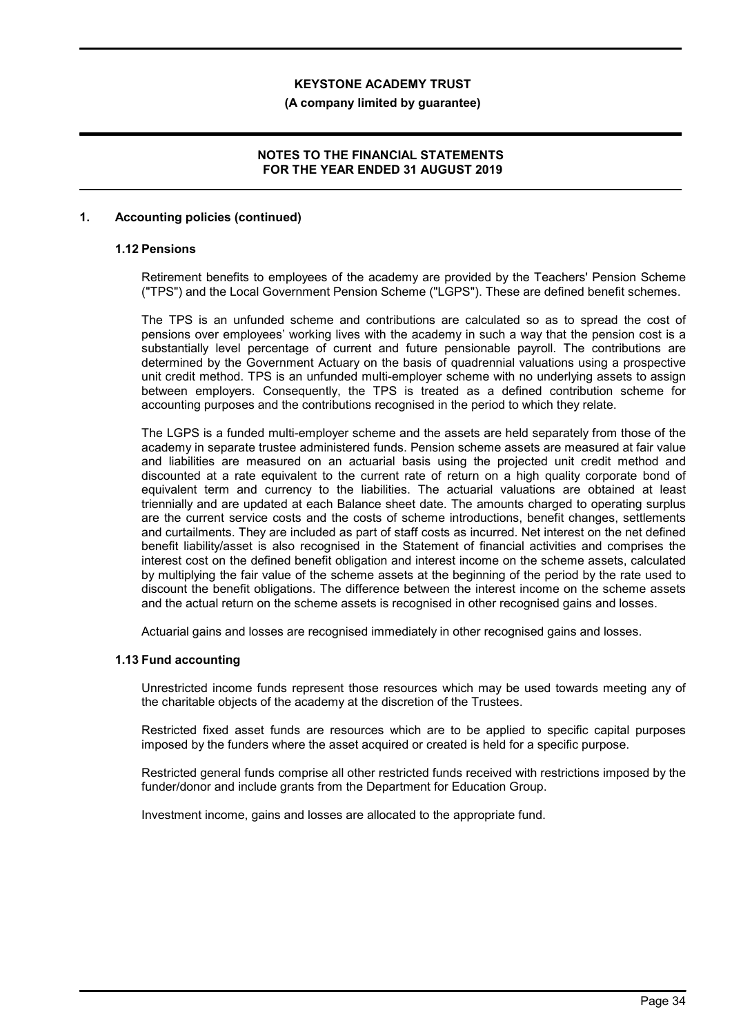## 1. Accounting policies (continued)

### 1.12 Pensions

Retirement benefits to employees of the academy are provided by the Teachers' Pension Scheme ("TPS") and the Local Government Pension Scheme ("LGPS"). These are defined benefit schemes.

The TPS is an unfunded scheme and contributions are calculated so as to spread the cost of pensions over employees' working lives with the academy in such a way that the pension cost is a substantially level percentage of current and future pensionable payroll. The contributions are determined by the Government Actuary on the basis of quadrennial valuations using a prospective unit credit method. TPS is an unfunded multi-employer scheme with no underlying assets to assign between employers. Consequently, the TPS is treated as a defined contribution scheme for accounting purposes and the contributions recognised in the period to which they relate.

The LGPS is a funded multi-employer scheme and the assets are held separately from those of the academy in separate trustee administered funds. Pension scheme assets are measured at fair value and liabilities are measured on an actuarial basis using the projected unit credit method and discounted at a rate equivalent to the current rate of return on a high quality corporate bond of equivalent term and currency to the liabilities. The actuarial valuations are obtained at least triennially and are updated at each Balance sheet date. The amounts charged to operating surplus are the current service costs and the costs of scheme introductions, benefit changes, settlements and curtailments. They are included as part of staff costs as incurred. Net interest on the net defined benefit liability/asset is also recognised in the Statement of financial activities and comprises the interest cost on the defined benefit obligation and interest income on the scheme assets, calculated by multiplying the fair value of the scheme assets at the beginning of the period by the rate used to discount the benefit obligations. The difference between the interest income on the scheme assets and the actual return on the scheme assets is recognised in other recognised gains and losses.

Actuarial gains and losses are recognised immediately in other recognised gains and losses.

### 1.13 Fund accounting

Unrestricted income funds represent those resources which may be used towards meeting any of the charitable objects of the academy at the discretion of the Trustees.

Restricted fixed asset funds are resources which are to be applied to specific capital purposes imposed by the funders where the asset acquired or created is held for a specific purpose.

Restricted general funds comprise all other restricted funds received with restrictions imposed by the funder/donor and include grants from the Department for Education Group.

Investment income, gains and losses are allocated to the appropriate fund.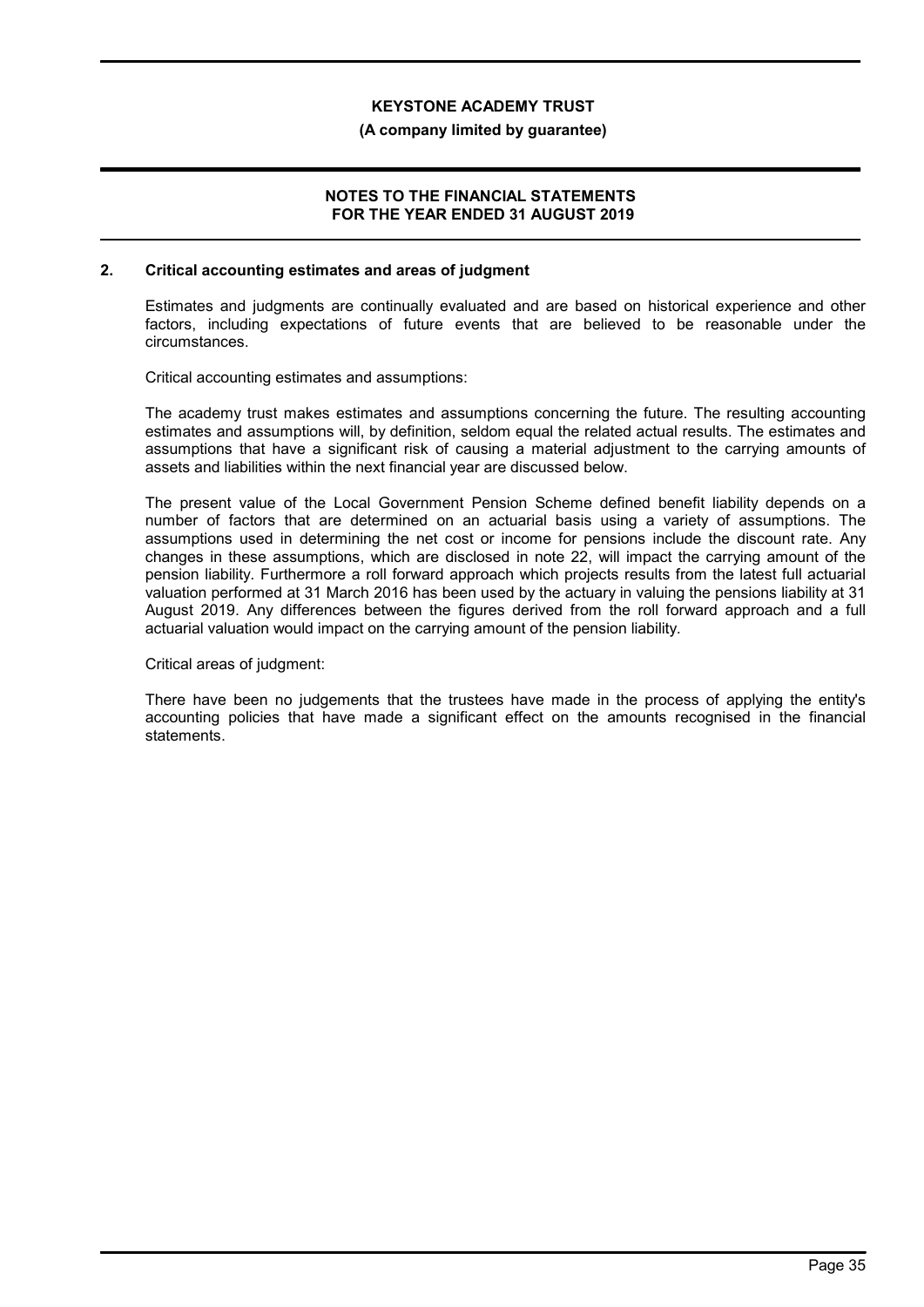## 2. Critical accounting estimates and areas of judgment

Estimates and judgments are continually evaluated and are based on historical experience and other factors, including expectations of future events that are believed to be reasonable under the circumstances.

Critical accounting estimates and assumptions:

The academy trust makes estimates and assumptions concerning the future. The resulting accounting estimates and assumptions will, by definition, seldom equal the related actual results. The estimates and assumptions that have a significant risk of causing a material adjustment to the carrying amounts of assets and liabilities within the next financial year are discussed below.

The present value of the Local Government Pension Scheme defined benefit liability depends on a number of factors that are determined on an actuarial basis using a variety of assumptions. The assumptions used in determining the net cost or income for pensions include the discount rate. Any changes in these assumptions, which are disclosed in note 22, will impact the carrying amount of the pension liability. Furthermore a roll forward approach which projects results from the latest full actuarial valuation performed at 31 March 2016 has been used by the actuary in valuing the pensions liability at 31 August 2019. Any differences between the figures derived from the roll forward approach and a full actuarial valuation would impact on the carrying amount of the pension liability.

Critical areas of judgment:

There have been no judgements that the trustees have made in the process of applying the entity's accounting policies that have made a significant effect on the amounts recognised in the financial statements.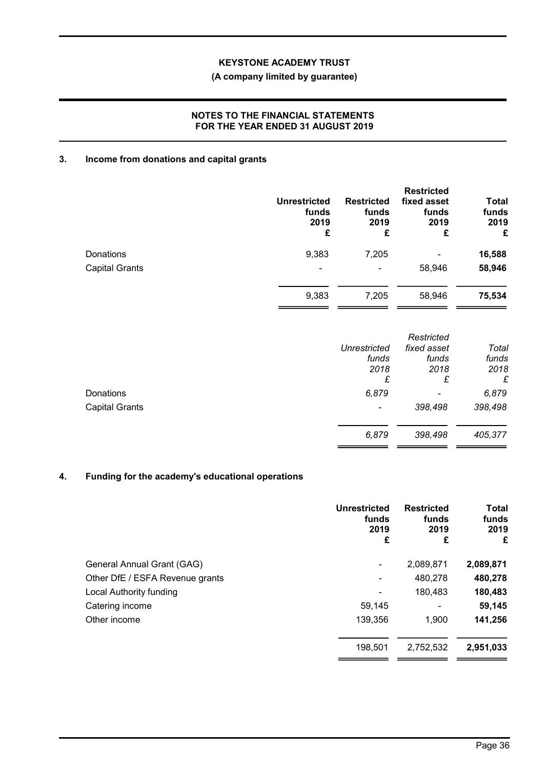**KEYSTONE ACADEMY TRUST**

**(A company limited by guarantee)**

**NOTES TO THE FINANCIAL STATEMENTS FOR THE YEAR ENDED 31 AUGUST 2019**

## 3. Income from donations and capital grants

| | Unrestricted funds 2019 £ | Restricted funds 2019 £ | Restricted fixed asset funds 2019 £ | Total funds 2019 £ |
|---|---|---|---|---|
| Donations | 9,383 | 7,205 | - | **16,588** |
| Capital Grants | - | - | 58,946 | **58,946** |
| | 9,383 | 7,205 | 58,946 | **75,534** |

| | *Unrestricted funds 2018 £* | *Restricted fixed asset funds 2018 £* | *Total funds 2018 £* |
|---|---|---|---|
| Donations | *6,879* | - | *6,879* |
| Capital Grants | - | *398,498* | *398,498* |
| | *6,879* | *398,498* | *405,377* |

## 4. Funding for the academy's educational operations

| | Unrestricted funds 2019 £ | Restricted funds 2019 £ | Total funds 2019 £ |
|---|---|---|---|
| General Annual Grant (GAG) | - | 2,089,871 | **2,089,871** |
| Other DfE / ESFA Revenue grants | - | 480,278 | **480,278** |
| Local Authority funding | - | 180,483 | **180,483** |
| Catering income | 59,145 | - | **59,145** |
| Other income | 139,356 | 1,900 | **141,256** |
| | 198,501 | 2,752,532 | **2,951,033** |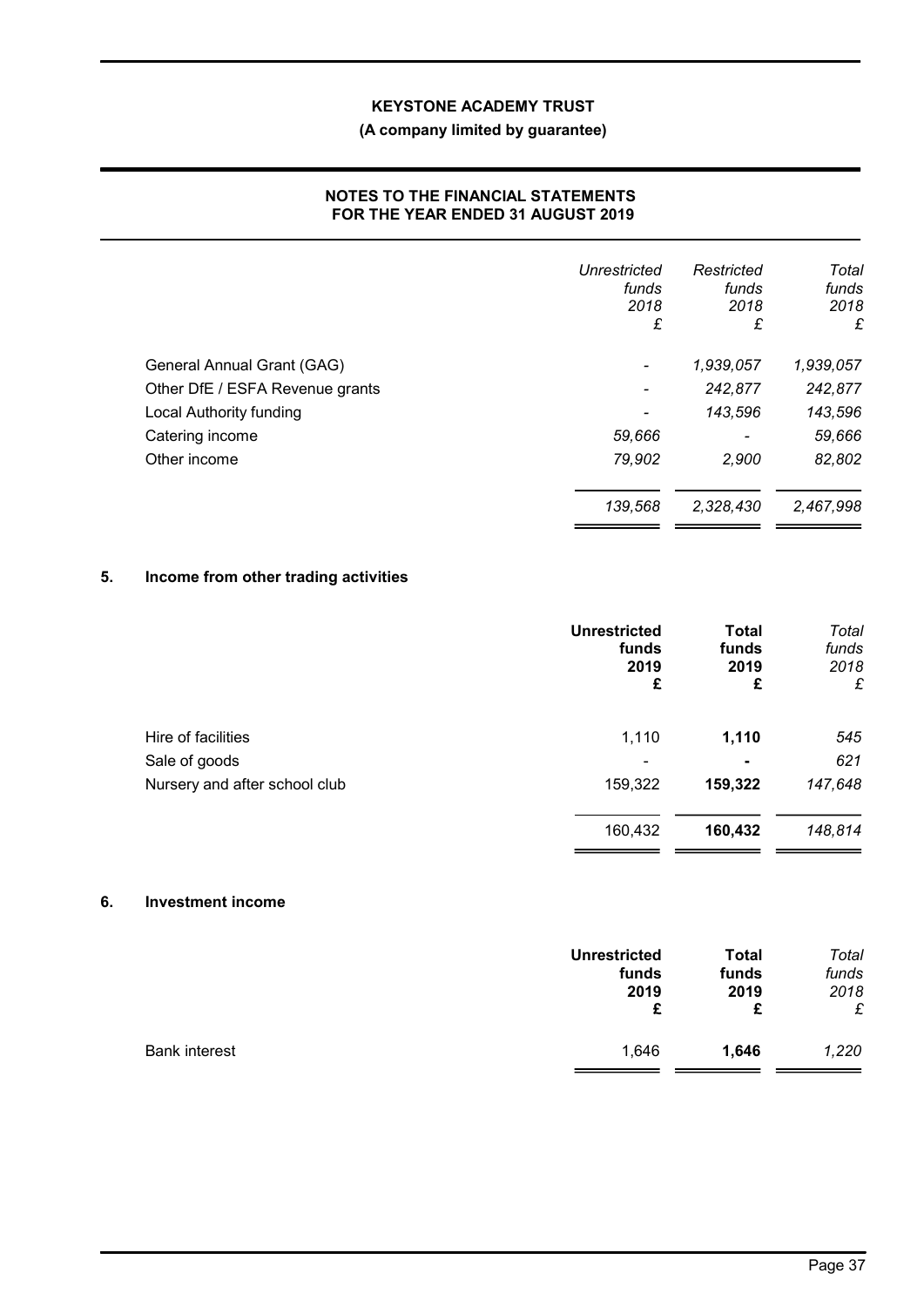| | *Unrestricted funds 2018 £* | *Restricted funds 2018 £* | *Total funds 2018 £* |
|---|---|---|---|
| General Annual Grant (GAG) | - | *1,939,057* | *1,939,057* |
| Other DfE / ESFA Revenue grants | - | *242,877* | *242,877* |
| Local Authority funding | - | *143,596* | *143,596* |
| Catering income | *59,666* | - | *59,666* |
| Other income | *79,902* | *2,900* | *82,802* |
| | *139,568* | *2,328,430* | *2,467,998* |

## 5. Income from other trading activities

| | **Unrestricted funds 2019 £** | **Total funds 2019 £** | *Total funds 2018 £* |
|---|---|---|---|
| Hire of facilities | 1,110 | **1,110** | *545* |
| Sale of goods | - | **-** | *621* |
| Nursery and after school club | 159,322 | **159,322** | *147,648* |
| | 160,432 | **160,432** | *148,814* |

## 6. Investment income

| | **Unrestricted funds 2019 £** | **Total funds 2019 £** | *Total funds 2018 £* |
|---|---|---|---|
| Bank interest | 1,646 | **1,646** | *1,220* |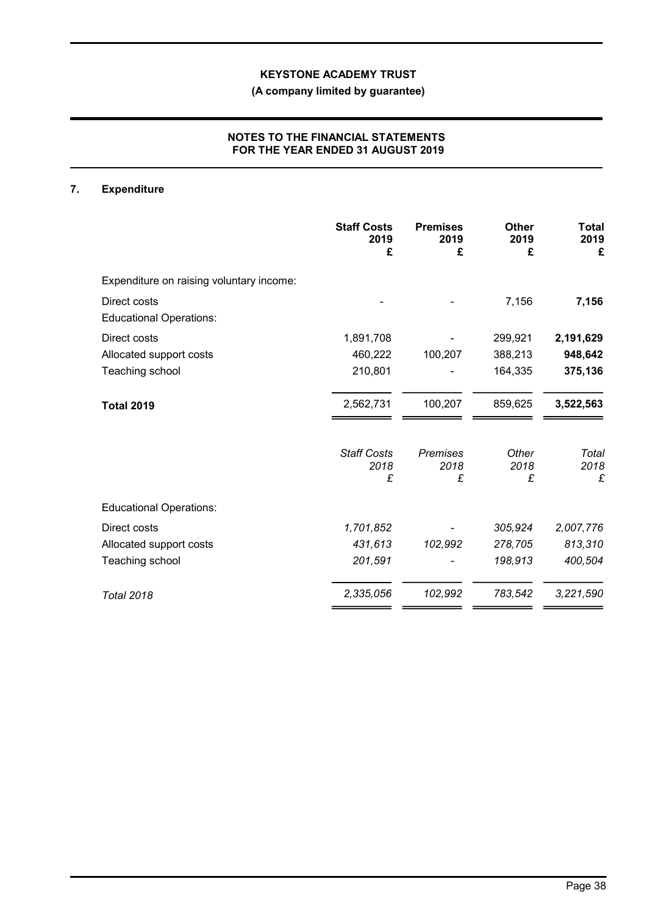## 7. Expenditure

| | Staff Costs 2019 £ | Premises 2019 £ | Other 2019 £ | Total 2019 £ |
|---|---|---|---|---|
| Expenditure on raising voluntary income: | | | | |
| Direct costs | - | - | 7,156 | **7,156** |
| Educational Operations: | | | | |
| Direct costs | 1,891,708 | - | 299,921 | **2,191,629** |
| Allocated support costs | 460,222 | 100,207 | 388,213 | **948,642** |
| Teaching school | 210,801 | - | 164,335 | **375,136** |
| **Total 2019** | 2,562,731 | 100,207 | 859,625 | **3,522,563** |

| | *Staff Costs 2018 £* | *Premises 2018 £* | *Other 2018 £* | *Total 2018 £* |
|---|---|---|---|---|
| Educational Operations: | | | | |
| Direct costs | *1,701,852* | *-* | *305,924* | *2,007,776* |
| Allocated support costs | *431,613* | *102,992* | *278,705* | *813,310* |
| Teaching school | *201,591* | *-* | *198,913* | *400,504* |
| *Total 2018* | *2,335,056* | *102,992* | *783,542* | *3,221,590* |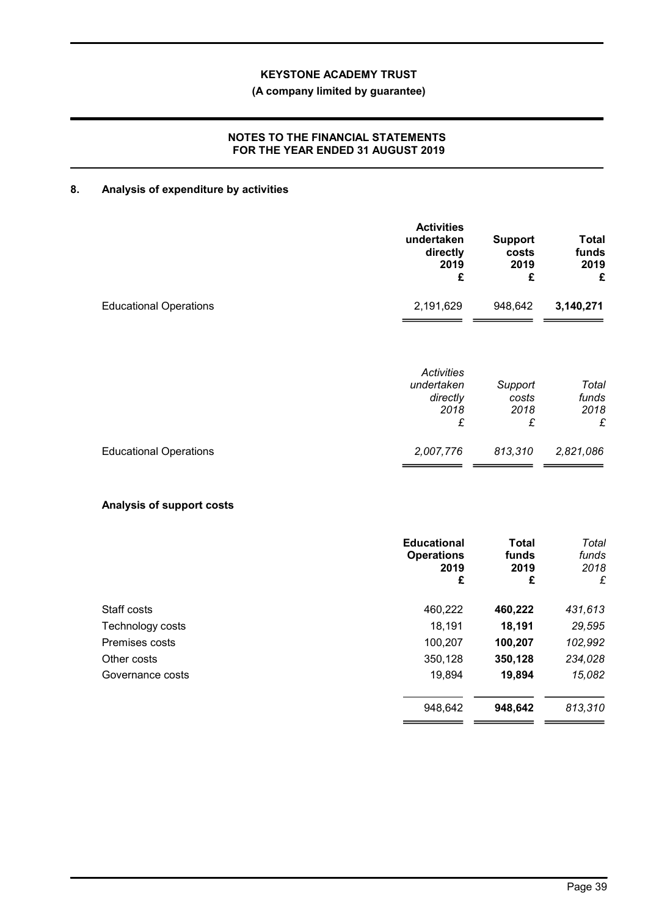## 8. Analysis of expenditure by activities

| | Activities undertaken directly 2019 £ | Support costs 2019 £ | Total funds 2019 £ |
|---|---|---|---|
| Educational Operations | 2,191,629 | 948,642 | **3,140,271** |

| | *Activities undertaken directly 2018 £* | *Support costs 2018 £* | *Total funds 2018 £* |
|---|---|---|---|
| Educational Operations | *2,007,776* | *813,310* | *2,821,086* |

### Analysis of support costs

| | Educational Operations 2019 £ | Total funds 2019 £ | *Total funds 2018 £* |
|---|---|---|---|
| Staff costs | 460,222 | **460,222** | *431,613* |
| Technology costs | 18,191 | **18,191** | *29,595* |
| Premises costs | 100,207 | **100,207** | *102,992* |
| Other costs | 350,128 | **350,128** | *234,028* |
| Governance costs | 19,894 | **19,894** | *15,082* |
| | 948,642 | **948,642** | *813,310* |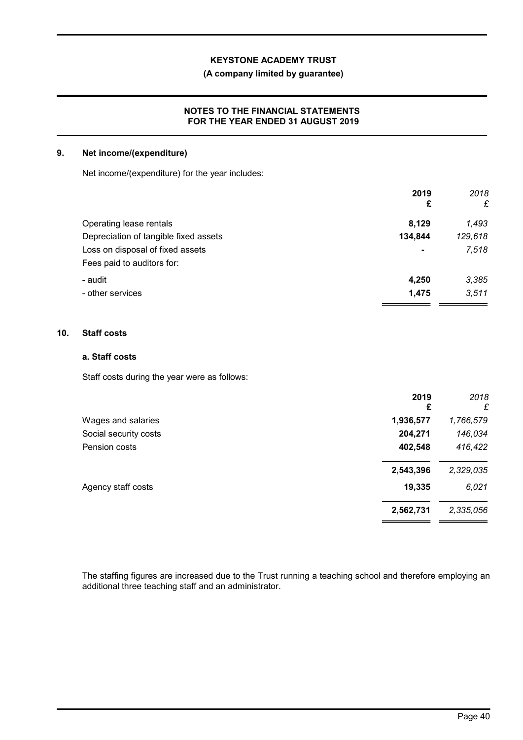**KEYSTONE ACADEMY TRUST**

**(A company limited by guarantee)**

**NOTES TO THE FINANCIAL STATEMENTS FOR THE YEAR ENDED 31 AUGUST 2019**

## 9. Net income/(expenditure)

Net income/(expenditure) for the year includes:

| | **2019** **£** | *2018* *£* |
|---|---|---|
| Operating lease rentals | **8,129** | *1,493* |
| Depreciation of tangible fixed assets | **134,844** | *129,618* |
| Loss on disposal of fixed assets | **-** | *7,518* |
| Fees paid to auditors for: | | |
| - audit | **4,250** | *3,385* |
| - other services | **1,475** | *3,511* |

## 10. Staff costs

### a. Staff costs

Staff costs during the year were as follows:

| | **2019** **£** | *2018* *£* |
|---|---|---|
| Wages and salaries | **1,936,577** | *1,766,579* |
| Social security costs | **204,271** | *146,034* |
| Pension costs | **402,548** | *416,422* |
| | **2,543,396** | *2,329,035* |
| Agency staff costs | **19,335** | *6,021* |
| | **2,562,731** | *2,335,056* |

The staffing figures are increased due to the Trust running a teaching school and therefore employing an additional three teaching staff and an administrator.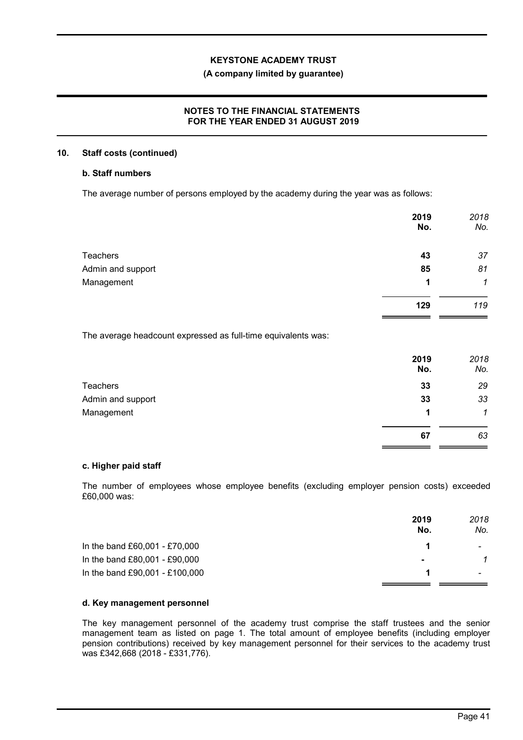## 10. Staff costs (continued)

### b. Staff numbers

The average number of persons employed by the academy during the year was as follows:

| | 2019 No. | 2018 No. |
|---|---|---|
| Teachers | 43 | 37 |
| Admin and support | 85 | 81 |
| Management | 1 | 1 |
| | 129 | 119 |

The average headcount expressed as full-time equivalents was:

| | 2019 No. | 2018 No. |
|---|---|---|
| Teachers | 33 | 29 |
| Admin and support | 33 | 33 |
| Management | 1 | 1 |
| | 67 | 63 |

### c. Higher paid staff

The number of employees whose employee benefits (excluding employer pension costs) exceeded £60,000 was:

| | 2019 No. | 2018 No. |
|---|---|---|
| In the band £60,001 - £70,000 | 1 | - |
| In the band £80,001 - £90,000 | - | 1 |
| In the band £90,001 - £100,000 | 1 | - |

### d. Key management personnel

The key management personnel of the academy trust comprise the staff trustees and the senior management team as listed on page 1. The total amount of employee benefits (including employer pension contributions) received by key management personnel for their services to the academy trust was £342,668 (2018 - £331,776).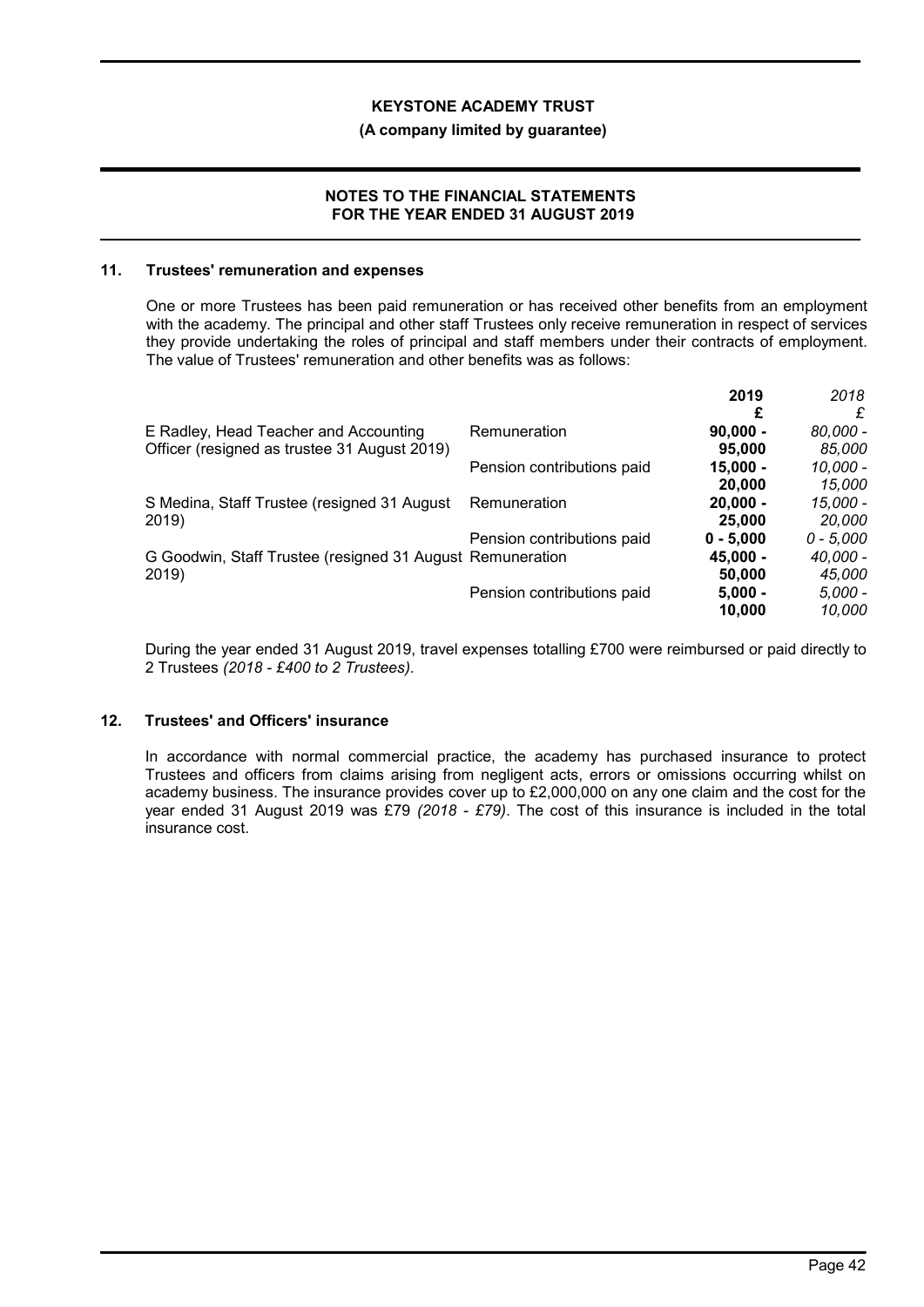## 11. Trustees' remuneration and expenses

One or more Trustees has been paid remuneration or has received other benefits from an employment with the academy. The principal and other staff Trustees only receive remuneration in respect of services they provide undertaking the roles of principal and staff members under their contracts of employment. The value of Trustees' remuneration and other benefits was as follows:

| | | 2019 | *2018* |
|---|---|---|---|
| | | £ | *£* |
| E Radley, Head Teacher and Accounting Officer (resigned as trustee 31 August 2019) | Remuneration | **90,000 - 95,000** | *80,000 - 85,000* |
| | Pension contributions paid | **15,000 - 20,000** | *10,000 - 15,000* |
| S Medina, Staff Trustee (resigned 31 August 2019) | Remuneration | **20,000 - 25,000** | *15,000 - 20,000* |
| | Pension contributions paid | **0 - 5,000** | *0 - 5,000* |
| G Goodwin, Staff Trustee (resigned 31 August 2019) | Remuneration | **45,000 - 50,000** | *40,000 - 45,000* |
| | Pension contributions paid | **5,000 - 10,000** | *5,000 - 10,000* |

During the year ended 31 August 2019, travel expenses totalling £700 were reimbursed or paid directly to 2 Trustees *(2018 - £400 to 2 Trustees)*.

## 12. Trustees' and Officers' insurance

In accordance with normal commercial practice, the academy has purchased insurance to protect Trustees and officers from claims arising from negligent acts, errors or omissions occurring whilst on academy business. The insurance provides cover up to £2,000,000 on any one claim and the cost for the year ended 31 August 2019 was £79 *(2018 - £79)*. The cost of this insurance is included in the total insurance cost.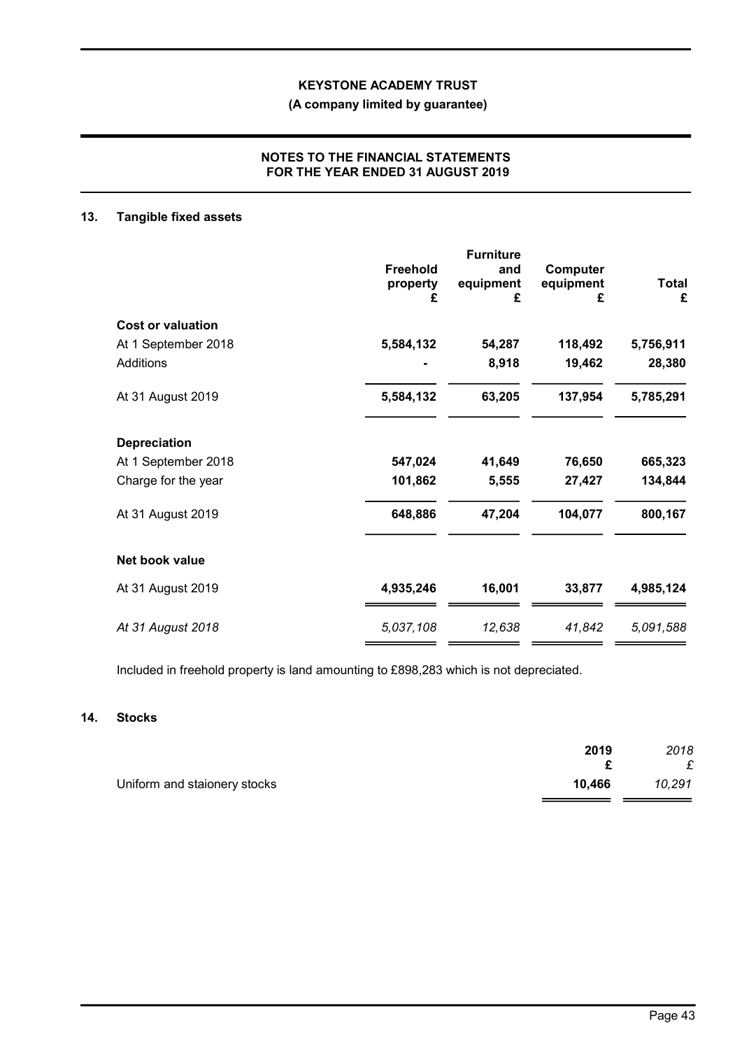**KEYSTONE ACADEMY TRUST**

**(A company limited by guarantee)**

**NOTES TO THE FINANCIAL STATEMENTS FOR THE YEAR ENDED 31 AUGUST 2019**

## 13. Tangible fixed assets

| | Freehold property £ | Furniture and equipment £ | Computer equipment £ | Total £ |
|---|---|---|---|---|
| **Cost or valuation** | | | | |
| At 1 September 2018 | **5,584,132** | **54,287** | **118,492** | **5,756,911** |
| Additions | **-** | **8,918** | **19,462** | **28,380** |
| At 31 August 2019 | **5,584,132** | **63,205** | **137,954** | **5,785,291** |
| **Depreciation** | | | | |
| At 1 September 2018 | **547,024** | **41,649** | **76,650** | **665,323** |
| Charge for the year | **101,862** | **5,555** | **27,427** | **134,844** |
| At 31 August 2019 | **648,886** | **47,204** | **104,077** | **800,167** |
| **Net book value** | | | | |
| At 31 August 2019 | **4,935,246** | **16,001** | **33,877** | **4,985,124** |
| *At 31 August 2018* | *5,037,108* | *12,638* | *41,842* | *5,091,588* |

Included in freehold property is land amounting to £898,283 which is not depreciated.

## 14. Stocks

| | 2019 £ | *2018 £* |
|---|---|---|
| Uniform and staionery stocks | **10,466** | *10,291* |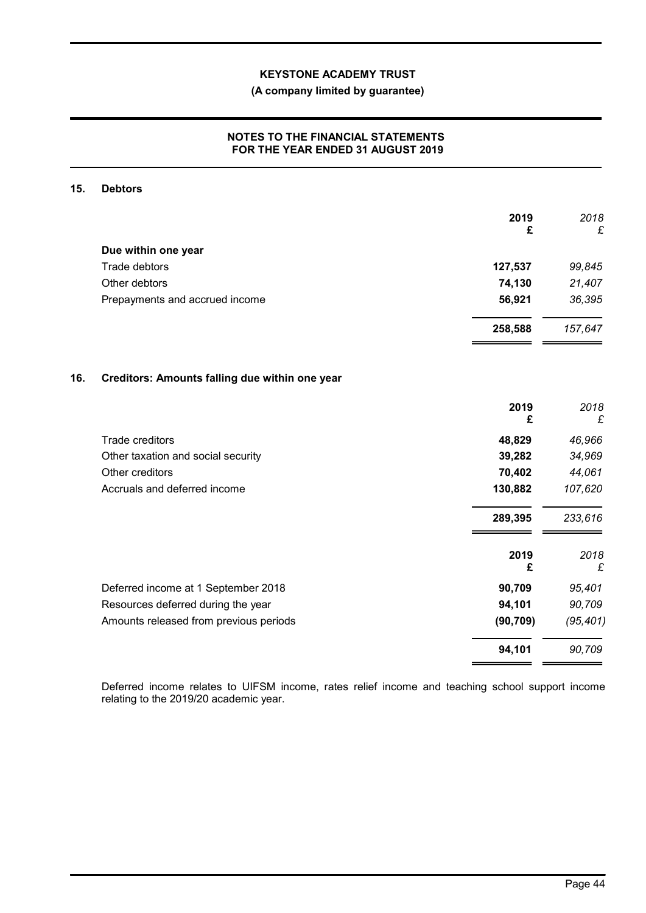## 15. Debtors

| | 2019<br>£ | *2018*<br>*£* |
|---|---|---|
| **Due within one year** | | |
| Trade debtors | **127,537** | *99,845* |
| Other debtors | **74,130** | *21,407* |
| Prepayments and accrued income | **56,921** | *36,395* |
| | **258,588** | *157,647* |

## 16. Creditors: Amounts falling due within one year

| | 2019<br>£ | *2018*<br>*£* |
|---|---|---|
| Trade creditors | **48,829** | *46,966* |
| Other taxation and social security | **39,282** | *34,969* |
| Other creditors | **70,402** | *44,061* |
| Accruals and deferred income | **130,882** | *107,620* |
| | **289,395** | *233,616* |

| | 2019<br>£ | *2018*<br>*£* |
|---|---|---|
| Deferred income at 1 September 2018 | **90,709** | *95,401* |
| Resources deferred during the year | **94,101** | *90,709* |
| Amounts released from previous periods | **(90,709)** | *(95,401)* |
| | **94,101** | *90,709* |

Deferred income relates to UIFSM income, rates relief income and teaching school support income relating to the 2019/20 academic year.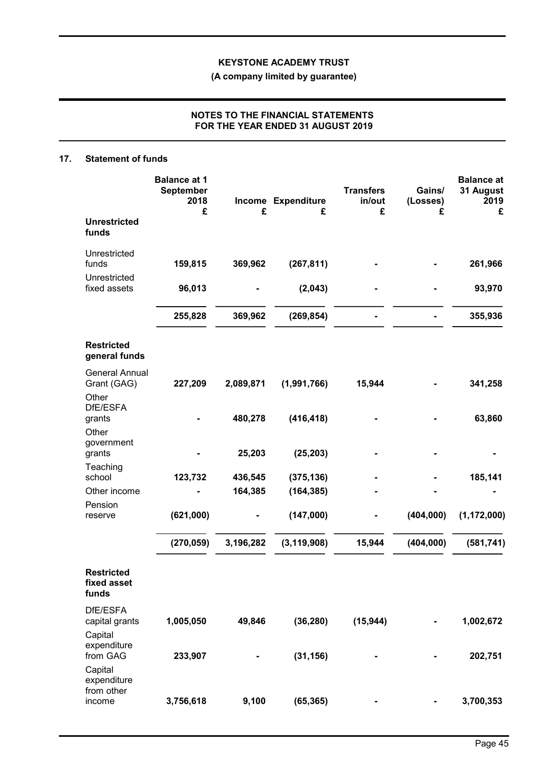## 17. Statement of funds

| | Balance at 1 September 2018 £ | Income £ | Expenditure £ | Transfers in/out £ | Gains/ (Losses) £ | Balance at 31 August 2019 £ |
|---|---|---|---|---|---|---|
| **Unrestricted funds** | | | | | | |
| Unrestricted funds | **159,815** | **369,962** | **(267,811)** | **-** | **-** | **261,966** |
| Unrestricted fixed assets | **96,013** | **-** | **(2,043)** | **-** | **-** | **93,970** |
| | **255,828** | **369,962** | **(269,854)** | **-** | **-** | **355,936** |
| **Restricted general funds** | | | | | | |
| General Annual Grant (GAG) | **227,209** | **2,089,871** | **(1,991,766)** | **15,944** | **-** | **341,258** |
| Other DfE/ESFA grants | **-** | **480,278** | **(416,418)** | **-** | **-** | **63,860** |
| Other government grants | **-** | **25,203** | **(25,203)** | **-** | **-** | **-** |
| Teaching school | **123,732** | **436,545** | **(375,136)** | **-** | **-** | **185,141** |
| Other income | **-** | **164,385** | **(164,385)** | **-** | **-** | **-** |
| Pension reserve | **(621,000)** | **-** | **(147,000)** | **-** | **(404,000)** | **(1,172,000)** |
| | **(270,059)** | **3,196,282** | **(3,119,908)** | **15,944** | **(404,000)** | **(581,741)** |
| **Restricted fixed asset funds** | | | | | | |
| DfE/ESFA capital grants | **1,005,050** | **49,846** | **(36,280)** | **(15,944)** | **-** | **1,002,672** |
| Capital expenditure from GAG | **233,907** | **-** | **(31,156)** | **-** | **-** | **202,751** |
| Capital expenditure from other income | **3,756,618** | **9,100** | **(65,365)** | **-** | **-** | **3,700,353** |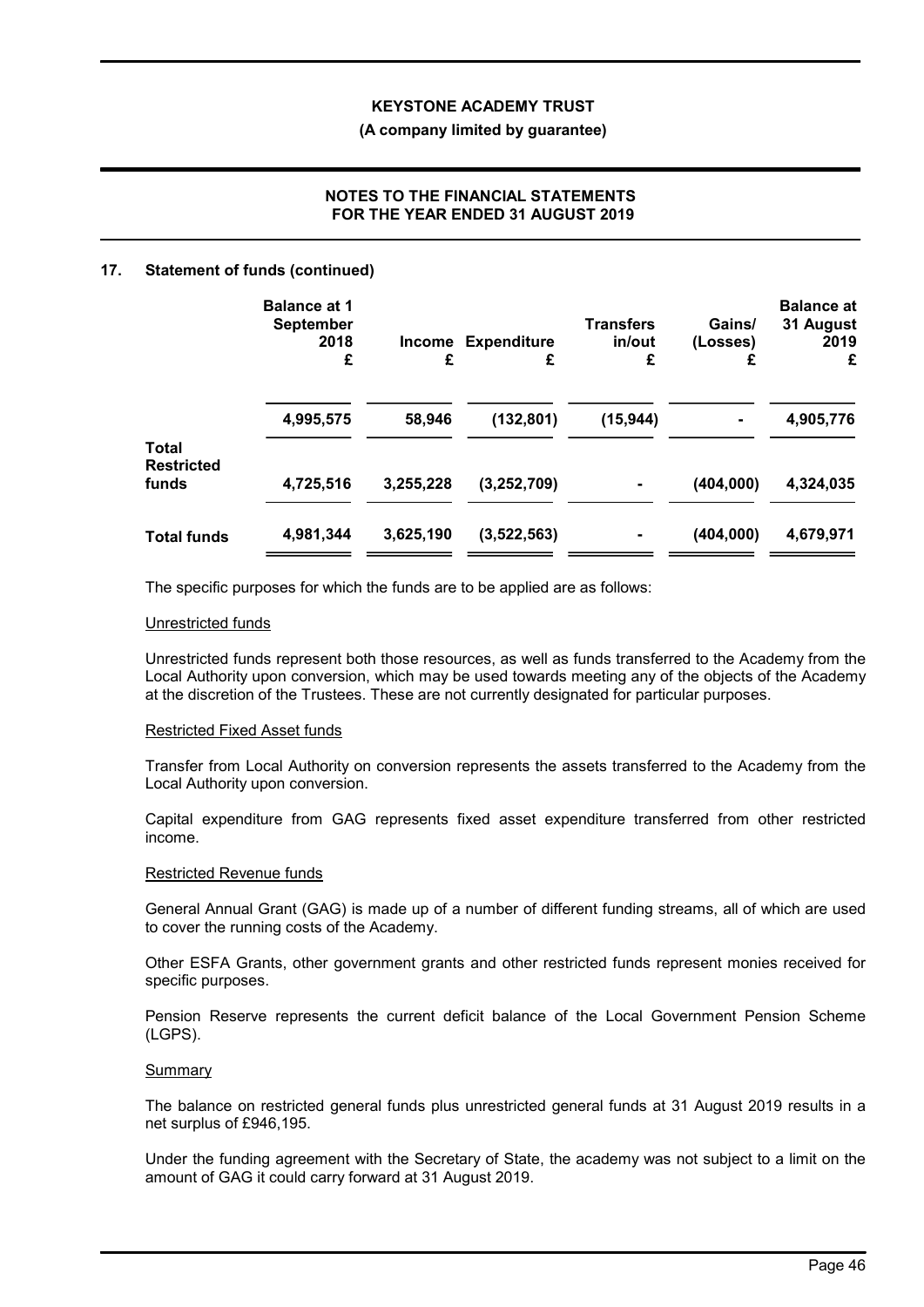## 17. Statement of funds (continued)

| | Balance at 1 September 2018 £ | Income £ | Expenditure £ | Transfers in/out £ | Gains/ (Losses) £ | Balance at 31 August 2019 £ |
|---|---|---|---|---|---|---|
| | 4,995,575 | 58,946 | (132,801) | (15,944) | - | 4,905,776 |
| **Total Restricted funds** | 4,725,516 | 3,255,228 | (3,252,709) | - | (404,000) | 4,324,035 |
| **Total funds** | 4,981,344 | 3,625,190 | (3,522,563) | - | (404,000) | 4,679,971 |

The specific purposes for which the funds are to be applied are as follows:

Unrestricted funds

Unrestricted funds represent both those resources, as well as funds transferred to the Academy from the Local Authority upon conversion, which may be used towards meeting any of the objects of the Academy at the discretion of the Trustees. These are not currently designated for particular purposes.

Restricted Fixed Asset funds

Transfer from Local Authority on conversion represents the assets transferred to the Academy from the Local Authority upon conversion.

Capital expenditure from GAG represents fixed asset expenditure transferred from other restricted income.

Restricted Revenue funds

General Annual Grant (GAG) is made up of a number of different funding streams, all of which are used to cover the running costs of the Academy.

Other ESFA Grants, other government grants and other restricted funds represent monies received for specific purposes.

Pension Reserve represents the current deficit balance of the Local Government Pension Scheme (LGPS).

Summary

The balance on restricted general funds plus unrestricted general funds at 31 August 2019 results in a net surplus of £946,195.

Under the funding agreement with the Secretary of State, the academy was not subject to a limit on the amount of GAG it could carry forward at 31 August 2019.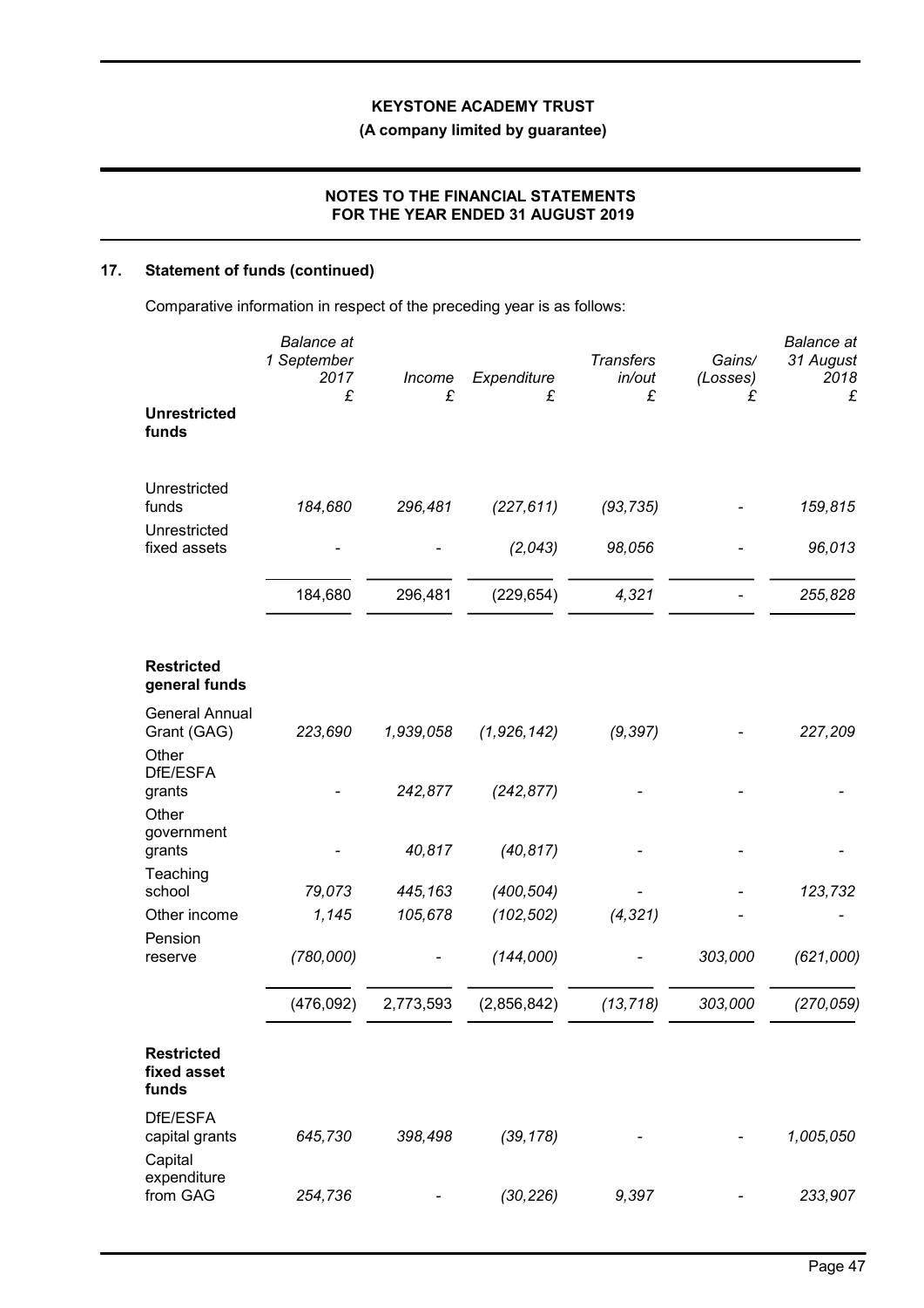## 17. Statement of funds (continued)

Comparative information in respect of the preceding year is as follows:

| | Balance at 1 September 2017 £ | Income £ | Expenditure £ | Transfers in/out £ | Gains/ (Losses) £ | Balance at 31 August 2018 £ |
|---|---|---|---|---|---|---|
| **Unrestricted funds** | | | | | | |
| Unrestricted funds | *184,680* | *296,481* | *(227,611)* | *(93,735)* | - | *159,815* |
| Unrestricted fixed assets | - | - | *(2,043)* | *98,056* | - | *96,013* |
| | 184,680 | 296,481 | (229,654) | *4,321* | - | *255,828* |
| **Restricted general funds** | | | | | | |
| General Annual Grant (GAG) | *223,690* | *1,939,058* | *(1,926,142)* | *(9,397)* | - | *227,209* |
| Other DfE/ESFA grants | - | *242,877* | *(242,877)* | - | - | - |
| Other government grants | - | *40,817* | *(40,817)* | - | - | - |
| Teaching school | *79,073* | *445,163* | *(400,504)* | - | - | *123,732* |
| Other income | *1,145* | *105,678* | *(102,502)* | *(4,321)* | - | - |
| Pension reserve | *(780,000)* | - | *(144,000)* | - | *303,000* | *(621,000)* |
| | (476,092) | 2,773,593 | (2,856,842) | *(13,718)* | *303,000* | *(270,059)* |
| **Restricted fixed asset funds** | | | | | | |
| DfE/ESFA capital grants | *645,730* | *398,498* | *(39,178)* | - | - | *1,005,050* |
| Capital expenditure from GAG | *254,736* | - | *(30,226)* | *9,397* | - | *233,907* |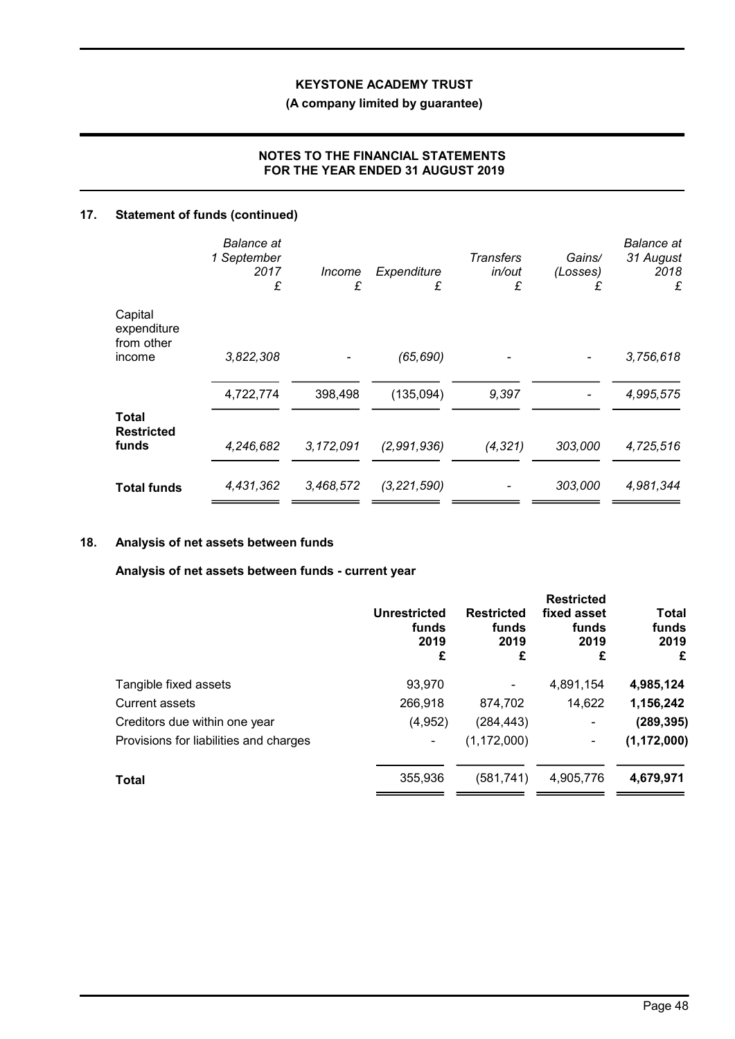## 17. Statement of funds (continued)

| | *Balance at 1 September 2017* *£* | *Income* *£* | *Expenditure* *£* | *Transfers in/out* *£* | *Gains/ (Losses)* *£* | *Balance at 31 August 2018* *£* |
|---|---|---|---|---|---|---|
| Capital expenditure from other income | *3,822,308* | - | *(65,690)* | - | - | *3,756,618* |
| | 4,722,774 | 398,498 | (135,094) | *9,397* | - | *4,995,575* |
| **Total Restricted funds** | *4,246,682* | *3,172,091* | *(2,991,936)* | *(4,321)* | *303,000* | *4,725,516* |
| **Total funds** | *4,431,362* | *3,468,572* | *(3,221,590)* | - | *303,000* | *4,981,344* |

## 18. Analysis of net assets between funds

### Analysis of net assets between funds - current year

| | **Unrestricted funds 2019 £** | **Restricted funds 2019 £** | **Restricted fixed asset funds 2019 £** | **Total funds 2019 £** |
|---|---|---|---|---|
| Tangible fixed assets | 93,970 | - | 4,891,154 | **4,985,124** |
| Current assets | 266,918 | 874,702 | 14,622 | **1,156,242** |
| Creditors due within one year | (4,952) | (284,443) | - | **(289,395)** |
| Provisions for liabilities and charges | - | (1,172,000) | - | **(1,172,000)** |
| **Total** | 355,936 | (581,741) | 4,905,776 | **4,679,971** |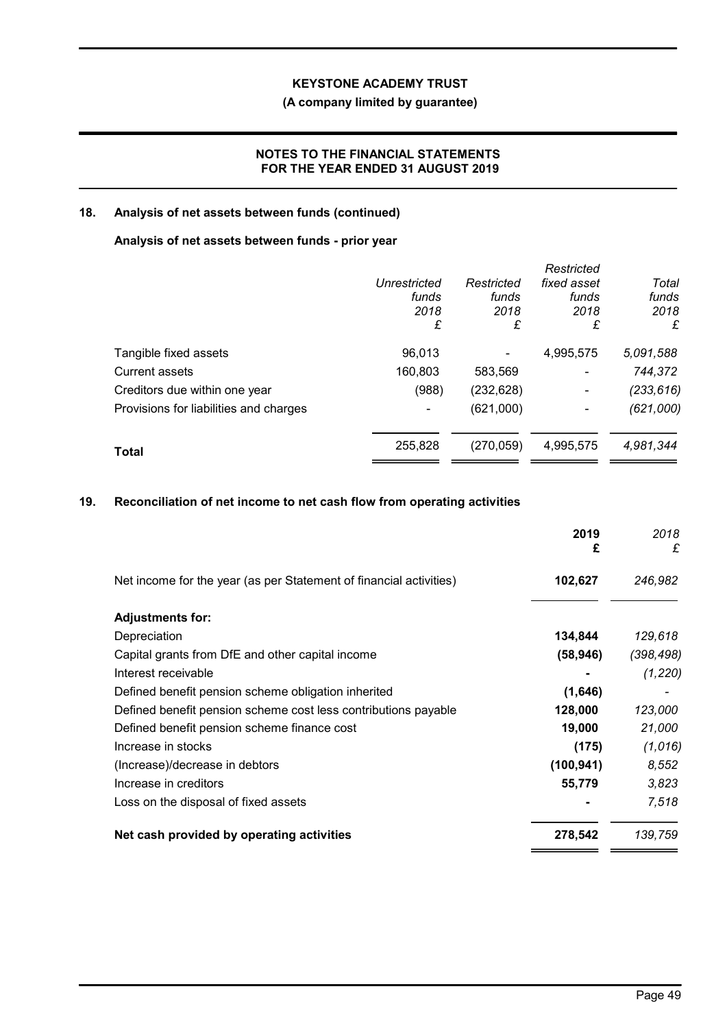## 18. Analysis of net assets between funds (continued)

### Analysis of net assets between funds - prior year

| | *Unrestricted funds 2018 £* | *Restricted funds 2018 £* | *Restricted fixed asset funds 2018 £* | *Total funds 2018 £* |
|---|---|---|---|---|
| Tangible fixed assets | 96,013 | - | 4,995,575 | *5,091,588* |
| Current assets | 160,803 | 583,569 | - | *744,372* |
| Creditors due within one year | (988) | (232,628) | - | *(233,616)* |
| Provisions for liabilities and charges | - | (621,000) | - | *(621,000)* |
| **Total** | 255,828 | (270,059) | 4,995,575 | *4,981,344* |

## 19. Reconciliation of net income to net cash flow from operating activities

| | **2019 £** | *2018 £* |
|---|---|---|
| Net income for the year (as per Statement of financial activities) | **102,627** | *246,982* |
| **Adjustments for:** | | |
| Depreciation | **134,844** | *129,618* |
| Capital grants from DfE and other capital income | **(58,946)** | *(398,498)* |
| Interest receivable | **-** | *(1,220)* |
| Defined benefit pension scheme obligation inherited | **(1,646)** | *-* |
| Defined benefit pension scheme cost less contributions payable | **128,000** | *123,000* |
| Defined benefit pension scheme finance cost | **19,000** | *21,000* |
| Increase in stocks | **(175)** | *(1,016)* |
| (Increase)/decrease in debtors | **(100,941)** | *8,552* |
| Increase in creditors | **55,779** | *3,823* |
| Loss on the disposal of fixed assets | **-** | *7,518* |
| **Net cash provided by operating activities** | **278,542** | *139,759* |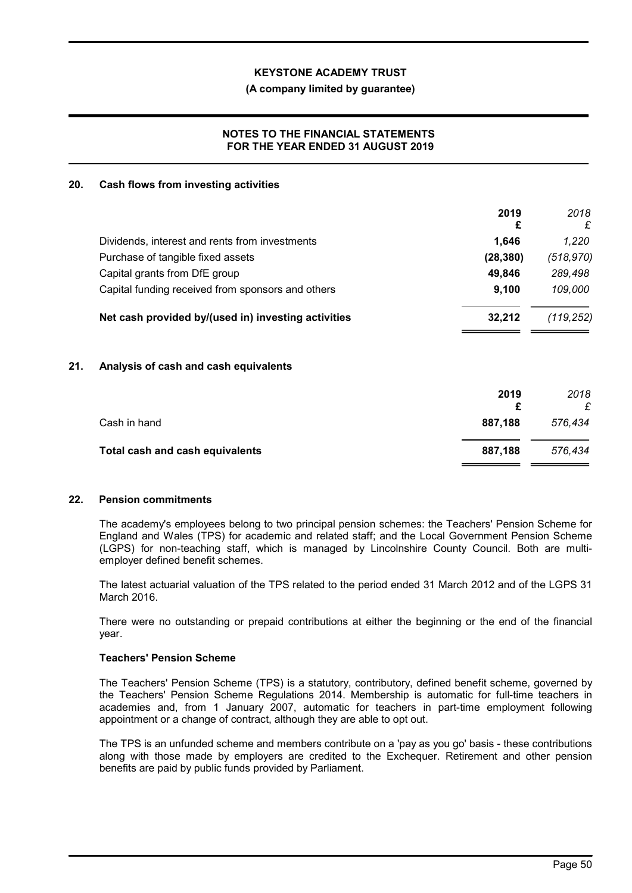## 20. Cash flows from investing activities

| | 2019<br>£ | *2018*<br>*£* |
|---|---|---|
| Dividends, interest and rents from investments | **1,646** | *1,220* |
| Purchase of tangible fixed assets | **(28,380)** | *(518,970)* |
| Capital grants from DfE group | **49,846** | *289,498* |
| Capital funding received from sponsors and others | **9,100** | *109,000* |
| **Net cash provided by/(used in) investing activities** | **32,212** | *(119,252)* |

## 21. Analysis of cash and cash equivalents

| | 2019<br>£ | *2018*<br>*£* |
|---|---|---|
| Cash in hand | **887,188** | *576,434* |
| **Total cash and cash equivalents** | **887,188** | *576,434* |

## 22. Pension commitments

The academy's employees belong to two principal pension schemes: the Teachers' Pension Scheme for England and Wales (TPS) for academic and related staff; and the Local Government Pension Scheme (LGPS) for non-teaching staff, which is managed by Lincolnshire County Council. Both are multi-employer defined benefit schemes.

The latest actuarial valuation of the TPS related to the period ended 31 March 2012 and of the LGPS 31 March 2016.

There were no outstanding or prepaid contributions at either the beginning or the end of the financial year.

### Teachers' Pension Scheme

The Teachers' Pension Scheme (TPS) is a statutory, contributory, defined benefit scheme, governed by the Teachers' Pension Scheme Regulations 2014. Membership is automatic for full-time teachers in academies and, from 1 January 2007, automatic for teachers in part-time employment following appointment or a change of contract, although they are able to opt out.

The TPS is an unfunded scheme and members contribute on a 'pay as you go' basis - these contributions along with those made by employers are credited to the Exchequer. Retirement and other pension benefits are paid by public funds provided by Parliament.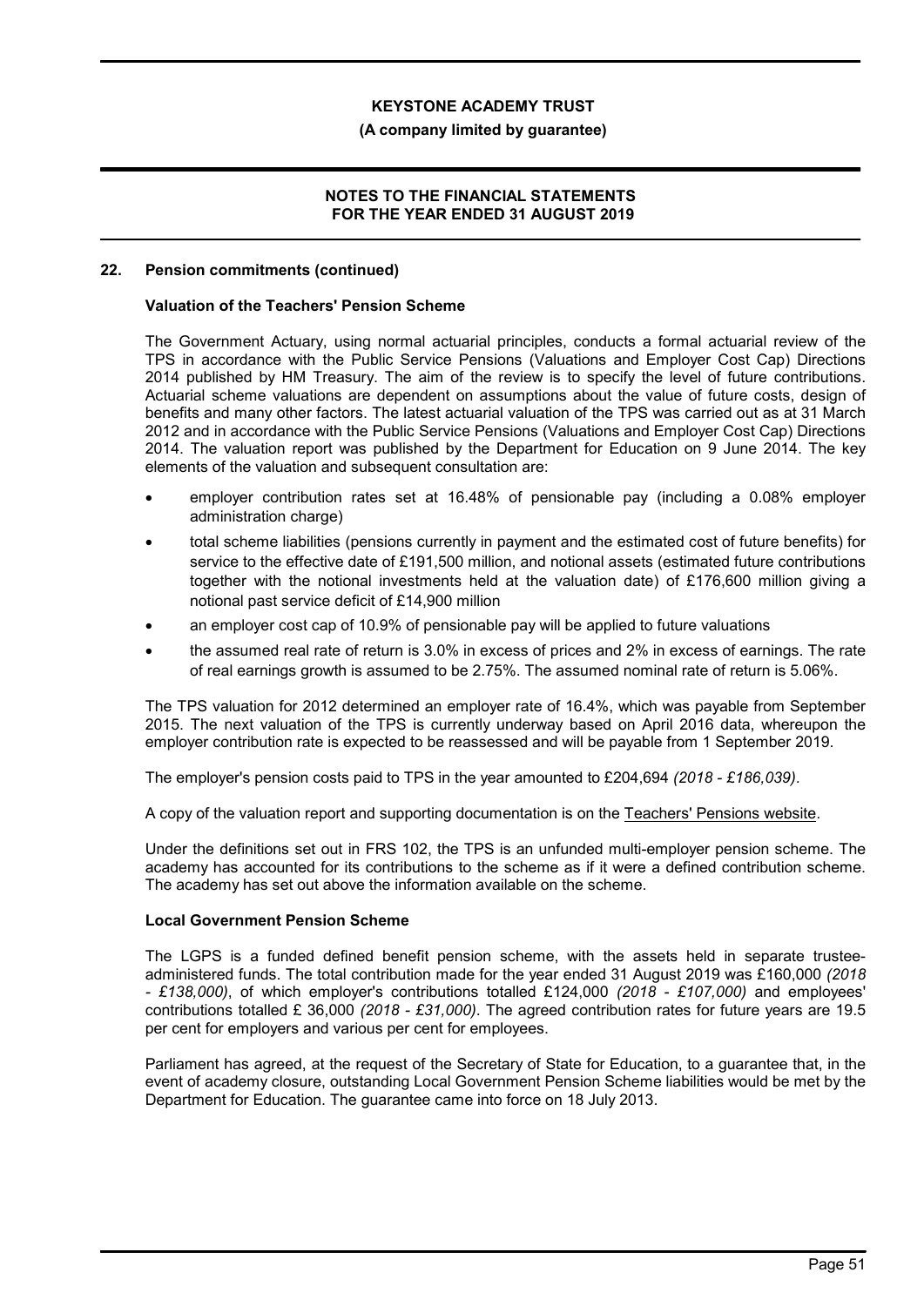## 22. Pension commitments (continued)

### Valuation of the Teachers' Pension Scheme

The Government Actuary, using normal actuarial principles, conducts a formal actuarial review of the TPS in accordance with the Public Service Pensions (Valuations and Employer Cost Cap) Directions 2014 published by HM Treasury. The aim of the review is to specify the level of future contributions. Actuarial scheme valuations are dependent on assumptions about the value of future costs, design of benefits and many other factors. The latest actuarial valuation of the TPS was carried out as at 31 March 2012 and in accordance with the Public Service Pensions (Valuations and Employer Cost Cap) Directions 2014. The valuation report was published by the Department for Education on 9 June 2014. The key elements of the valuation and subsequent consultation are:

- employer contribution rates set at 16.48% of pensionable pay (including a 0.08% employer administration charge)
- total scheme liabilities (pensions currently in payment and the estimated cost of future benefits) for service to the effective date of £191,500 million, and notional assets (estimated future contributions together with the notional investments held at the valuation date) of £176,600 million giving a notional past service deficit of £14,900 million
- an employer cost cap of 10.9% of pensionable pay will be applied to future valuations
- the assumed real rate of return is 3.0% in excess of prices and 2% in excess of earnings. The rate of real earnings growth is assumed to be 2.75%. The assumed nominal rate of return is 5.06%.

The TPS valuation for 2012 determined an employer rate of 16.4%, which was payable from September 2015. The next valuation of the TPS is currently underway based on April 2016 data, whereupon the employer contribution rate is expected to be reassessed and will be payable from 1 September 2019.

The employer's pension costs paid to TPS in the year amounted to £204,694 *(2018 - £186,039)*.

A copy of the valuation report and supporting documentation is on the Teachers' Pensions website.

Under the definitions set out in FRS 102, the TPS is an unfunded multi-employer pension scheme. The academy has accounted for its contributions to the scheme as if it were a defined contribution scheme. The academy has set out above the information available on the scheme.

### Local Government Pension Scheme

The LGPS is a funded defined benefit pension scheme, with the assets held in separate trustee-administered funds. The total contribution made for the year ended 31 August 2019 was £160,000 *(2018 - £138,000)*, of which employer's contributions totalled £124,000 *(2018 - £107,000)* and employees' contributions totalled £ 36,000 *(2018 - £31,000)*. The agreed contribution rates for future years are 19.5 per cent for employers and various per cent for employees.

Parliament has agreed, at the request of the Secretary of State for Education, to a guarantee that, in the event of academy closure, outstanding Local Government Pension Scheme liabilities would be met by the Department for Education. The guarantee came into force on 18 July 2013.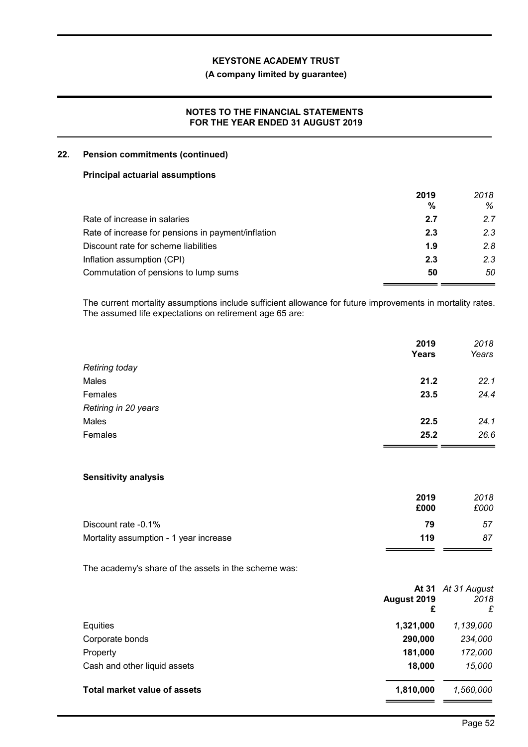**KEYSTONE ACADEMY TRUST**

**(A company limited by guarantee)**

**NOTES TO THE FINANCIAL STATEMENTS FOR THE YEAR ENDED 31 AUGUST 2019**

## 22. Pension commitments (continued)

### Principal actuarial assumptions

| | 2019 % | *2018 %* |
|---|---|---|
| Rate of increase in salaries | **2.7** | *2.7* |
| Rate of increase for pensions in payment/inflation | **2.3** | *2.3* |
| Discount rate for scheme liabilities | **1.9** | *2.8* |
| Inflation assumption (CPI) | **2.3** | *2.3* |
| Commutation of pensions to lump sums | **50** | *50* |

The current mortality assumptions include sufficient allowance for future improvements in mortality rates. The assumed life expectations on retirement age 65 are:

| | 2019 Years | *2018 Years* |
|---|---|---|
| *Retiring today* | | |
| Males | **21.2** | *22.1* |
| Females | **23.5** | *24.4* |
| *Retiring in 20 years* | | |
| Males | **22.5** | *24.1* |
| Females | **25.2** | *26.6* |

### Sensitivity analysis

| | 2019 £000 | *2018 £000* |
|---|---|---|
| Discount rate -0.1% | **79** | *57* |
| Mortality assumption - 1 year increase | **119** | *87* |

The academy's share of the assets in the scheme was:

| | At 31 August 2019 £ | *At 31 August 2018 £* |
|---|---|---|
| Equities | **1,321,000** | *1,139,000* |
| Corporate bonds | **290,000** | *234,000* |
| Property | **181,000** | *172,000* |
| Cash and other liquid assets | **18,000** | *15,000* |
| **Total market value of assets** | **1,810,000** | *1,560,000* |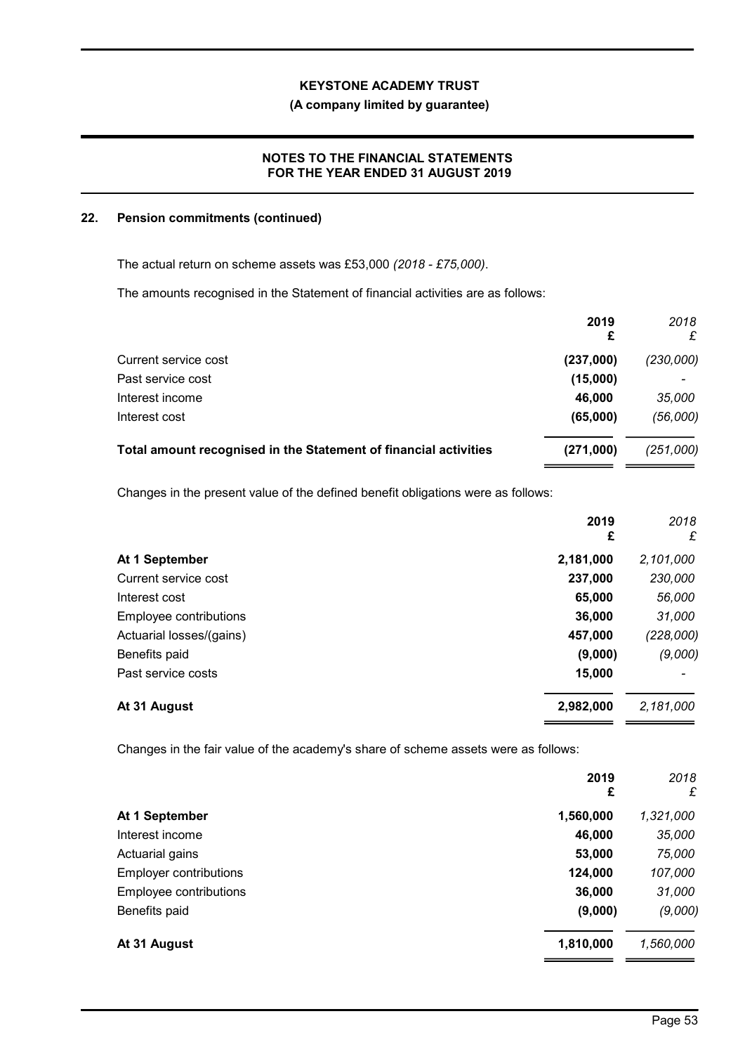## 22. Pension commitments (continued)

The actual return on scheme assets was £53,000 *(2018 - £75,000)*.

The amounts recognised in the Statement of financial activities are as follows:

| | 2019 £ | *2018 £* |
|---|---|---|
| Current service cost | **(237,000)** | *(230,000)* |
| Past service cost | **(15,000)** | *-* |
| Interest income | **46,000** | *35,000* |
| Interest cost | **(65,000)** | *(56,000)* |
| **Total amount recognised in the Statement of financial activities** | **(271,000)** | *(251,000)* |

Changes in the present value of the defined benefit obligations were as follows:

| | 2019 £ | *2018 £* |
|---|---|---|
| **At 1 September** | **2,181,000** | *2,101,000* |
| Current service cost | **237,000** | *230,000* |
| Interest cost | **65,000** | *56,000* |
| Employee contributions | **36,000** | *31,000* |
| Actuarial losses/(gains) | **457,000** | *(228,000)* |
| Benefits paid | **(9,000)** | *(9,000)* |
| Past service costs | **15,000** | *-* |
| **At 31 August** | **2,982,000** | *2,181,000* |

Changes in the fair value of the academy's share of scheme assets were as follows:

| | 2019 £ | *2018 £* |
|---|---|---|
| **At 1 September** | **1,560,000** | *1,321,000* |
| Interest income | **46,000** | *35,000* |
| Actuarial gains | **53,000** | *75,000* |
| Employer contributions | **124,000** | *107,000* |
| Employee contributions | **36,000** | *31,000* |
| Benefits paid | **(9,000)** | *(9,000)* |
| **At 31 August** | **1,810,000** | *1,560,000* |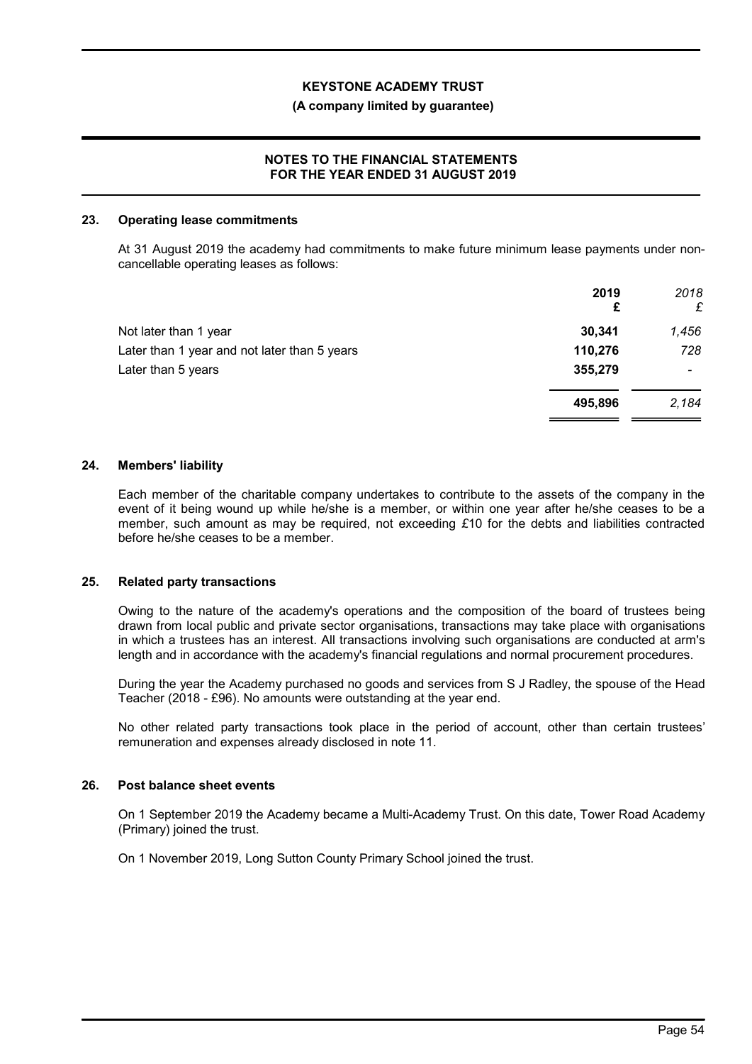## 23. Operating lease commitments

At 31 August 2019 the academy had commitments to make future minimum lease payments under non-cancellable operating leases as follows:

| | 2019 £ | *2018 £* |
|---|---|---|
| Not later than 1 year | **30,341** | *1,456* |
| Later than 1 year and not later than 5 years | **110,276** | *728* |
| Later than 5 years | **355,279** | *-* |
| | **495,896** | *2,184* |

## 24. Members' liability

Each member of the charitable company undertakes to contribute to the assets of the company in the event of it being wound up while he/she is a member, or within one year after he/she ceases to be a member, such amount as may be required, not exceeding £10 for the debts and liabilities contracted before he/she ceases to be a member.

## 25. Related party transactions

Owing to the nature of the academy's operations and the composition of the board of trustees being drawn from local public and private sector organisations, transactions may take place with organisations in which a trustees has an interest. All transactions involving such organisations are conducted at arm's length and in accordance with the academy's financial regulations and normal procurement procedures.

During the year the Academy purchased no goods and services from S J Radley, the spouse of the Head Teacher (2018 - £96). No amounts were outstanding at the year end.

No other related party transactions took place in the period of account, other than certain trustees' remuneration and expenses already disclosed in note 11.

## 26. Post balance sheet events

On 1 September 2019 the Academy became a Multi-Academy Trust. On this date, Tower Road Academy (Primary) joined the trust.

On 1 November 2019, Long Sutton County Primary School joined the trust.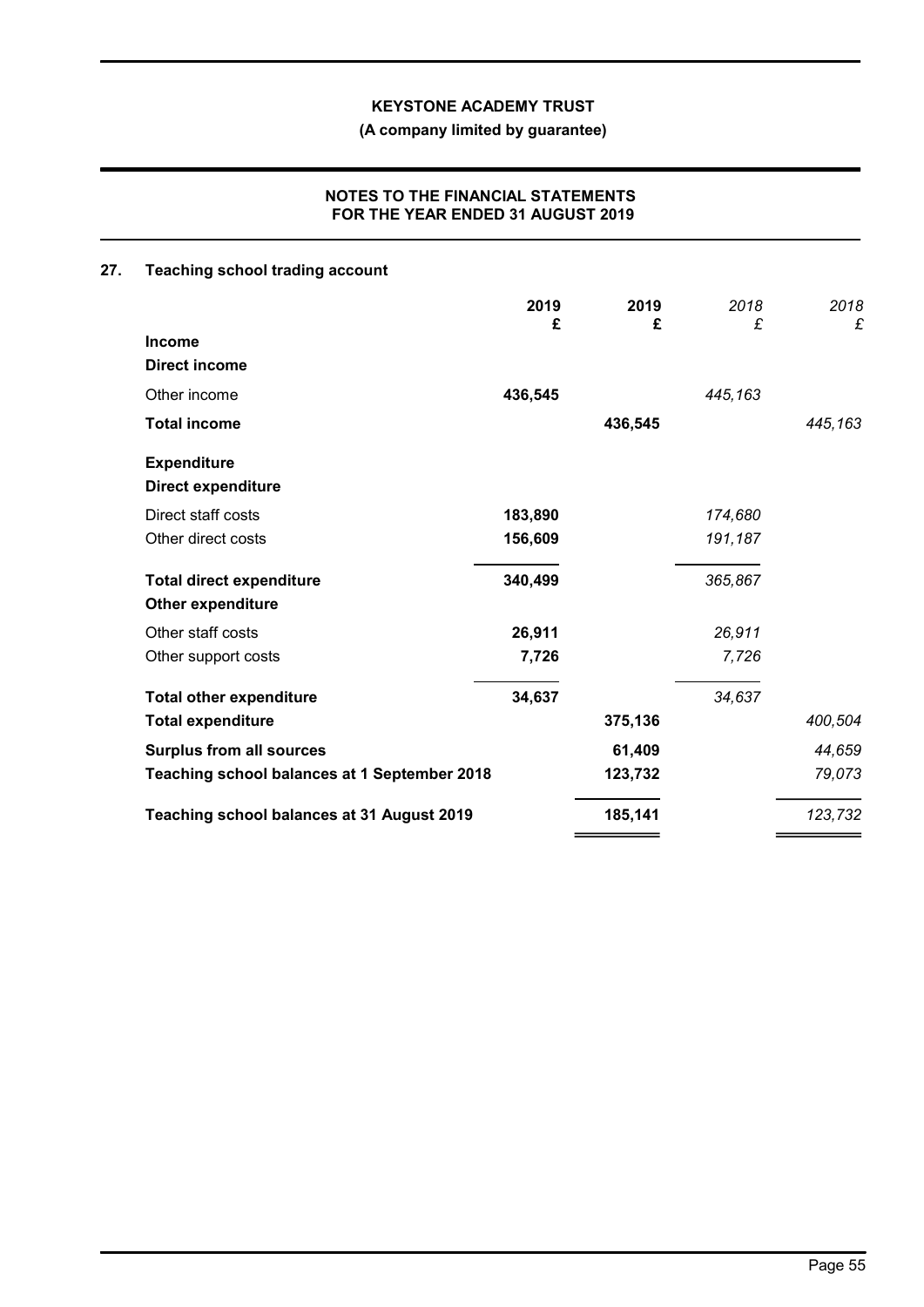**KEYSTONE ACADEMY TRUST**

**(A company limited by guarantee)**

**NOTES TO THE FINANCIAL STATEMENTS FOR THE YEAR ENDED 31 AUGUST 2019**

## 27. Teaching school trading account

| | 2019 £ | 2019 £ | *2018 £* | *2018 £* |
|---|---|---|---|---|
| **Income** | | | | |
| **Direct income** | | | | |
| Other income | **436,545** | | *445,163* | |
| **Total income** | | **436,545** | | *445,163* |
| **Expenditure** | | | | |
| **Direct expenditure** | | | | |
| Direct staff costs | **183,890** | | *174,680* | |
| Other direct costs | **156,609** | | *191,187* | |
| **Total direct expenditure** | **340,499** | | *365,867* | |
| **Other expenditure** | | | | |
| Other staff costs | **26,911** | | *26,911* | |
| Other support costs | **7,726** | | *7,726* | |
| **Total other expenditure** | **34,637** | | *34,637* | |
| **Total expenditure** | | **375,136** | | *400,504* |
| **Surplus from all sources** | | **61,409** | | *44,659* |
| **Teaching school balances at 1 September 2018** | | **123,732** | | *79,073* |
| **Teaching school balances at 31 August 2019** | | **185,141** | | *123,732* |